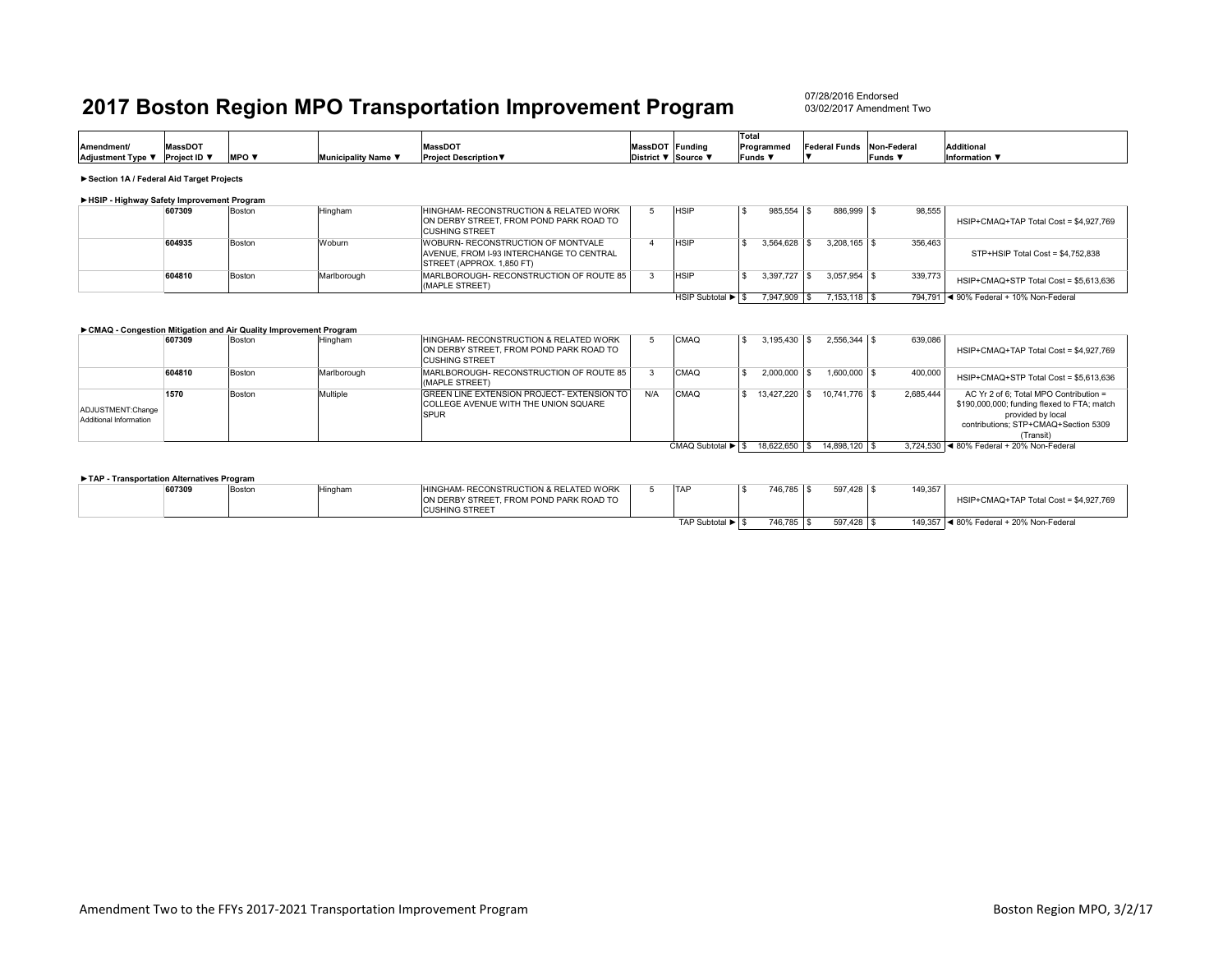# 2017 Boston Region MPO Transportation Improvement Program

07/28/2016 Endorsed
03/02/2017 Amendment Two

| Amendment/ Adjustment Type ▼ | MassDOT Project ID ▼ | MPO ▼ | Municipality Name ▼ | MassDOT Project Description▼ | MassDOT District ▼ | Funding Source ▼ | Total Programmed Funds ▼ | Federal Funds ▼ | Non-Federal Funds ▼ | Additional Information ▼ |
|---|---|---|---|---|---|---|---|---|---|---|
| **►Section 1A / Federal Aid Target Projects** | | | | | | | | | | |
| **►HSIP - Highway Safety Improvement Program** | | | | | | | | | | |
| | 607309 | Boston | Hingham | HINGHAM- RECONSTRUCTION & RELATED WORK ON DERBY STREET, FROM POND PARK ROAD TO CUSHING STREET | 5 | HSIP | $ 985,554 | $ 886,999 | $ 98,555 | HSIP+CMAQ+TAP Total Cost = $4,927,769 |
| | 604935 | Boston | Woburn | WOBURN- RECONSTRUCTION OF MONTVALE AVENUE, FROM I-93 INTERCHANGE TO CENTRAL STREET (APPROX. 1,850 FT) | 4 | HSIP | $ 3,564,628 | $ 3,208,165 | $ 356,463 | STP+HSIP Total Cost = $4,752,838 |
| | 604810 | Boston | Marlborough | MARLBOROUGH- RECONSTRUCTION OF ROUTE 85 (MAPLE STREET) | 3 | HSIP | $ 3,397,727 | $ 3,057,954 | $ 339,773 | HSIP+CMAQ+STP Total Cost = $5,613,636 |
| | | | | | | HSIP Subtotal ► | $ 7,947,909 | $ 7,153,118 | $ 794,791 | ◄ 90% Federal + 10% Non-Federal |
| **►CMAQ - Congestion Mitigation and Air Quality Improvement Program** | | | | | | | | | | |
| | 607309 | Boston | Hingham | HINGHAM- RECONSTRUCTION & RELATED WORK ON DERBY STREET, FROM POND PARK ROAD TO CUSHING STREET | 5 | CMAQ | $ 3,195,430 | $ 2,556,344 | $ 639,086 | HSIP+CMAQ+TAP Total Cost = $4,927,769 |
| | 604810 | Boston | Marlborough | MARLBOROUGH- RECONSTRUCTION OF ROUTE 85 (MAPLE STREET) | 3 | CMAQ | $ 2,000,000 | $ 1,600,000 | $ 400,000 | HSIP+CMAQ+STP Total Cost = $5,613,636 |
| ADJUSTMENT:Change Additional Information | 1570 | Boston | Multiple | GREEN LINE EXTENSION PROJECT- EXTENSION TO COLLEGE AVENUE WITH THE UNION SQUARE SPUR | N/A | CMAQ | $ 13,427,220 | $ 10,741,776 | $ 2,685,444 | AC Yr 2 of 6; Total MPO Contribution = $190,000,000; funding flexed to FTA; match provided by local contributions; STP+CMAQ+Section 5309 (Transit) |
| | | | | | | CMAQ Subtotal ► | $ 18,622,650 | $ 14,898,120 | $ 3,724,530 | ◄ 80% Federal + 20% Non-Federal |
| **►TAP - Transportation Alternatives Program** | | | | | | | | | | |
| | 607309 | Boston | Hingham | HINGHAM- RECONSTRUCTION & RELATED WORK ON DERBY STREET, FROM POND PARK ROAD TO CUSHING STREET | 5 | TAP | $ 746,785 | $ 597,428 | $ 149,357 | HSIP+CMAQ+TAP Total Cost = $4,927,769 |
| | | | | | | TAP Subtotal ► | $ 746,785 | $ 597,428 | $ 149,357 | ◄ 80% Federal + 20% Non-Federal |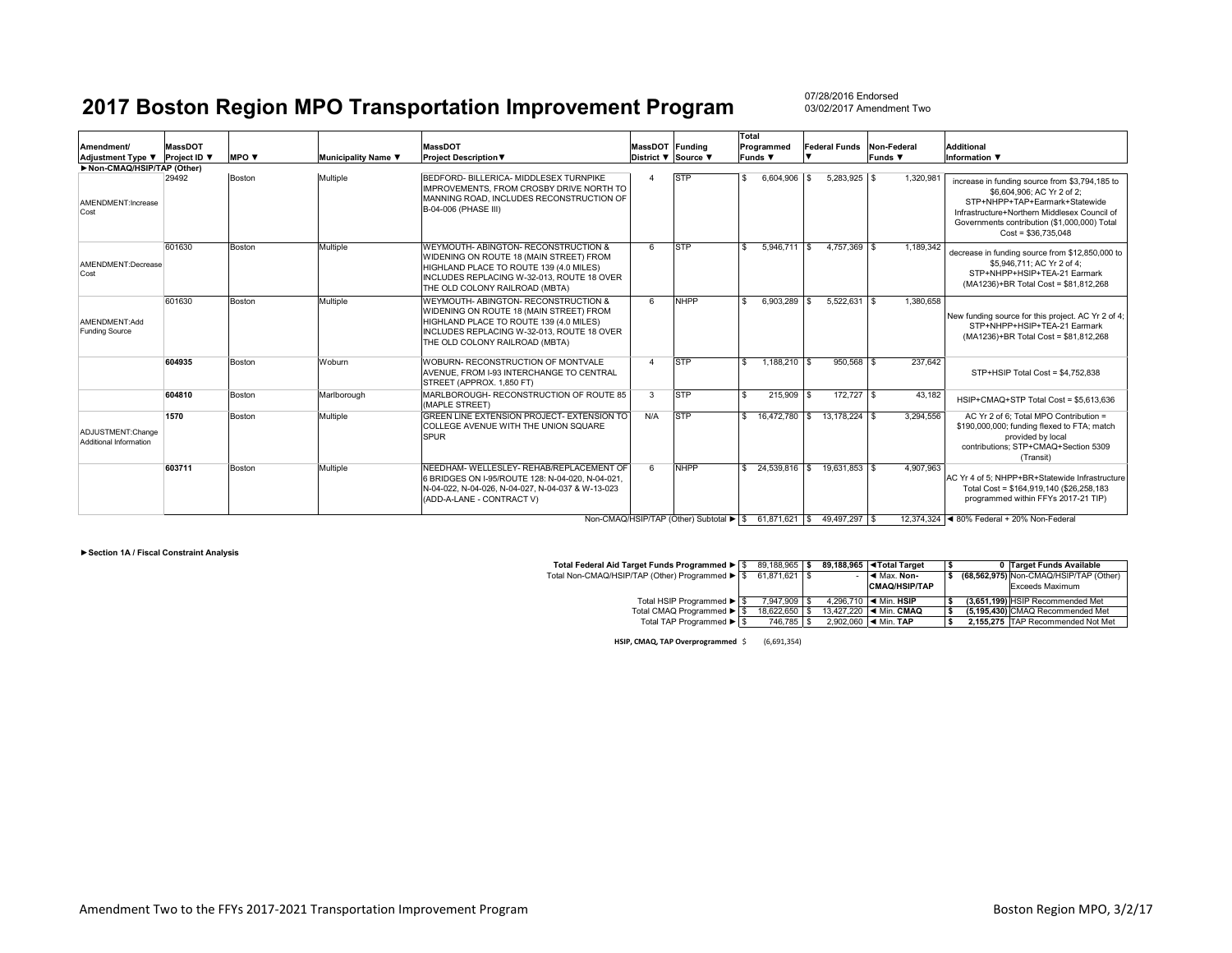# 2017 Boston Region MPO Transportation Improvement Program

07/28/2016 Endorsed
03/02/2017 Amendment Two

| Amendment/ Adjustment Type ▼ | MassDOT Project ID ▼ | MPO ▼ | Municipality Name ▼ | MassDOT Project Description▼ | MassDOT District ▼ | Funding Source ▼ | Total Programmed Funds ▼ | Federal Funds ▼ | Non-Federal Funds ▼ | Additional Information ▼ |
|---|---|---|---|---|---|---|---|---|---|---|
| ►Non-CMAQ/HSIP/TAP (Other) | | | | | | | | | | |
| AMENDMENT:Increase Cost | 29492 | Boston | Multiple | BEDFORD- BILLERICA- MIDDLESEX TURNPIKE IMPROVEMENTS, FROM CROSBY DRIVE NORTH TO MANNING ROAD, INCLUDES RECONSTRUCTION OF B-04-006 (PHASE III) | 4 | STP | $ 6,604,906 | $ 5,283,925 | $ 1,320,981 | increase in funding source from $3,794,185 to $6,604,906; AC Yr 2 of 2; STP+NHPP+TAP+Earmark+Statewide Infrastructure+Northern Middlesex Council of Governments contribution ($1,000,000) Total Cost = $36,735,048 |
| AMENDMENT:Decrease Cost | 601630 | Boston | Multiple | WEYMOUTH- ABINGTON- RECONSTRUCTION & WIDENING ON ROUTE 18 (MAIN STREET) FROM HIGHLAND PLACE TO ROUTE 139 (4.0 MILES) INCLUDES REPLACING W-32-013, ROUTE 18 OVER THE OLD COLONY RAILROAD (MBTA) | 6 | STP | $ 5,946,711 | $ 4,757,369 | $ 1,189,342 | decrease in funding source from $12,850,000 to $5,946,711; AC Yr 2 of 4; STP+NHPP+HSIP+TEA-21 Earmark (MA1236)+BR Total Cost = $81,812,268 |
| AMENDMENT:Add Funding Source | 601630 | Boston | Multiple | WEYMOUTH- ABINGTON- RECONSTRUCTION & WIDENING ON ROUTE 18 (MAIN STREET) FROM HIGHLAND PLACE TO ROUTE 139 (4.0 MILES) INCLUDES REPLACING W-32-013, ROUTE 18 OVER THE OLD COLONY RAILROAD (MBTA) | 6 | NHPP | $ 6,903,289 | $ 5,522,631 | $ 1,380,658 | New funding source for this project. AC Yr 2 of 4; STP+NHPP+HSIP+TEA-21 Earmark (MA1236)+BR Total Cost = $81,812,268 |
| | **604935** | Boston | Woburn | WOBURN- RECONSTRUCTION OF MONTVALE AVENUE, FROM I-93 INTERCHANGE TO CENTRAL STREET (APPROX. 1,850 FT) | 4 | STP | $ 1,188,210 | $ 950,568 | $ 237,642 | STP+HSIP Total Cost = $4,752,838 |
| | **604810** | Boston | Marlborough | MARLBOROUGH- RECONSTRUCTION OF ROUTE 85 (MAPLE STREET) | 3 | STP | $ 215,909 | $ 172,727 | $ 43,182 | HSIP+CMAQ+STP Total Cost = $5,613,636 |
| ADJUSTMENT:Change Additional Information | **1570** | Boston | Multiple | GREEN LINE EXTENSION PROJECT- EXTENSION TO COLLEGE AVENUE WITH THE UNION SQUARE SPUR | N/A | STP | $ 16,472,780 | $ 13,178,224 | $ 3,294,556 | AC Yr 2 of 6; Total MPO Contribution = $190,000,000; funding flexed to FTA; match provided by local contributions; STP+CMAQ+Section 5309 (Transit) |
| | **603711** | Boston | Multiple | NEEDHAM- WELLESLEY- REHAB/REPLACEMENT OF 6 BRIDGES ON I-95/ROUTE 128: N-04-020, N-04-021, N-04-022, N-04-026, N-04-027, N-04-037 & W-13-023 (ADD-A-LANE - CONTRACT V) | 6 | NHPP | $ 24,539,816 | $ 19,631,853 | $ 4,907,963 | AC Yr 4 of 5; NHPP+BR+Statewide Infrastructure Total Cost = $164,919,140 ($26,258,183 programmed within FFYs 2017-21 TIP) |
| | | | | | | Non-CMAQ/HSIP/TAP (Other) Subtotal ► | $ 61,871,621 | $ 49,497,297 | $ 12,374,324 | ◄ 80% Federal + 20% Non-Federal |

**►Section 1A / Fiscal Constraint Analysis**

| | | | | | |
|---|---|---|---|---|---|
| Total Federal Aid Target Funds Programmed ► | $ 89,188,965 | **$ 89,188,965** | **◄Total Target** | **$ 0** | **Target Funds Available** |
| Total Non-CMAQ/HSIP/TAP (Other) Programmed ► | $ 61,871,621 | $ - | ◄ Max. **Non-CMAQ/HSIP/TAP** | **$ (68,562,975)** | Non-CMAQ/HSIP/TAP (Other) Exceeds Maximum |
| Total HSIP Programmed ► | $ 7,947,909 | $ 4,296,710 | ◄ Min. **HSIP** | **$ (3,651,199)** | HSIP Recommended Met |
| Total CMAQ Programmed ► | $ 18,622,650 | $ 13,427,220 | ◄ Min. **CMAQ** | **$ (5,195,430)** | CMAQ Recommended Met |
| Total TAP Programmed ► | $ 746,785 | $ 2,902,060 | ◄ Min. **TAP** | **$ 2,155,275** | TAP Recommended Not Met |

**HSIP, CMAQ, TAP Overprogrammed** $ (6,691,354)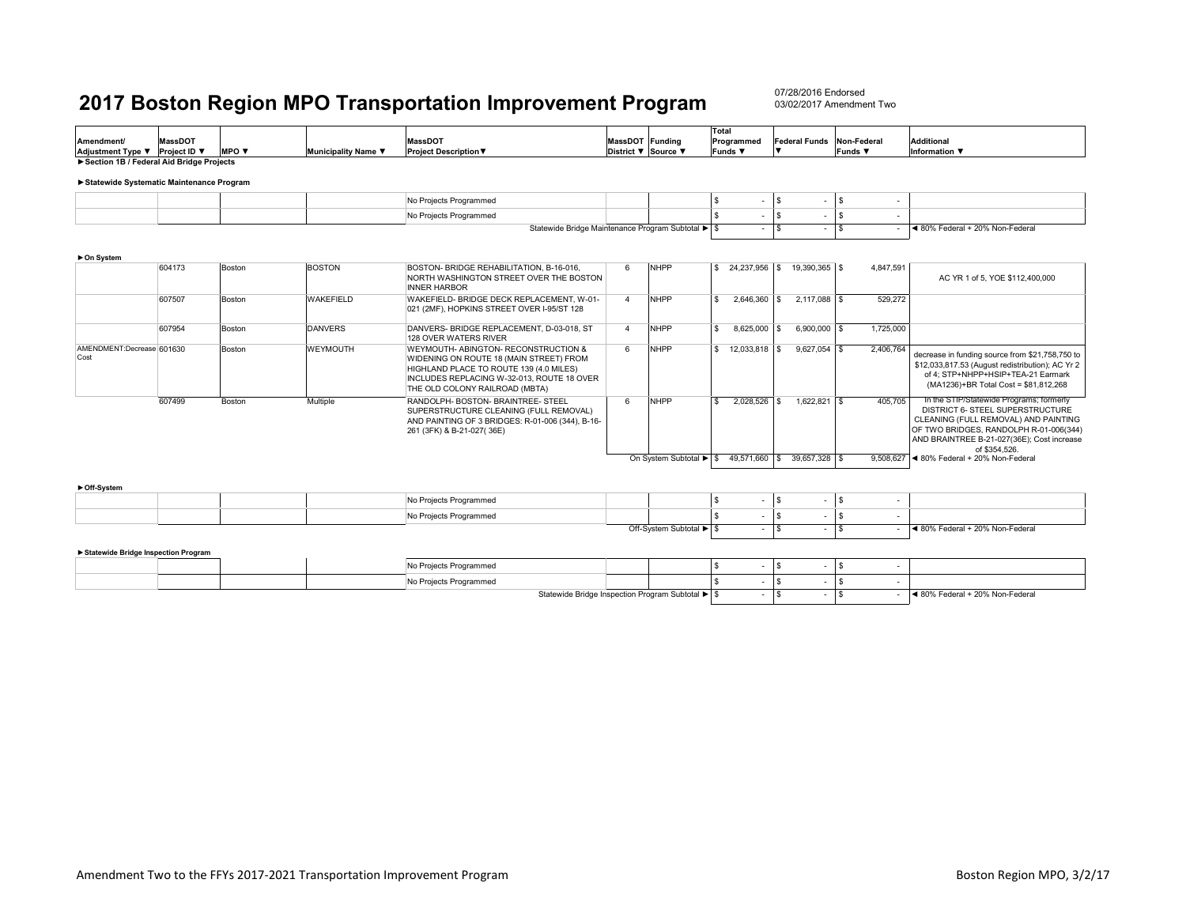# 2017 Boston Region MPO Transportation Improvement Program

07/28/2016 Endorsed
03/02/2017 Amendment Two

| Amendment/ Adjustment Type ▼ | MassDOT Project ID ▼ | MPO ▼ | Municipality Name ▼ | MassDOT Project Description▼ | MassDOT District ▼ | Funding Source ▼ | Total Programmed Funds ▼ | Federal Funds ▼ | Non-Federal Funds ▼ | Additional Information ▼ |
|---|---|---|---|---|---|---|---|---|---|---|
| **►Section 1B / Federal Aid Bridge Projects** | | | | | | | | | | |
| **►Statewide Systematic Maintenance Program** | | | | | | | | | | |
| | | | | No Projects Programmed | | | $ - | $ - | $ - | |
| | | | | No Projects Programmed | | | $ - | $ - | $ - | |
| | | | | Statewide Bridge Maintenance Program Subtotal ► | | | $ - | $ - | $ - | ◄ 80% Federal + 20% Non-Federal |
| **►On System** | | | | | | | | | | |
| | 604173 | Boston | BOSTON | BOSTON- BRIDGE REHABILITATION, B-16-016, NORTH WASHINGTON STREET OVER THE BOSTON INNER HARBOR | 6 | NHPP | $ 24,237,956 | $ 19,390,365 | $ 4,847,591 | AC YR 1 of 5, YOE $112,400,000 |
| | 607507 | Boston | WAKEFIELD | WAKEFIELD- BRIDGE DECK REPLACEMENT, W-01-021 (2MF), HOPKINS STREET OVER I-95/ST 128 | 4 | NHPP | $ 2,646,360 | $ 2,117,088 | $ 529,272 | |
| | 607954 | Boston | DANVERS | DANVERS- BRIDGE REPLACEMENT, D-03-018, ST 128 OVER WATERS RIVER | 4 | NHPP | $ 8,625,000 | $ 6,900,000 | $ 1,725,000 | |
| AMENDMENT:Decrease Cost | 601630 | Boston | WEYMOUTH | WEYMOUTH- ABINGTON- RECONSTRUCTION & WIDENING ON ROUTE 18 (MAIN STREET) FROM HIGHLAND PLACE TO ROUTE 139 (4.0 MILES) INCLUDES REPLACING W-32-013, ROUTE 18 OVER THE OLD COLONY RAILROAD (MBTA) | 6 | NHPP | $ 12,033,818 | $ 9,627,054 | $ 2,406,764 | decrease in funding source from $21,758,750 to $12,033,817.53 (August redistribution); AC Yr 2 of 4; STP+NHPP+HSIP+TEA-21 Earmark (MA1236)+BR Total Cost = $81,812,268 |
| | 607499 | Boston | Multiple | RANDOLPH- BOSTON- BRAINTREE- STEEL SUPERSTRUCTURE CLEANING (FULL REMOVAL) AND PAINTING OF 3 BRIDGES: R-01-006 (344), B-16-261 (3FK) & B-21-027( 36E) | 6 | NHPP | $ 2,028,526 | $ 1,622,821 | $ 405,705 | In the STIP/Statewide Programs; formerly DISTRICT 6- STEEL SUPERSTRUCTURE CLEANING (FULL REMOVAL) AND PAINTING OF TWO BRIDGES, RANDOLPH R-01-006(344) AND BRAINTREE B-21-027(36E); Cost increase of $354,526. |
| | | | | On System Subtotal ► | | | $ 49,571,660 | $ 39,657,328 | $ 9,508,627 | ◄ 80% Federal + 20% Non-Federal |
| **►Off-System** | | | | | | | | | | |
| | | | | No Projects Programmed | | | $ - | $ - | $ - | |
| | | | | No Projects Programmed | | | $ - | $ - | $ - | |
| | | | | Off-System Subtotal ► | | | $ - | $ - | $ - | ◄ 80% Federal + 20% Non-Federal |
| **►Statewide Bridge Inspection Program** | | | | | | | | | | |
| | | | | No Projects Programmed | | | $ - | $ - | $ - | |
| | | | | No Projects Programmed | | | $ - | $ - | $ - | |
| | | | | Statewide Bridge Inspection Program Subtotal ► | | | $ - | $ - | $ - | ◄ 80% Federal + 20% Non-Federal |

Amendment Two to the FFYs 2017-2021 Transportation Improvement Program — Boston Region MPO, 3/2/17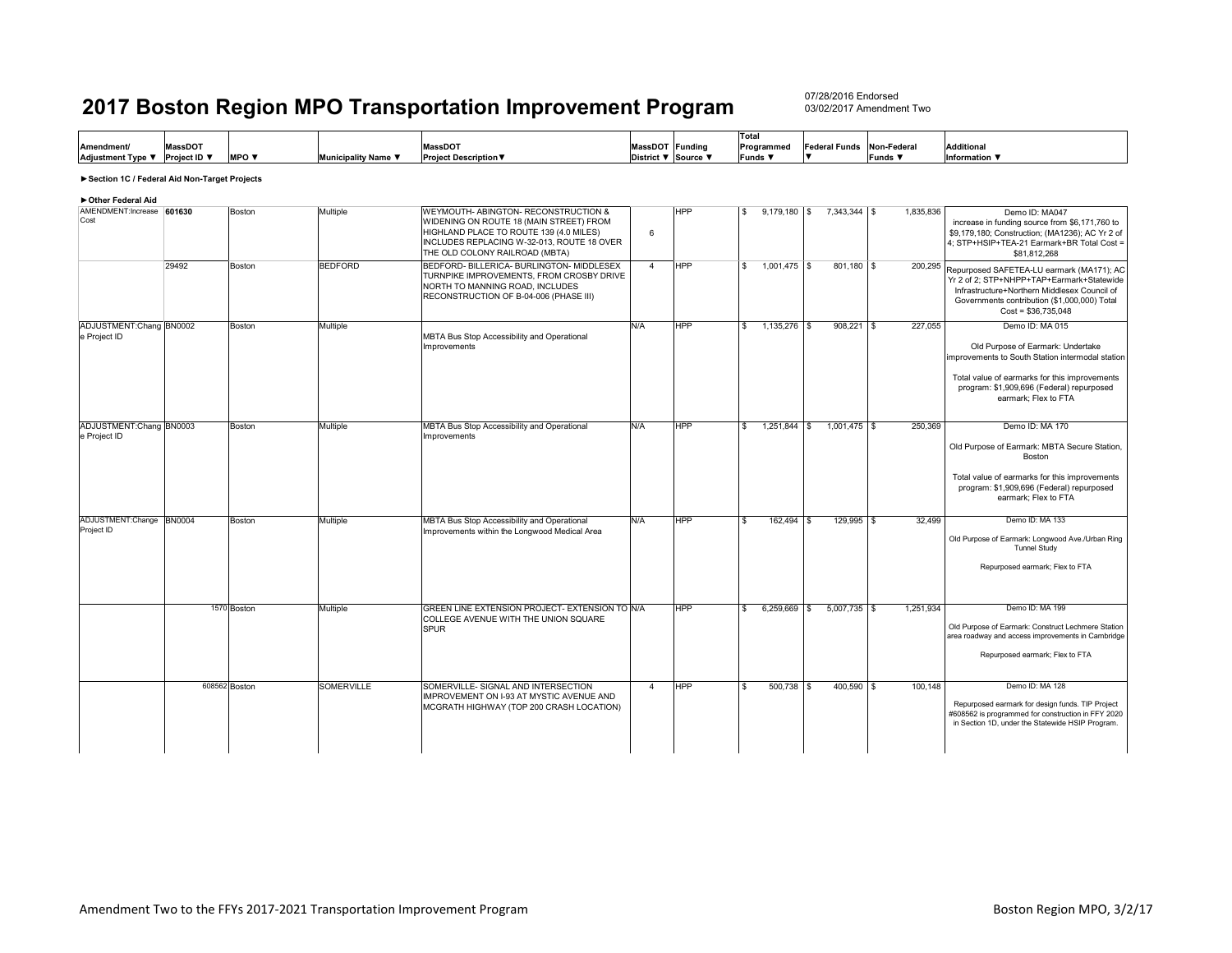# 2017 Boston Region MPO Transportation Improvement Program

07/28/2016 Endorsed
03/02/2017 Amendment Two

| Amendment/ Adjustment Type ▼ | MassDOT Project ID ▼ | MPO ▼ | Municipality Name ▼ | MassDOT Project Description▼ | MassDOT District ▼ | Funding Source ▼ | Total Programmed Funds ▼ | Federal Funds ▼ | Non-Federal Funds ▼ | Additional Information ▼ |
|---|---|---|---|---|---|---|---|---|---|---|

►Section 1C / Federal Aid Non-Target Projects

►Other Federal Aid

| Amendment/ Adjustment Type ▼ | MassDOT Project ID ▼ | MPO ▼ | Municipality Name ▼ | MassDOT Project Description▼ | MassDOT District ▼ | Funding Source ▼ | Total Programmed Funds ▼ | Federal Funds ▼ | Non-Federal Funds ▼ | Additional Information ▼ |
|---|---|---|---|---|---|---|---|---|---|---|
| AMENDMENT:Increase Cost | **601630** | Boston | Multiple | WEYMOUTH- ABINGTON- RECONSTRUCTION & WIDENING ON ROUTE 18 (MAIN STREET) FROM HIGHLAND PLACE TO ROUTE 139 (4.0 MILES) INCLUDES REPLACING W-32-013, ROUTE 18 OVER THE OLD COLONY RAILROAD (MBTA) | 6 | HPP | $ 9,179,180 | $ 7,343,344 | $ 1,835,836 | Demo ID: MA047 increase in funding source from $6,171,760 to $9,179,180; Construction; (MA1236); AC Yr 2 of 4; STP+HSIP+TEA-21 Earmark+BR Total Cost = $81,812,268 |
| | 29492 | Boston | BEDFORD | BEDFORD- BILLERICA- BURLINGTON- MIDDLESEX TURNPIKE IMPROVEMENTS, FROM CROSBY DRIVE NORTH TO MANNING ROAD, INCLUDES RECONSTRUCTION OF B-04-006 (PHASE III) | 4 | HPP | $ 1,001,475 | $ 801,180 | $ 200,295 | Repurposed SAFETEA-LU earmark (MA171); AC Yr 2 of 2; STP+NHPP+TAP+Earmark+Statewide Infrastructure+Northern Middlesex Council of Governments contribution ($1,000,000) Total Cost = $36,735,048 |
| ADJUSTMENT:Change Project ID | BN0002 | Boston | Multiple | MBTA Bus Stop Accessibility and Operational Improvements | N/A | HPP | $ 1,135,276 | $ 908,221 | $ 227,055 | Demo ID: MA 015<br><br>Old Purpose of Earmark: Undertake improvements to South Station intermodal station<br><br>Total value of earmarks for this improvements program: $1,909,696 (Federal) repurposed earmark; Flex to FTA |
| ADJUSTMENT:Change Project ID | BN0003 | Boston | Multiple | MBTA Bus Stop Accessibility and Operational Improvements | N/A | HPP | $ 1,251,844 | $ 1,001,475 | $ 250,369 | Demo ID: MA 170<br><br>Old Purpose of Earmark: MBTA Secure Station, Boston<br><br>Total value of earmarks for this improvements program: $1,909,696 (Federal) repurposed earmark; Flex to FTA |
| ADJUSTMENT:Change Project ID | BN0004 | Boston | Multiple | MBTA Bus Stop Accessibility and Operational Improvements within the Longwood Medical Area | N/A | HPP | $ 162,494 | $ 129,995 | $ 32,499 | Demo ID: MA 133<br><br>Old Purpose of Earmark: Longwood Ave./Urban Ring Tunnel Study<br><br>Repurposed earmark; Flex to FTA |
| | 1570 | Boston | Multiple | GREEN LINE EXTENSION PROJECT- EXTENSION TO COLLEGE AVENUE WITH THE UNION SQUARE SPUR | N/A | HPP | $ 6,259,669 | $ 5,007,735 | $ 1,251,934 | Demo ID: MA 199<br><br>Old Purpose of Earmark: Construct Lechmere Station area roadway and access improvements in Cambridge<br><br>Repurposed earmark; Flex to FTA |
| | 608562 | Boston | SOMERVILLE | SOMERVILLE- SIGNAL AND INTERSECTION IMPROVEMENT ON I-93 AT MYSTIC AVENUE AND MCGRATH HIGHWAY (TOP 200 CRASH LOCATION) | 4 | HPP | $ 500,738 | $ 400,590 | $ 100,148 | Demo ID: MA 128<br><br>Repurposed earmark for design funds. TIP Project #608562 is programmed for construction in FFY 2020 in Section 1D, under the Statewide HSIP Program. |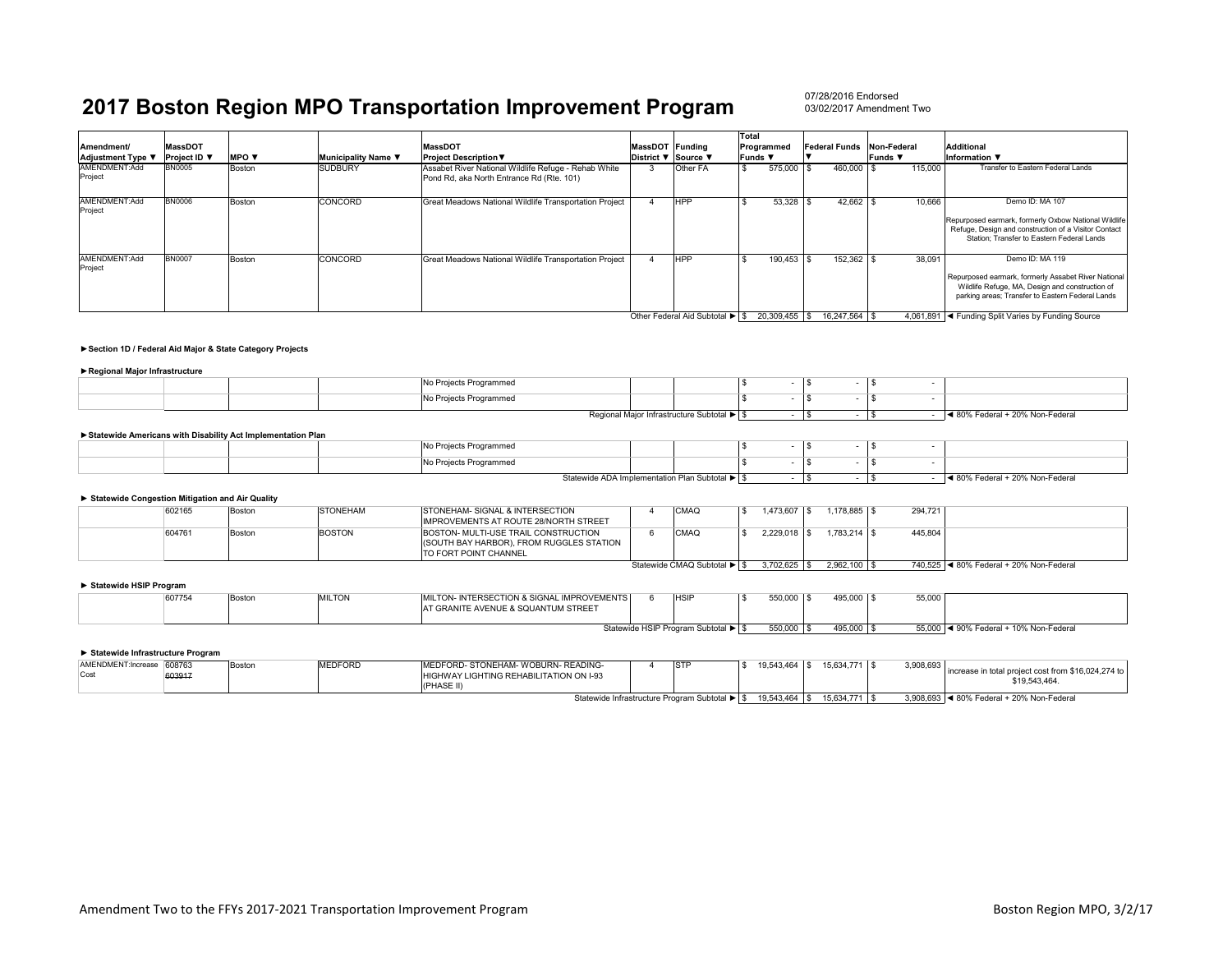# 2017 Boston Region MPO Transportation Improvement Program

07/28/2016 Endorsed
03/02/2017 Amendment Two

| Amendment/ Adjustment Type ▼ | MassDOT Project ID ▼ | MPO ▼ | Municipality Name ▼ | MassDOT Project Description▼ | MassDOT District ▼ | Funding Source ▼ | Total Programmed Funds ▼ | Federal Funds ▼ | Non-Federal Funds ▼ | Additional Information ▼ |
|---|---|---|---|---|---|---|---|---|---|---|
| AMENDMENT:Add Project | BN0005 | Boston | SUDBURY | Assabet River National Wildlife Refuge - Rehab White Pond Rd, aka North Entrance Rd (Rte. 101) | 3 | Other FA | $ 575,000 | $ 460,000 | $ 115,000 | Transfer to Eastern Federal Lands |
| AMENDMENT:Add Project | BN0006 | Boston | CONCORD | Great Meadows National Wildlife Transportation Project | 4 | HPP | $ 53,328 | $ 42,662 | $ 10,666 | Demo ID: MA 107<br>Repurposed earmark, formerly Oxbow National Wildlife Refuge, Design and construction of a Visitor Contact Station; Transfer to Eastern Federal Lands |
| AMENDMENT:Add Project | BN0007 | Boston | CONCORD | Great Meadows National Wildlife Transportation Project | 4 | HPP | $ 190,453 | $ 152,362 | $ 38,091 | Demo ID: MA 119<br>Repurposed earmark, formerly Assabet River National Wildlife Refuge, MA, Design and construction of parking areas; Transfer to Eastern Federal Lands |
| | | | | | | Other Federal Aid Subtotal ► | $ 20,309,455 | $ 16,247,564 | $ 4,061,891 | ◄ Funding Split Varies by Funding Source |

**►Section 1D / Federal Aid Major & State Category Projects**

**►Regional Major Infrastructure**

| Amendment/ Adjustment Type | MassDOT Project ID | MPO | Municipality Name | MassDOT Project Description | MassDOT District | Funding Source | Total Programmed Funds | Federal Funds | Non-Federal Funds | Additional Information |
|---|---|---|---|---|---|---|---|---|---|---|
| | | | | No Projects Programmed | | | $ - | $ - | $ - | |
| | | | | No Projects Programmed | | | $ - | $ - | $ - | |
| | | | | | | Regional Major Infrastructure Subtotal ► | $ - | $ - | $ - | ◄ 80% Federal + 20% Non-Federal |

**►Statewide Americans with Disability Act Implementation Plan**

| Amendment/ Adjustment Type | MassDOT Project ID | MPO | Municipality Name | MassDOT Project Description | MassDOT District | Funding Source | Total Programmed Funds | Federal Funds | Non-Federal Funds | Additional Information |
|---|---|---|---|---|---|---|---|---|---|---|
| | | | | No Projects Programmed | | | $ - | $ - | $ - | |
| | | | | No Projects Programmed | | | $ - | $ - | $ - | |
| | | | | | | Statewide ADA Implementation Plan Subtotal ► | $ - | $ - | $ - | ◄ 80% Federal + 20% Non-Federal |

**► Statewide Congestion Mitigation and Air Quality**

| Amendment/ Adjustment Type | MassDOT Project ID | MPO | Municipality Name | MassDOT Project Description | MassDOT District | Funding Source | Total Programmed Funds | Federal Funds | Non-Federal Funds | Additional Information |
|---|---|---|---|---|---|---|---|---|---|---|
| | 602165 | Boston | STONEHAM | STONEHAM- SIGNAL & INTERSECTION IMPROVEMENTS AT ROUTE 28/NORTH STREET | 4 | CMAQ | $ 1,473,607 | $ 1,178,885 | $ 294,721 | |
| | 604761 | Boston | BOSTON | BOSTON- MULTI-USE TRAIL CONSTRUCTION (SOUTH BAY HARBOR), FROM RUGGLES STATION TO FORT POINT CHANNEL | 6 | CMAQ | $ 2,229,018 | $ 1,783,214 | $ 445,804 | |
| | | | | | | Statewide CMAQ Subtotal ► | $ 3,702,625 | $ 2,962,100 | $ 740,525 | ◄ 80% Federal + 20% Non-Federal |

**► Statewide HSIP Program**

| Amendment/ Adjustment Type | MassDOT Project ID | MPO | Municipality Name | MassDOT Project Description | MassDOT District | Funding Source | Total Programmed Funds | Federal Funds | Non-Federal Funds | Additional Information |
|---|---|---|---|---|---|---|---|---|---|---|
| | 607754 | Boston | MILTON | MILTON- INTERSECTION & SIGNAL IMPROVEMENTS AT GRANITE AVENUE & SQUANTUM STREET | 6 | HSIP | $ 550,000 | $ 495,000 | $ 55,000 | |
| | | | | | | Statewide HSIP Program Subtotal ► | $ 550,000 | $ 495,000 | $ 55,000 | ◄ 90% Federal + 10% Non-Federal |

**► Statewide Infrastructure Program**

| Amendment/ Adjustment Type | MassDOT Project ID | MPO | Municipality Name | MassDOT Project Description | MassDOT District | Funding Source | Total Programmed Funds | Federal Funds | Non-Federal Funds | Additional Information |
|---|---|---|---|---|---|---|---|---|---|---|
| AMENDMENT:Increase Cost | 608763<br>~~603917~~ | Boston | MEDFORD | MEDFORD- STONEHAM- WOBURN- READING- HIGHWAY LIGHTING REHABILITATION ON I-93 (PHASE II) | 4 | STP | $ 19,543,464 | $ 15,634,771 | $ 3,908,693 | increase in total project cost from $16,024,274 to $19,543,464. |
| | | | | | | Statewide Infrastructure Program Subtotal ► | $ 19,543,464 | $ 15,634,771 | $ 3,908,693 | ◄ 80% Federal + 20% Non-Federal |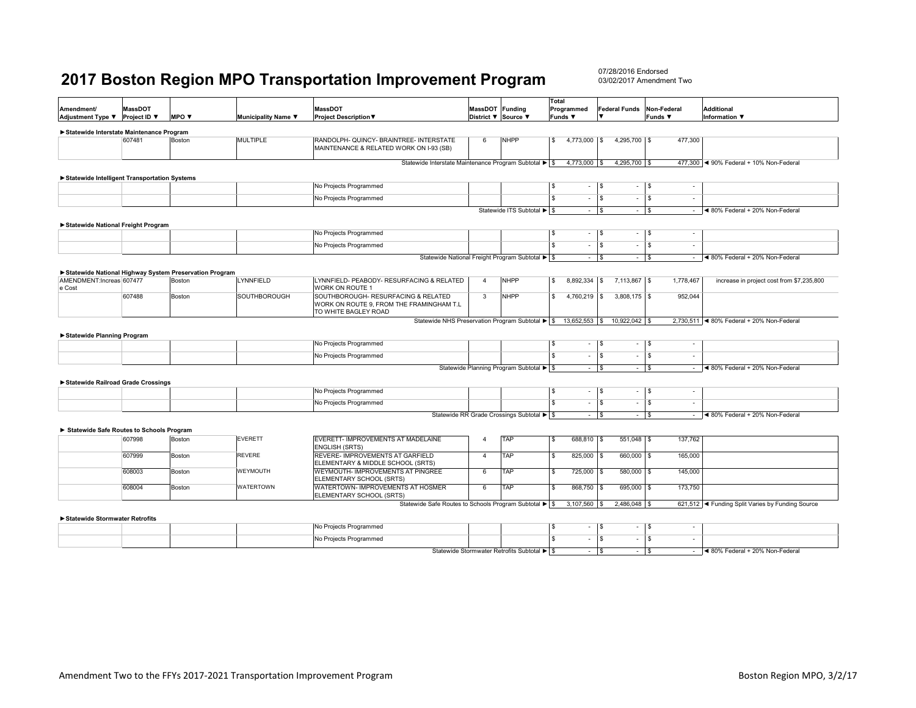# 2017 Boston Region MPO Transportation Improvement Program

07/28/2016 Endorsed
03/02/2017 Amendment Two

| Amendment/ Adjustment Type ▼ | MassDOT Project ID ▼ | MPO ▼ | Municipality Name ▼ | MassDOT Project Description▼ | MassDOT District ▼ | Funding Source ▼ | Total Programmed Funds ▼ | Federal Funds ▼ | Non-Federal Funds ▼ | Additional Information ▼ |
|---|---|---|---|---|---|---|---|---|---|---|
| **►Statewide Interstate Maintenance Program** | | | | | | | | | | |
| | 607481 | Boston | MULTIPLE | RANDOLPH- QUINCY- BRAINTREE- INTERSTATE MAINTENANCE & RELATED WORK ON I-93 (SB) | 6 | NHPP | $ 4,773,000 | $ 4,295,700 | $ 477,300 | |
| | | | | Statewide Interstate Maintenance Program Subtotal ► | | | $ 4,773,000 | $ 4,295,700 | $ 477,300 | ◄ 90% Federal + 10% Non-Federal |
| **►Statewide Intelligent Transportation Systems** | | | | | | | | | | |
| | | | | No Projects Programmed | | | $ - | $ - | $ - | |
| | | | | No Projects Programmed | | | $ - | $ - | $ - | |
| | | | | Statewide ITS Subtotal ► | | | $ - | $ - | $ - | ◄ 80% Federal + 20% Non-Federal |
| **►Statewide National Freight Program** | | | | | | | | | | |
| | | | | No Projects Programmed | | | $ - | $ - | $ - | |
| | | | | No Projects Programmed | | | $ - | $ - | $ - | |
| | | | | Statewide National Freight Program Subtotal ► | | | $ - | $ - | $ - | ◄ 80% Federal + 20% Non-Federal |
| **►Statewide National Highway System Preservation Program** | | | | | | | | | | |
| AMENDMENT:Increase Cost | 607477 | Boston | LYNNFIELD | LYNNFIELD- PEABODY- RESURFACING & RELATED WORK ON ROUTE 1 | 4 | NHPP | $ 8,892,334 | $ 7,113,867 | $ 1,778,467 | increase in project cost from $7,235,800 |
| | 607488 | Boston | SOUTHBOROUGH | SOUTHBOROUGH- RESURFACING & RELATED WORK ON ROUTE 9, FROM THE FRAMINGHAM T.L TO WHITE BAGLEY ROAD | 3 | NHPP | $ 4,760,219 | $ 3,808,175 | $ 952,044 | |
| | | | | Statewide NHS Preservation Program Subtotal ► | | | $ 13,652,553 | $ 10,922,042 | $ 2,730,511 | ◄ 80% Federal + 20% Non-Federal |
| **►Statewide Planning Program** | | | | | | | | | | |
| | | | | No Projects Programmed | | | $ - | $ - | $ - | |
| | | | | No Projects Programmed | | | $ - | $ - | $ - | |
| | | | | Statewide Planning Program Subtotal ► | | | $ - | $ - | $ - | ◄ 80% Federal + 20% Non-Federal |
| **►Statewide Railroad Grade Crossings** | | | | | | | | | | |
| | | | | No Projects Programmed | | | $ - | $ - | $ - | |
| | | | | No Projects Programmed | | | $ - | $ - | $ - | |
| | | | | Statewide RR Grade Crossings Subtotal ► | | | $ - | $ - | $ - | ◄ 80% Federal + 20% Non-Federal |
| **► Statewide Safe Routes to Schools Program** | | | | | | | | | | |
| | 607998 | Boston | EVERETT | EVERETT- IMPROVEMENTS AT MADELAINE ENGLISH (SRTS) | 4 | TAP | $ 688,810 | $ 551,048 | $ 137,762 | |
| | 607999 | Boston | REVERE | REVERE- IMPROVEMENTS AT GARFIELD ELEMENTARY & MIDDLE SCHOOL (SRTS) | 4 | TAP | $ 825,000 | $ 660,000 | $ 165,000 | |
| | 608003 | Boston | WEYMOUTH | WEYMOUTH- IMPROVEMENTS AT PINGREE ELEMENTARY SCHOOL (SRTS) | 6 | TAP | $ 725,000 | $ 580,000 | $ 145,000 | |
| | 608004 | Boston | WATERTOWN | WATERTOWN- IMPROVEMENTS AT HOSMER ELEMENTARY SCHOOL (SRTS) | 6 | TAP | $ 868,750 | $ 695,000 | $ 173,750 | |
| | | | | Statewide Safe Routes to Schools Program Subtotal ► | | | $ 3,107,560 | $ 2,486,048 | $ 621,512 | ◄ Funding Split Varies by Funding Source |
| **►Statewide Stormwater Retrofits** | | | | | | | | | | |
| | | | | No Projects Programmed | | | $ - | $ - | $ - | |
| | | | | No Projects Programmed | | | $ - | $ - | $ - | |
| | | | | Statewide Stormwater Retrofits Subtotal ► | | | $ - | $ - | $ - | ◄ 80% Federal + 20% Non-Federal |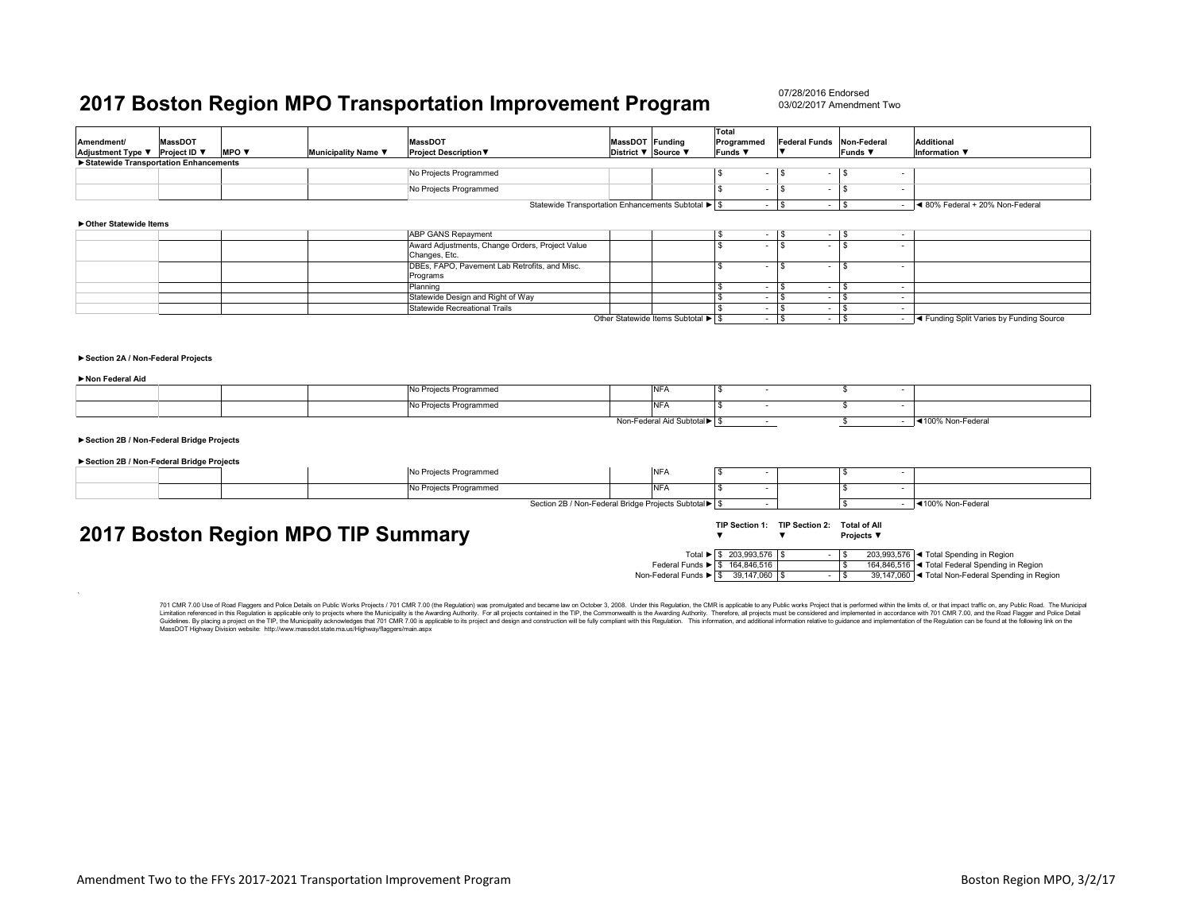# 2017 Boston Region MPO Transportation Improvement Program

07/28/2016 Endorsed
03/02/2017 Amendment Two

| Amendment/ Adjustment Type ▼ | MassDOT Project ID ▼ | MPO ▼ | Municipality Name ▼ | MassDOT Project Description▼ | MassDOT District ▼ | Funding Source ▼ | Total Programmed Funds ▼ | Federal Funds ▼ | Non-Federal Funds ▼ | Additional Information ▼ |
|---|---|---|---|---|---|---|---|---|---|---|
| ►Statewide Transportation Enhancements | | | | | | | | | | |
| | | | | No Projects Programmed | | | $ - | $ - | $ - | |
| | | | | No Projects Programmed | | | $ - | $ - | $ - | |
| | | | | Statewide Transportation Enhancements Subtotal ► | | | $ - | $ - | $ - | ◄ 80% Federal + 20% Non-Federal |
| ►Other Statewide Items | | | | | | | | | | |
| | | | | ABP GANS Repayment | | | $ - | $ - | $ - | |
| | | | | Award Adjustments, Change Orders, Project Value Changes, Etc. | | | $ - | $ - | $ - | |
| | | | | DBEs, FAPO, Pavement Lab Retrofits, and Misc. Programs | | | $ - | $ - | $ - | |
| | | | | Planning | | | $ - | $ - | $ - | |
| | | | | Statewide Design and Right of Way | | | $ - | $ - | $ - | |
| | | | | Statewide Recreational Trails | | | $ - | $ - | $ - | |
| | | | | Other Statewide Items Subtotal ► | | | $ - | $ - | $ - | ◄ Funding Split Varies by Funding Source |
| ►Section 2A / Non-Federal Projects | | | | | | | | | | |
| ►Non Federal Aid | | | | | | | | | | |
| | | | | No Projects Programmed | | NFA | $ - | | $ - | |
| | | | | No Projects Programmed | | NFA | $ - | | $ - | |
| | | | | Non-Federal Aid Subtotal► | | | $ - | | $ - | ◄100% Non-Federal |
| ►Section 2B / Non-Federal Bridge Projects | | | | | | | | | | |
| ►Section 2B / Non-Federal Bridge Projects | | | | | | | | | | |
| | | | | No Projects Programmed | | NFA | $ - | | $ - | |
| | | | | No Projects Programmed | | NFA | $ - | | $ - | |
| | | | | Section 2B / Non-Federal Bridge Projects Subtotal► | | | $ - | | $ - | ◄100% Non-Federal |

# 2017 Boston Region MPO TIP Summary

| | TIP Section 1: ▼ | TIP Section 2: ▼ | Total of All Projects ▼ | |
|---|---|---|---|---|
| Total ► | $ 203,993,576 | $ - | $ 203,993,576 | ◄ Total Spending in Region |
| Federal Funds ► | $ 164,846,516 | | $ 164,846,516 | ◄ Total Federal Spending in Region |
| Non-Federal Funds ► | $ 39,147,060 | $ - | $ 39,147,060 | ◄ Total Non-Federal Spending in Region |

701 CMR 7.00 Use of Road Flaggers and Police Details on Public Works Projects / 701 CMR 7.00 (the Regulation) was promulgated and became law on October 3, 2008. Under this Regulation, the CMR is applicable to any Public works Project that is performed within the limits of, or that impact traffic on, any Public Road. The Municipal Limitation referenced in this Regulation is applicable only to projects where the Municipality is the Awarding Authority. For all projects contained in the TIP, the Commonwealth is the Awarding Authority. Therefore, all projects must be considered and implemented in accordance with 701 CMR 7.00, and the Road Flagger and Police Detail Guidelines. By placing a project on the TIP, the Municipality acknowledges that 701 CMR 7.00 is applicable to its project and design and construction will be fully compliant with this Regulation. This information, and additional information relative to guidance and implementation of the Regulation can be found at the following link on the MassDOT Highway Division website: http://www.massdot.state.ma.us/Highway/flaggers/main.aspx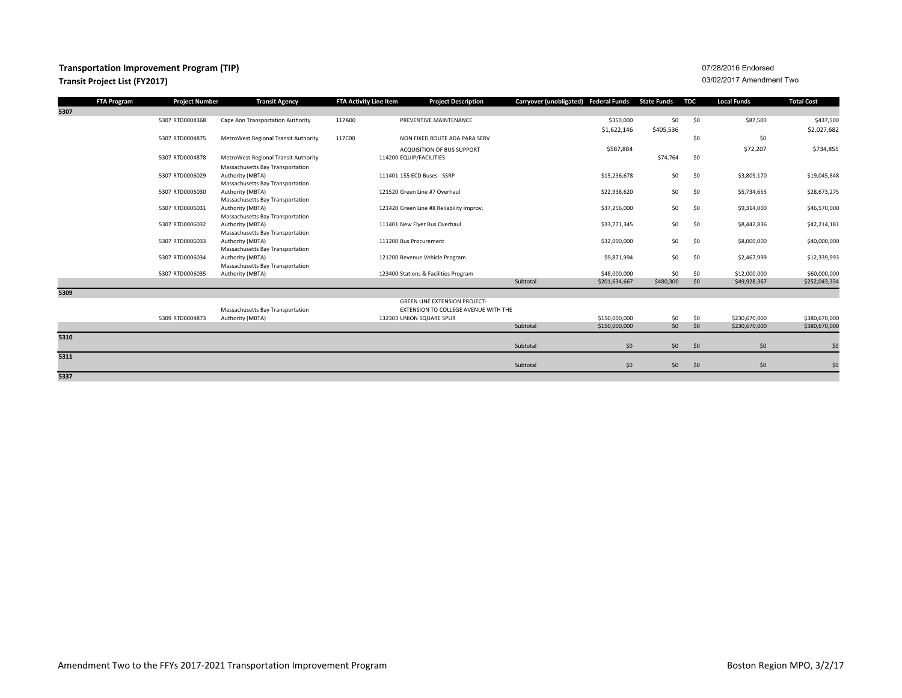**Transportation Improvement Program (TIP)**

**Transit Project List (FY2017)**

07/28/2016 Endorsed

03/02/2017 Amendment Two

| FTA Program | Project Number | Transit Agency | FTA Activity Line Item | Project Description | Carryover (unobligated) | Federal Funds | State Funds | TDC | Local Funds | Total Cost |
|---|---|---|---|---|---|---|---|---|---|---|
| **5307** | | | | | | | | | | |
| | 5307 RTD0004368 | Cape Ann Transportation Authority | 117A00 | PREVENTIVE MAINTENANCE | | $350,000 | $0 | $0 | $87,500 | $437,500 |
| | 5307 RTD0004875 | MetroWest Regional Transit Authority | 117C00 | NON FIXED ROUTE ADA PARA SERV | | $1,622,146 | $405,536 | $0 | $0 | $2,027,682 |
| | 5307 RTD0004878 | MetroWest Regional Transit Authority | | 114200 ACQUISITION OF BUS SUPPORT EQUIP/FACILITIES | | $587,884 | $74,764 | $0 | $72,207 | $734,855 |
| | 5307 RTD0006029 | Massachusetts Bay Transportation Authority (MBTA) | | 111401 155 ECD Buses - SSRP | | $15,236,678 | $0 | $0 | $3,809,170 | $19,045,848 |
| | 5307 RTD0006030 | Massachusetts Bay Transportation Authority (MBTA) | | 121520 Green Line #7 Overhaul | | $22,938,620 | $0 | $0 | $5,734,655 | $28,673,275 |
| | 5307 RTD0006031 | Massachusetts Bay Transportation Authority (MBTA) | | 121420 Green Line #8 Reliability Improv. | | $37,256,000 | $0 | $0 | $9,314,000 | $46,570,000 |
| | 5307 RTD0006032 | Massachusetts Bay Transportation Authority (MBTA) | | 111401 New Flyer Bus Overhaul | | $33,771,345 | $0 | $0 | $8,442,836 | $42,214,181 |
| | 5307 RTD0006033 | Massachusetts Bay Transportation Authority (MBTA) | | 111200 Bus Procurement | | $32,000,000 | $0 | $0 | $8,000,000 | $40,000,000 |
| | 5307 RTD0006034 | Massachusetts Bay Transportation Authority (MBTA) | | 121200 Revenue Vehicle Program | | $9,871,994 | $0 | $0 | $2,467,999 | $12,339,993 |
| | 5307 RTD0006035 | Massachusetts Bay Transportation Authority (MBTA) | | 123400 Stations & Facilities Program | | $48,000,000 | $0 | $0 | $12,000,000 | $60,000,000 |
| | | | | | Subtotal | $201,634,667 | $480,300 | $0 | $49,928,367 | $252,043,334 |
| **5309** | | | | | | | | | | |
| | 5309 RTD0004873 | Massachusetts Bay Transportation Authority (MBTA) | | 132303 GREEN LINE EXTENSION PROJECT-EXTENSION TO COLLEGE AVENUE WITH THE UNION SQUARE SPUR | | $150,000,000 | $0 | $0 | $230,670,000 | $380,670,000 |
| | | | | | Subtotal | $150,000,000 | $0 | $0 | $230,670,000 | $380,670,000 |
| **5310** | | | | | | | | | | |
| | | | | | Subtotal | $0 | $0 | $0 | $0 | $0 |
| **5311** | | | | | | | | | | |
| | | | | | Subtotal | $0 | $0 | $0 | $0 | $0 |
| **5337** | | | | | | | | | | |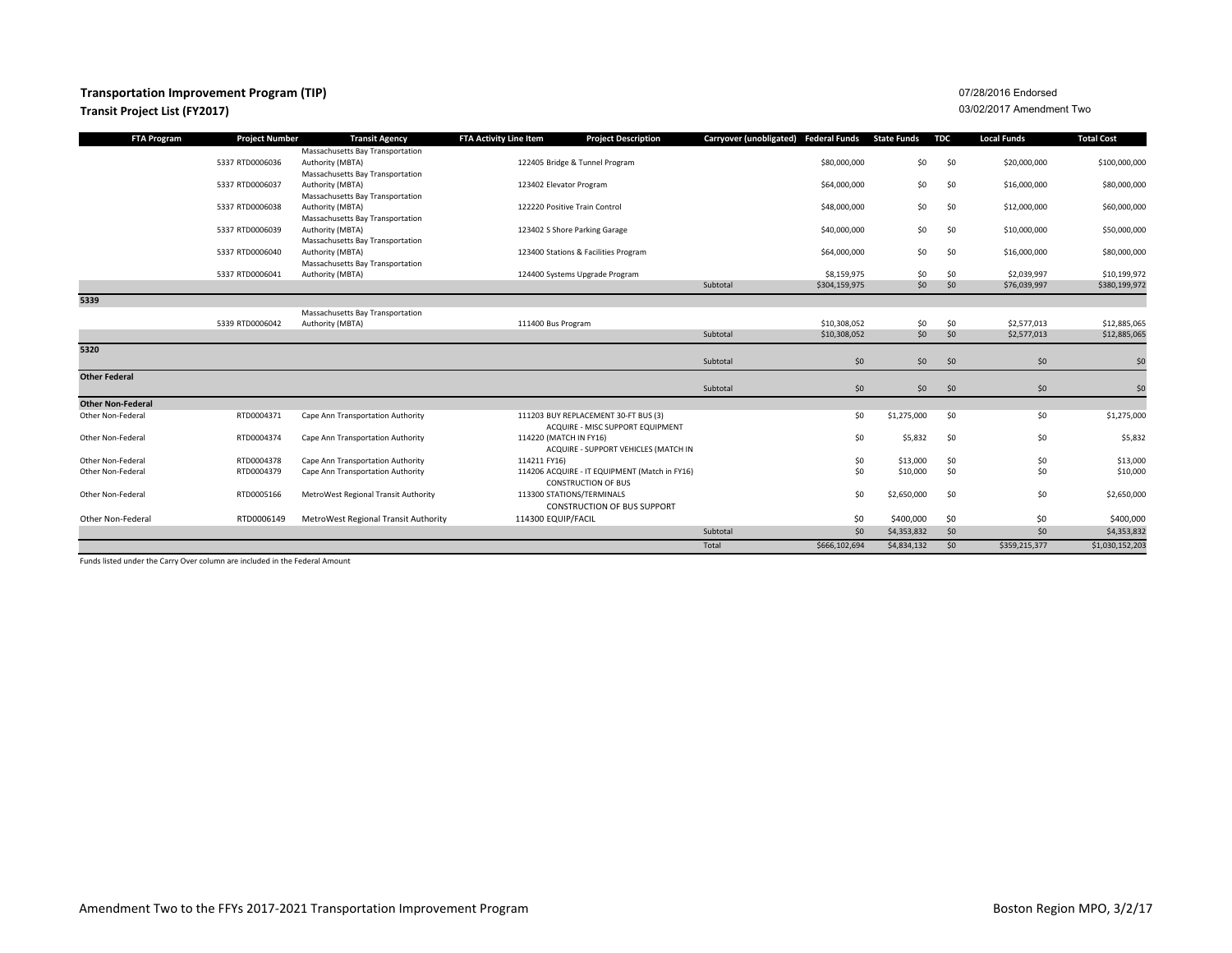**Transportation Improvement Program (TIP)**

**Transit Project List (FY2017)**

07/28/2016 Endorsed

03/02/2017 Amendment Two

| FTA Program | Project Number | Transit Agency | FTA Activity Line Item | Project Description | Carryover (unobligated) | Federal Funds | State Funds | TDC | Local Funds | Total Cost |
|---|---|---|---|---|---|---|---|---|---|---|
| | 5337 RTD0006036 | Massachusetts Bay Transportation Authority (MBTA) | 122405 | Bridge & Tunnel Program | | $80,000,000 | $0 | $0 | $20,000,000 | $100,000,000 |
| | 5337 RTD0006037 | Massachusetts Bay Transportation Authority (MBTA) | 123402 | Elevator Program | | $64,000,000 | $0 | $0 | $16,000,000 | $80,000,000 |
| | 5337 RTD0006038 | Massachusetts Bay Transportation Authority (MBTA) | 122220 | Positive Train Control | | $48,000,000 | $0 | $0 | $12,000,000 | $60,000,000 |
| | 5337 RTD0006039 | Massachusetts Bay Transportation Authority (MBTA) | 123402 | S Shore Parking Garage | | $40,000,000 | $0 | $0 | $10,000,000 | $50,000,000 |
| | 5337 RTD0006040 | Massachusetts Bay Transportation Authority (MBTA) | 123400 | Stations & Facilities Program | | $64,000,000 | $0 | $0 | $16,000,000 | $80,000,000 |
| | 5337 RTD0006041 | Massachusetts Bay Transportation Authority (MBTA) | 124400 | Systems Upgrade Program | | $8,159,975 | $0 | $0 | $2,039,997 | $10,199,972 |
| | | | | | Subtotal | $304,159,975 | $0 | $0 | $76,039,997 | $380,199,972 |
| **5339** | | | | | | | | | | |
| | 5339 RTD0006042 | Massachusetts Bay Transportation Authority (MBTA) | 111400 | Bus Program | | $10,308,052 | $0 | $0 | $2,577,013 | $12,885,065 |
| | | | | | Subtotal | $10,308,052 | $0 | $0 | $2,577,013 | $12,885,065 |
| **5320** | | | | | | | | | | |
| | | | | | Subtotal | $0 | $0 | $0 | $0 | $0 |
| **Other Federal** | | | | | | | | | | |
| | | | | | Subtotal | $0 | $0 | $0 | $0 | $0 |
| **Other Non-Federal** | | | | | | | | | | |
| Other Non-Federal | RTD0004371 | Cape Ann Transportation Authority | 111203 | BUY REPLACEMENT 30-FT BUS (3) | | $0 | $1,275,000 | $0 | $0 | $1,275,000 |
| Other Non-Federal | RTD0004374 | Cape Ann Transportation Authority | 114220 | ACQUIRE - MISC SUPPORT EQUIPMENT (MATCH IN FY16) | | $0 | $5,832 | $0 | $0 | $5,832 |
| Other Non-Federal | RTD0004378 | Cape Ann Transportation Authority | 114211 | ACQUIRE - SUPPORT VEHICLES (MATCH IN FY16) | | $0 | $13,000 | $0 | $0 | $13,000 |
| Other Non-Federal | RTD0004379 | Cape Ann Transportation Authority | 114206 | ACQUIRE - IT EQUIPMENT (Match in FY16) | | $0 | $10,000 | $0 | $0 | $10,000 |
| Other Non-Federal | RTD0005166 | MetroWest Regional Transit Authority | 113300 | CONSTRUCTION OF BUS STATIONS/TERMINALS | | $0 | $2,650,000 | $0 | $0 | $2,650,000 |
| Other Non-Federal | RTD0006149 | MetroWest Regional Transit Authority | 114300 | CONSTRUCTION OF BUS SUPPORT EQUIP/FACIL | | $0 | $400,000 | $0 | $0 | $400,000 |
| | | | | | Subtotal | $0 | $4,353,832 | $0 | $0 | $4,353,832 |
| | | | | | Total | $666,102,694 | $4,834,132 | $0 | $359,215,377 | $1,030,152,203 |

Funds listed under the Carry Over column are included in the Federal Amount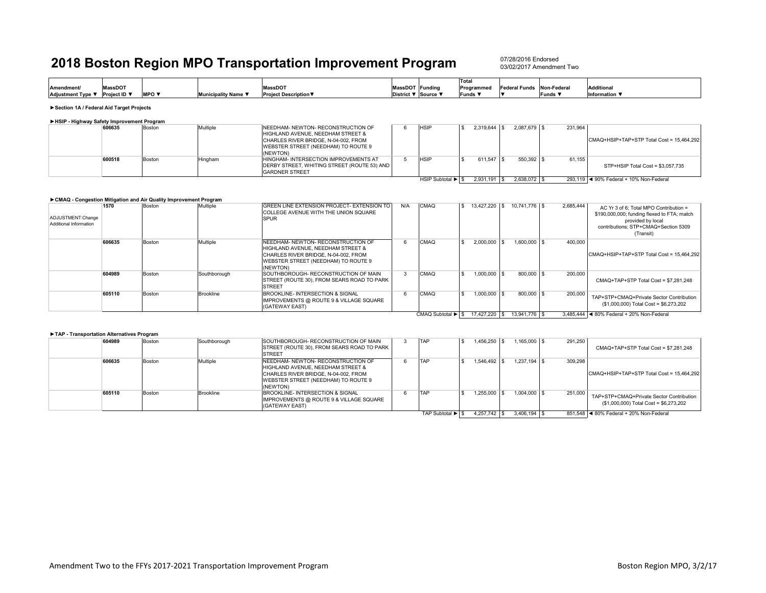# 2018 Boston Region MPO Transportation Improvement Program

07/28/2016 Endorsed
03/02/2017 Amendment Two

**►Section 1A / Federal Aid Target Projects**

**►HSIP - Highway Safety Improvement Program**

| Amendment/ Adjustment Type ▼ | MassDOT Project ID ▼ | MPO ▼ | Municipality Name ▼ | MassDOT Project Description▼ | MassDOT District ▼ | Funding Source ▼ | Total Programmed Funds ▼ | Federal Funds ▼ | Non-Federal Funds ▼ | Additional Information ▼ |
|---|---|---|---|---|---|---|---|---|---|---|
| | 606635 | Boston | Multiple | NEEDHAM- NEWTON- RECONSTRUCTION OF HIGHLAND AVENUE, NEEDHAM STREET & CHARLES RIVER BRIDGE, N-04-002, FROM WEBSTER STREET (NEEDHAM) TO ROUTE 9 (NEWTON) | 6 | HSIP | $ 2,319,644 | $ 2,087,679 | $ 231,964 | CMAQ+HSIP+TAP+STP Total Cost = 15,464,292 |
| | 600518 | Boston | Hingham | HINGHAM- INTERSECTION IMPROVEMENTS AT DERBY STREET, WHITING STREET (ROUTE 53) AND GARDNER STREET | 5 | HSIP | $ 611,547 | $ 550,392 | $ 61,155 | STP+HSIP Total Cost = $3,057,735 |
| | | | | | | HSIP Subtotal ► | $ 2,931,191 | $ 2,638,072 | $ 293,119 | ◄ 90% Federal + 10% Non-Federal |

**►CMAQ - Congestion Mitigation and Air Quality Improvement Program**

| Amendment/ Adjustment Type ▼ | MassDOT Project ID ▼ | MPO ▼ | Municipality Name ▼ | MassDOT Project Description▼ | MassDOT District ▼ | Funding Source ▼ | Total Programmed Funds ▼ | Federal Funds ▼ | Non-Federal Funds ▼ | Additional Information ▼ |
|---|---|---|---|---|---|---|---|---|---|---|
| ADJUSTMENT:Change Additional Information | 1570 | Boston | Multiple | GREEN LINE EXTENSION PROJECT- EXTENSION TO COLLEGE AVENUE WITH THE UNION SQUARE SPUR | N/A | CMAQ | $ 13,427,220 | $ 10,741,776 | $ 2,685,444 | AC Yr 3 of 6; Total MPO Contribution = $190,000,000; funding flexed to FTA; match provided by local contributions; STP+CMAQ+Section 5309 (Transit) |
| | 606635 | Boston | Multiple | NEEDHAM- NEWTON- RECONSTRUCTION OF HIGHLAND AVENUE, NEEDHAM STREET & CHARLES RIVER BRIDGE, N-04-002, FROM WEBSTER STREET (NEEDHAM) TO ROUTE 9 (NEWTON) | 6 | CMAQ | $ 2,000,000 | $ 1,600,000 | $ 400,000 | CMAQ+HSIP+TAP+STP Total Cost = 15,464,292 |
| | 604989 | Boston | Southborough | SOUTHBOROUGH- RECONSTRUCTION OF MAIN STREET (ROUTE 30), FROM SEARS ROAD TO PARK STREET | 3 | CMAQ | $ 1,000,000 | $ 800,000 | $ 200,000 | CMAQ+TAP+STP Total Cost = $7,281,248 |
| | 605110 | Boston | Brookline | BROOKLINE- INTERSECTION & SIGNAL IMPROVEMENTS @ ROUTE 9 & VILLAGE SQUARE (GATEWAY EAST) | 6 | CMAQ | $ 1,000,000 | $ 800,000 | $ 200,000 | TAP+STP+CMAQ+Private Sector Contribution ($1,000,000) Total Cost = $6,273,202 |
| | | | | | | CMAQ Subtotal ► | $ 17,427,220 | $ 13,941,776 | $ 3,485,444 | ◄ 80% Federal + 20% Non-Federal |

**►TAP - Transportation Alternatives Program**

| Amendment/ Adjustment Type ▼ | MassDOT Project ID ▼ | MPO ▼ | Municipality Name ▼ | MassDOT Project Description▼ | MassDOT District ▼ | Funding Source ▼ | Total Programmed Funds ▼ | Federal Funds ▼ | Non-Federal Funds ▼ | Additional Information ▼ |
|---|---|---|---|---|---|---|---|---|---|---|
| | 604989 | Boston | Southborough | SOUTHBOROUGH- RECONSTRUCTION OF MAIN STREET (ROUTE 30), FROM SEARS ROAD TO PARK STREET | 3 | TAP | $ 1,456,250 | $ 1,165,000 | $ 291,250 | CMAQ+TAP+STP Total Cost = $7,281,248 |
| | 606635 | Boston | Multiple | NEEDHAM- NEWTON- RECONSTRUCTION OF HIGHLAND AVENUE, NEEDHAM STREET & CHARLES RIVER BRIDGE, N-04-002, FROM WEBSTER STREET (NEEDHAM) TO ROUTE 9 (NEWTON) | 6 | TAP | $ 1,546,492 | $ 1,237,194 | $ 309,298 | CMAQ+HSIP+TAP+STP Total Cost = 15,464,292 |
| | 605110 | Boston | Brookline | BROOKLINE- INTERSECTION & SIGNAL IMPROVEMENTS @ ROUTE 9 & VILLAGE SQUARE (GATEWAY EAST) | 6 | TAP | $ 1,255,000 | $ 1,004,000 | $ 251,000 | TAP+STP+CMAQ+Private Sector Contribution ($1,000,000) Total Cost = $6,273,202 |
| | | | | | | TAP Subtotal ► | $ 4,257,742 | $ 3,406,194 | $ 851,548 | ◄ 80% Federal + 20% Non-Federal |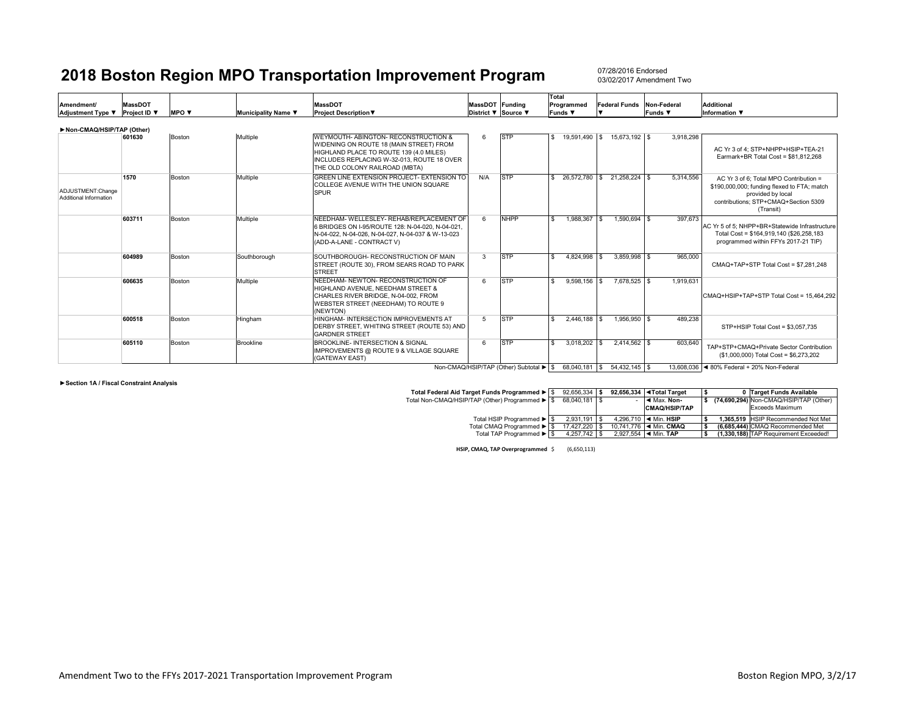# 2018 Boston Region MPO Transportation Improvement Program

07/28/2016 Endorsed
03/02/2017 Amendment Two

| Amendment/ Adjustment Type ▼ | MassDOT Project ID ▼ | MPO ▼ | Municipality Name ▼ | MassDOT Project Description▼ | MassDOT District ▼ | Funding Source ▼ | Total Programmed Funds ▼ | Federal Funds ▼ | Non-Federal Funds ▼ | Additional Information ▼ |
|---|---|---|---|---|---|---|---|---|---|---|
| **►Non-CMAQ/HSIP/TAP (Other)** | | | | | | | | | | |
| | **601630** | Boston | Multiple | WEYMOUTH- ABINGTON- RECONSTRUCTION & WIDENING ON ROUTE 18 (MAIN STREET) FROM HIGHLAND PLACE TO ROUTE 139 (4.0 MILES) INCLUDES REPLACING W-32-013, ROUTE 18 OVER THE OLD COLONY RAILROAD (MBTA) | 6 | STP | $ 19,591,490 | $ 15,673,192 | $ 3,918,298 | AC Yr 3 of 4; STP+NHPP+HSIP+TEA-21 Earmark+BR Total Cost = $81,812,268 |
| ADJUSTMENT:Change Additional Information | **1570** | Boston | Multiple | GREEN LINE EXTENSION PROJECT- EXTENSION TO COLLEGE AVENUE WITH THE UNION SQUARE SPUR | N/A | STP | $ 26,572,780 | $ 21,258,224 | $ 5,314,556 | AC Yr 3 of 6; Total MPO Contribution = $190,000,000; funding flexed to FTA; match provided by local contributions; STP+CMAQ+Section 5309 (Transit) |
| | **603711** | Boston | Multiple | NEEDHAM- WELLESLEY- REHAB/REPLACEMENT OF 6 BRIDGES ON I-95/ROUTE 128: N-04-020, N-04-021, N-04-022, N-04-026, N-04-027, N-04-037 & W-13-023 (ADD-A-LANE - CONTRACT V) | 6 | NHPP | $ 1,988,367 | $ 1,590,694 | $ 397,673 | AC Yr 5 of 5; NHPP+BR+Statewide Infrastructure Total Cost = $164,919,140 ($26,258,183 programmed within FFYs 2017-21 TIP) |
| | **604989** | Boston | Southborough | SOUTHBOROUGH- RECONSTRUCTION OF MAIN STREET (ROUTE 30), FROM SEARS ROAD TO PARK STREET | 3 | STP | $ 4,824,998 | $ 3,859,998 | $ 965,000 | CMAQ+TAP+STP Total Cost = $7,281,248 |
| | **606635** | Boston | Multiple | NEEDHAM- NEWTON- RECONSTRUCTION OF HIGHLAND AVENUE, NEEDHAM STREET & CHARLES RIVER BRIDGE, N-04-002, FROM WEBSTER STREET (NEEDHAM) TO ROUTE 9 (NEWTON) | 6 | STP | $ 9,598,156 | $ 7,678,525 | $ 1,919,631 | CMAQ+HSIP+TAP+STP Total Cost = 15,464,292 |
| | **600518** | Boston | Hingham | HINGHAM- INTERSECTION IMPROVEMENTS AT DERBY STREET, WHITING STREET (ROUTE 53) AND GARDNER STREET | 5 | STP | $ 2,446,188 | $ 1,956,950 | $ 489,238 | STP+HSIP Total Cost = $3,057,735 |
| | **605110** | Boston | Brookline | BROOKLINE- INTERSECTION & SIGNAL IMPROVEMENTS @ ROUTE 9 & VILLAGE SQUARE (GATEWAY EAST) | 6 | STP | $ 3,018,202 | $ 2,414,562 | $ 603,640 | TAP+STP+CMAQ+Private Sector Contribution ($1,000,000) Total Cost = $6,273,202 |
| | | | | | | Non-CMAQ/HSIP/TAP (Other) Subtotal ► | $ 68,040,181 | $ 54,432,145 | $ 13,608,036 | ◄ 80% Federal + 20% Non-Federal |

**►Section 1A / Fiscal Constraint Analysis**

| | | | | | |
|---|---|---|---|---|---|
| Total Federal Aid Target Funds Programmed ► | $ 92,656,334 | **$ 92,656,334** | **◄Total Target** | **$ 0** | **Target Funds Available** |
| Total Non-CMAQ/HSIP/TAP (Other) Programmed ► | $ 68,040,181 | $ - | ◄ Max. **Non-CMAQ/HSIP/TAP** | **$ (74,690,294)** | Non-CMAQ/HSIP/TAP (Other) Exceeds Maximum |
| Total HSIP Programmed ► | $ 2,931,191 | $ 4,296,710 | ◄ Min. **HSIP** | **$ 1,365,519** | HSIP Recommended Not Met |
| Total CMAQ Programmed ► | $ 17,427,220 | $ 10,741,776 | ◄ Min. **CMAQ** | **$ (6,685,444)** | CMAQ Recommended Met |
| Total TAP Programmed ► | $ 4,257,742 | $ 2,927,554 | ◄ Min. **TAP** | **$ (1,330,188)** | TAP Requirement Exceeded! |

**HSIP, CMAQ, TAP Overprogrammed** $ (6,650,113)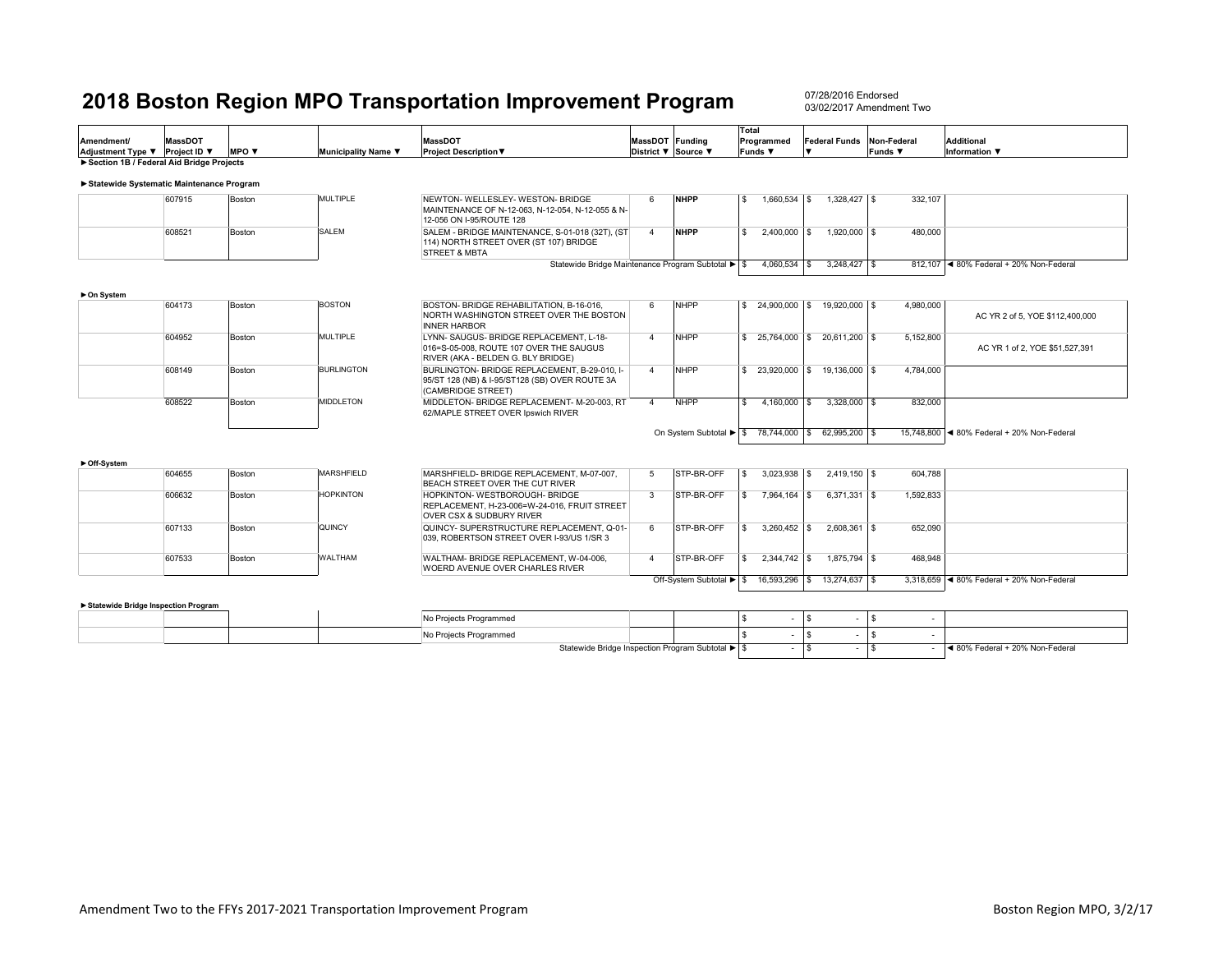# 2018 Boston Region MPO Transportation Improvement Program

07/28/2016 Endorsed
03/02/2017 Amendment Two

| Amendment/ Adjustment Type ▼ | MassDOT Project ID ▼ | MPO ▼ | Municipality Name ▼ | MassDOT Project Description▼ | MassDOT District ▼ | Funding Source ▼ | Total Programmed Funds ▼ | Federal Funds ▼ | Non-Federal Funds ▼ | Additional Information ▼ |
|---|---|---|---|---|---|---|---|---|---|---|
| ►Section 1B / Federal Aid Bridge Projects | | | | | | | | | | |
| ►Statewide Systematic Maintenance Program | | | | | | | | | | |
| | 607915 | Boston | MULTIPLE | NEWTON- WELLESLEY- WESTON- BRIDGE MAINTENANCE OF N-12-063, N-12-054, N-12-055 & N-12-056 ON I-95/ROUTE 128 | 6 | NHPP | $ 1,660,534 | $ 1,328,427 | $ 332,107 | |
| | 608521 | Boston | SALEM | SALEM - BRIDGE MAINTENANCE, S-01-018 (32T), (ST 114) NORTH STREET OVER (ST 107) BRIDGE STREET & MBTA | 4 | NHPP | $ 2,400,000 | $ 1,920,000 | $ 480,000 | |
| | | | | Statewide Bridge Maintenance Program Subtotal ► | | | $ 4,060,534 | $ 3,248,427 | $ 812,107 | ◄ 80% Federal + 20% Non-Federal |
| ►On System | | | | | | | | | | |
| | 604173 | Boston | BOSTON | BOSTON- BRIDGE REHABILITATION, B-16-016, NORTH WASHINGTON STREET OVER THE BOSTON INNER HARBOR | 6 | NHPP | $ 24,900,000 | $ 19,920,000 | $ 4,980,000 | AC YR 2 of 5, YOE $112,400,000 |
| | 604952 | Boston | MULTIPLE | LYNN- SAUGUS- BRIDGE REPLACEMENT, L-18-016=S-05-008, ROUTE 107 OVER THE SAUGUS RIVER (AKA - BELDEN G. BLY BRIDGE) | 4 | NHPP | $ 25,764,000 | $ 20,611,200 | $ 5,152,800 | AC YR 1 of 2, YOE $51,527,391 |
| | 608149 | Boston | BURLINGTON | BURLINGTON- BRIDGE REPLACEMENT, B-29-010, I-95/ST 128 (NB) & I-95/ST128 (SB) OVER ROUTE 3A (CAMBRIDGE STREET) | 4 | NHPP | $ 23,920,000 | $ 19,136,000 | $ 4,784,000 | |
| | 608522 | Boston | MIDDLETON | MIDDLETON- BRIDGE REPLACEMENT- M-20-003, RT 62/MAPLE STREET OVER Ipswich RIVER | 4 | NHPP | $ 4,160,000 | $ 3,328,000 | $ 832,000 | |
| | | | | On System Subtotal ► | | | $ 78,744,000 | $ 62,995,200 | $ 15,748,800 | ◄ 80% Federal + 20% Non-Federal |
| ►Off-System | | | | | | | | | | |
| | 604655 | Boston | MARSHFIELD | MARSHFIELD- BRIDGE REPLACEMENT, M-07-007, BEACH STREET OVER THE CUT RIVER | 5 | STP-BR-OFF | $ 3,023,938 | $ 2,419,150 | $ 604,788 | |
| | 606632 | Boston | HOPKINTON | HOPKINTON- WESTBOROUGH- BRIDGE REPLACEMENT, H-23-006=W-24-016, FRUIT STREET OVER CSX & SUDBURY RIVER | 3 | STP-BR-OFF | $ 7,964,164 | $ 6,371,331 | $ 1,592,833 | |
| | 607133 | Boston | QUINCY | QUINCY- SUPERSTRUCTURE REPLACEMENT, Q-01-039, ROBERTSON STREET OVER I-93/US 1/SR 3 | 6 | STP-BR-OFF | $ 3,260,452 | $ 2,608,361 | $ 652,090 | |
| | 607533 | Boston | WALTHAM | WALTHAM- BRIDGE REPLACEMENT, W-04-006, WOERD AVENUE OVER CHARLES RIVER | 4 | STP-BR-OFF | $ 2,344,742 | $ 1,875,794 | $ 468,948 | |
| | | | | Off-System Subtotal ► | | | $ 16,593,296 | $ 13,274,637 | $ 3,318,659 | ◄ 80% Federal + 20% Non-Federal |
| ►Statewide Bridge Inspection Program | | | | | | | | | | |
| | | | | No Projects Programmed | | | $ - | $ - | $ - | |
| | | | | No Projects Programmed | | | $ - | $ - | $ - | |
| | | | | Statewide Bridge Inspection Program Subtotal ► | | | $ - | $ - | $ - | ◄ 80% Federal + 20% Non-Federal |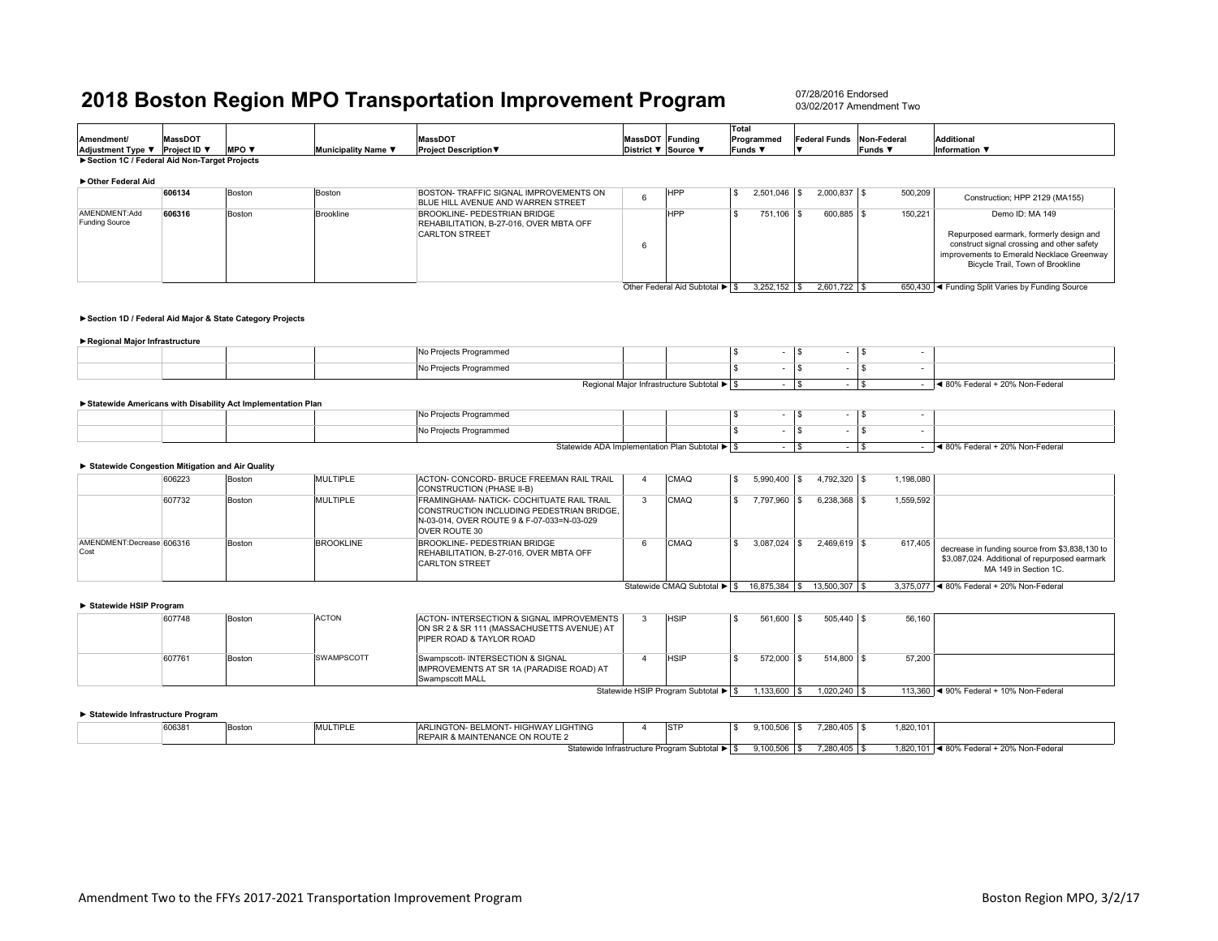# 2018 Boston Region MPO Transportation Improvement Program

07/28/2016 Endorsed
03/02/2017 Amendment Two

| Amendment/ Adjustment Type ▼ | MassDOT Project ID ▼ | MPO ▼ | Municipality Name ▼ | MassDOT Project Description▼ | MassDOT District ▼ | Funding Source ▼ | Total Programmed Funds ▼ | Federal Funds ▼ | Non-Federal Funds ▼ | Additional Information ▼ |
|---|---|---|---|---|---|---|---|---|---|---|
| **►Section 1C / Federal Aid Non-Target Projects** | | | | | | | | | | |
| **►Other Federal Aid** | | | | | | | | | | |
| | **606134** | Boston | Boston | BOSTON- TRAFFIC SIGNAL IMPROVEMENTS ON BLUE HILL AVENUE AND WARREN STREET | 6 | HPP | $ 2,501,046 | $ 2,000,837 | $ 500,209 | Construction; HPP 2129 (MA155) |
| AMENDMENT:Add Funding Source | **606316** | Boston | Brookline | BROOKLINE- PEDESTRIAN BRIDGE REHABILITATION, B-27-016, OVER MBTA OFF CARLTON STREET | 6 | HPP | $ 751,106 | $ 600,885 | $ 150,221 | Demo ID: MA 149<br><br>Repurposed earmark, formerly design and construct signal crossing and other safety improvements to Emerald Necklace Greenway Bicycle Trail, Town of Brookline |
| | | | | | Other Federal Aid Subtotal ► | | $ 3,252,152 | $ 2,601,722 | $ 650,430 | ◄ Funding Split Varies by Funding Source |
| **►Section 1D / Federal Aid Major & State Category Projects** | | | | | | | | | | |
| **►Regional Major Infrastructure** | | | | | | | | | | |
| | | | | No Projects Programmed | | | $ - | $ - | $ - | |
| | | | | No Projects Programmed | | | $ - | $ - | $ - | |
| | | | | | Regional Major Infrastructure Subtotal ► | | $ - | $ - | $ - | ◄ 80% Federal + 20% Non-Federal |
| **►Statewide Americans with Disability Act Implementation Plan** | | | | | | | | | | |
| | | | | No Projects Programmed | | | $ - | $ - | $ - | |
| | | | | No Projects Programmed | | | $ - | $ - | $ - | |
| | | | | | Statewide ADA Implementation Plan Subtotal ► | | $ - | $ - | $ - | ◄ 80% Federal + 20% Non-Federal |
| **► Statewide Congestion Mitigation and Air Quality** | | | | | | | | | | |
| | 606223 | Boston | MULTIPLE | ACTON- CONCORD- BRUCE FREEMAN RAIL TRAIL CONSTRUCTION (PHASE II-B) | 4 | CMAQ | $ 5,990,400 | $ 4,792,320 | $ 1,198,080 | |
| | 607732 | Boston | MULTIPLE | FRAMINGHAM- NATICK- COCHITUATE RAIL TRAIL CONSTRUCTION INCLUDING PEDESTRIAN BRIDGE, N-03-014, OVER ROUTE 9 & F-07-033=N-03-029 OVER ROUTE 30 | 3 | CMAQ | $ 7,797,960 | $ 6,238,368 | $ 1,559,592 | |
| AMENDMENT:Decrease Cost | 606316 | Boston | BROOKLINE | BROOKLINE- PEDESTRIAN BRIDGE REHABILITATION, B-27-016, OVER MBTA OFF CARLTON STREET | 6 | CMAQ | $ 3,087,024 | $ 2,469,619 | $ 617,405 | decrease in funding source from $3,838,130 to $3,087,024. Additional of repurposed earmark MA 149 in Section 1C. |
| | | | | | Statewide CMAQ Subtotal ► | | $ 16,875,384 | $ 13,500,307 | $ 3,375,077 | ◄ 80% Federal + 20% Non-Federal |
| **► Statewide HSIP Program** | | | | | | | | | | |
| | 607748 | Boston | ACTON | ACTON- INTERSECTION & SIGNAL IMPROVEMENTS ON SR 2 & SR 111 (MASSACHUSETTS AVENUE) AT PIPER ROAD & TAYLOR ROAD | 3 | HSIP | $ 561,600 | $ 505,440 | $ 56,160 | |
| | 607761 | Boston | SWAMPSCOTT | Swampscott- INTERSECTION & SIGNAL IMPROVEMENTS AT SR 1A (PARADISE ROAD) AT Swampscott MALL | 4 | HSIP | $ 572,000 | $ 514,800 | $ 57,200 | |
| | | | | | Statewide HSIP Program Subtotal ► | | $ 1,133,600 | $ 1,020,240 | $ 113,360 | ◄ 90% Federal + 10% Non-Federal |
| **► Statewide Infrastructure Program** | | | | | | | | | | |
| | 606381 | Boston | MULTIPLE | ARLINGTON- BELMONT- HIGHWAY LIGHTING REPAIR & MAINTENANCE ON ROUTE 2 | 4 | STP | $ 9,100,506 | $ 7,280,405 | $ 1,820,101 | |
| | | | | | Statewide Infrastructure Program Subtotal ► | | $ 9,100,506 | $ 7,280,405 | $ 1,820,101 | ◄ 80% Federal + 20% Non-Federal |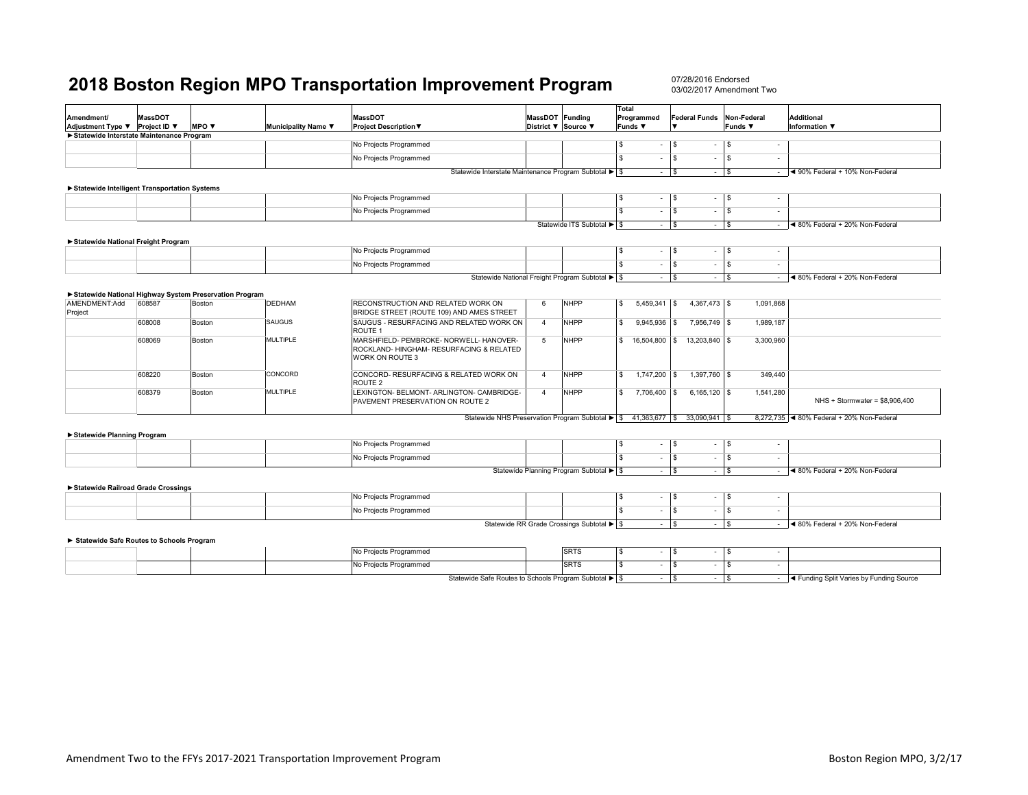# 2018 Boston Region MPO Transportation Improvement Program

07/28/2016 Endorsed
03/02/2017 Amendment Two

| Amendment/ Adjustment Type ▼ | MassDOT Project ID ▼ | MPO ▼ | Municipality Name ▼ | MassDOT Project Description▼ | MassDOT District ▼ | Funding Source ▼ | Total Programmed Funds ▼ | Federal Funds ▼ | Non-Federal Funds ▼ | Additional Information ▼ |
|---|---|---|---|---|---|---|---|---|---|---|
| ►Statewide Interstate Maintenance Program | | | | | | | | | | |
| | | | | No Projects Programmed | | | $ - | $ - | $ - | |
| | | | | No Projects Programmed | | | $ - | $ - | $ - | |
| | | | | | Statewide Interstate Maintenance Program Subtotal ► | | $ - | $ - | $ - | ◄ 90% Federal + 10% Non-Federal |
| ►Statewide Intelligent Transportation Systems | | | | | | | | | | |
| | | | | No Projects Programmed | | | $ - | $ - | $ - | |
| | | | | No Projects Programmed | | | $ - | $ - | $ - | |
| | | | | | Statewide ITS Subtotal ► | | $ - | $ - | $ - | ◄ 80% Federal + 20% Non-Federal |
| ►Statewide National Freight Program | | | | | | | | | | |
| | | | | No Projects Programmed | | | $ - | $ - | $ - | |
| | | | | No Projects Programmed | | | $ - | $ - | $ - | |
| | | | | | Statewide National Freight Program Subtotal ► | | $ - | $ - | $ - | ◄ 80% Federal + 20% Non-Federal |
| ►Statewide National Highway System Preservation Program | | | | | | | | | | |
| AMENDMENT:Add Project | 608587 | Boston | DEDHAM | RECONSTRUCTION AND RELATED WORK ON BRIDGE STREET (ROUTE 109) AND AMES STREET | 6 | NHPP | $ 5,459,341 | $ 4,367,473 | $ 1,091,868 | |
| | 608008 | Boston | SAUGUS | SAUGUS - RESURFACING AND RELATED WORK ON ROUTE 1 | 4 | NHPP | $ 9,945,936 | $ 7,956,749 | $ 1,989,187 | |
| | 608069 | Boston | MULTIPLE | MARSHFIELD- PEMBROKE- NORWELL- HANOVER- ROCKLAND- HINGHAM- RESURFACING & RELATED WORK ON ROUTE 3 | 5 | NHPP | $ 16,504,800 | $ 13,203,840 | $ 3,300,960 | |
| | 608220 | Boston | CONCORD | CONCORD- RESURFACING & RELATED WORK ON ROUTE 2 | 4 | NHPP | $ 1,747,200 | $ 1,397,760 | $ 349,440 | |
| | 608379 | Boston | MULTIPLE | LEXINGTON- BELMONT- ARLINGTON- CAMBRIDGE- PAVEMENT PRESERVATION ON ROUTE 2 | 4 | NHPP | $ 7,706,400 | $ 6,165,120 | $ 1,541,280 | NHS + Stormwater = $8,906,400 |
| | | | | | Statewide NHS Preservation Program Subtotal ► | | $ 41,363,677 | $ 33,090,941 | $ 8,272,735 | ◄ 80% Federal + 20% Non-Federal |
| ►Statewide Planning Program | | | | | | | | | | |
| | | | | No Projects Programmed | | | $ - | $ - | $ - | |
| | | | | No Projects Programmed | | | $ - | $ - | $ - | |
| | | | | | Statewide Planning Program Subtotal ► | | $ - | $ - | $ - | ◄ 80% Federal + 20% Non-Federal |
| ►Statewide Railroad Grade Crossings | | | | | | | | | | |
| | | | | No Projects Programmed | | | $ - | $ - | $ - | |
| | | | | No Projects Programmed | | | $ - | $ - | $ - | |
| | | | | | Statewide RR Grade Crossings Subtotal ► | | $ - | $ - | $ - | ◄ 80% Federal + 20% Non-Federal |
| ► Statewide Safe Routes to Schools Program | | | | | | | | | | |
| | | | | No Projects Programmed | | SRTS | $ - | $ - | $ - | |
| | | | | No Projects Programmed | | SRTS | $ - | $ - | $ - | |
| | | | | | Statewide Safe Routes to Schools Program Subtotal ► | | $ - | $ - | $ - | ◄ Funding Split Varies by Funding Source |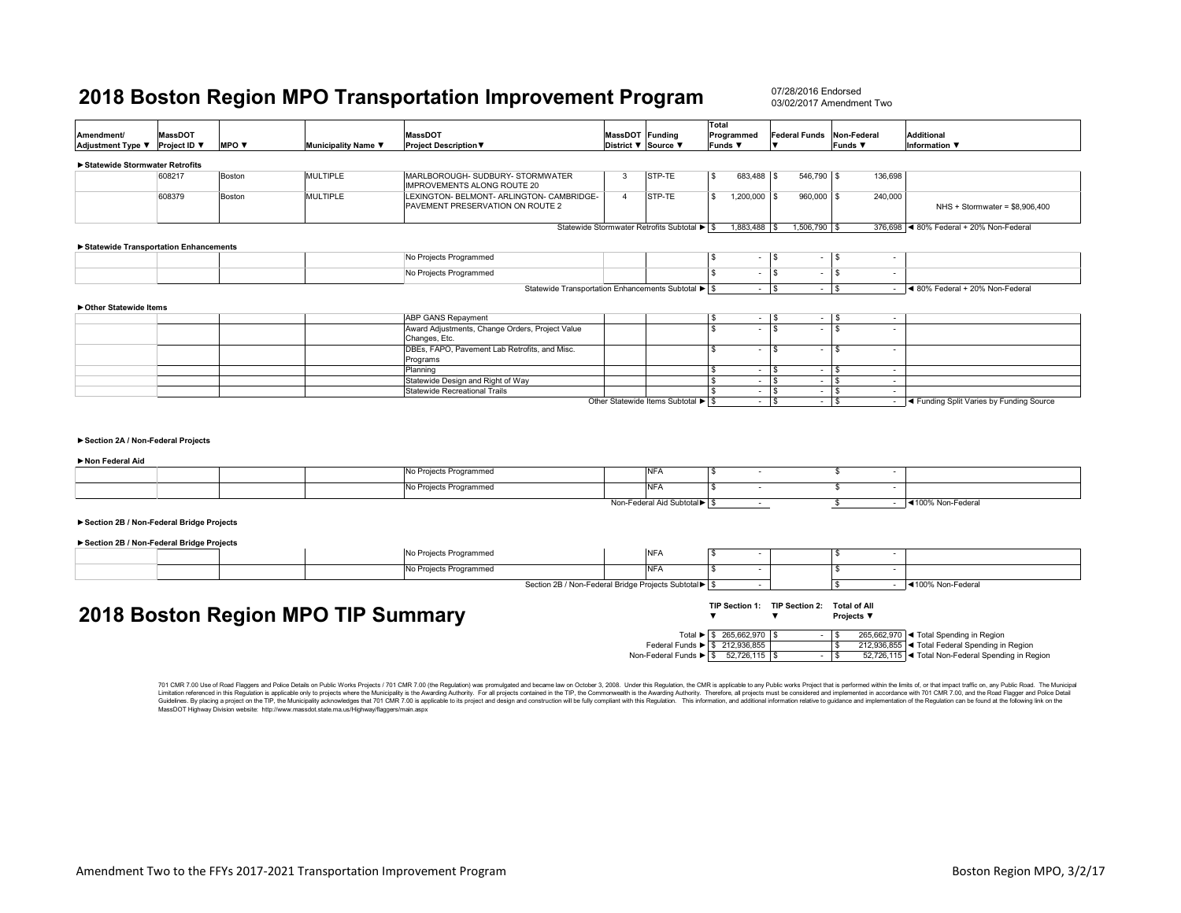# 2018 Boston Region MPO Transportation Improvement Program

07/28/2016 Endorsed
03/02/2017 Amendment Two

| Amendment/ Adjustment Type ▼ | MassDOT Project ID ▼ | MPO ▼ | Municipality Name ▼ | MassDOT Project Description▼ | MassDOT District ▼ | Funding Source ▼ | Total Programmed Funds ▼ | Federal Funds ▼ | Non-Federal Funds ▼ | Additional Information ▼ |
|---|---|---|---|---|---|---|---|---|---|---|
| ►Statewide Stormwater Retrofits | | | | | | | | | | |
| | 608217 | Boston | MULTIPLE | MARLBOROUGH- SUDBURY- STORMWATER IMPROVEMENTS ALONG ROUTE 20 | 3 | STP-TE | $ 683,488 | $ 546,790 | $ 136,698 | |
| | 608379 | Boston | MULTIPLE | LEXINGTON- BELMONT- ARLINGTON- CAMBRIDGE- PAVEMENT PRESERVATION ON ROUTE 2 | 4 | STP-TE | $ 1,200,000 | $ 960,000 | $ 240,000 | NHS + Stormwater = $8,906,400 |
| | | | | | Statewide Stormwater Retrofits Subtotal ► | | $ 1,883,488 | $ 1,506,790 | $ 376,698 | ◄ 80% Federal + 20% Non-Federal |
| ►Statewide Transportation Enhancements | | | | | | | | | | |
| | | | | No Projects Programmed | | | $ - | $ - | $ - | |
| | | | | No Projects Programmed | | | $ - | $ - | $ - | |
| | | | | | Statewide Transportation Enhancements Subtotal ► | | $ - | $ - | $ - | ◄ 80% Federal + 20% Non-Federal |
| ►Other Statewide Items | | | | | | | | | | |
| | | | | ABP GANS Repayment | | | $ - | $ - | $ - | |
| | | | | Award Adjustments, Change Orders, Project Value Changes, Etc. | | | $ - | $ - | $ - | |
| | | | | DBEs, FAPO, Pavement Lab Retrofits, and Misc. Programs | | | $ - | $ - | $ - | |
| | | | | Planning | | | $ - | $ - | $ - | |
| | | | | Statewide Design and Right of Way | | | $ - | $ - | $ - | |
| | | | | Statewide Recreational Trails | | | $ - | $ - | $ - | |
| | | | | | Other Statewide Items Subtotal ► | | $ - | $ - | $ - | ◄ Funding Split Varies by Funding Source |
| ►Section 2A / Non-Federal Projects | | | | | | | | | | |
| ►Non Federal Aid | | | | | | | | | | |
| | | | | No Projects Programmed | | NFA | $ - | | $ - | |
| | | | | No Projects Programmed | | NFA | $ - | | $ - | |
| | | | | | Non-Federal Aid Subtotal► | | $ - | | $ - | ◄100% Non-Federal |
| ►Section 2B / Non-Federal Bridge Projects | | | | | | | | | | |
| ►Section 2B / Non-Federal Bridge Projects | | | | | | | | | | |
| | | | | No Projects Programmed | | NFA | $ - | | $ - | |
| | | | | No Projects Programmed | | NFA | $ - | | $ - | |
| | | | | | Section 2B / Non-Federal Bridge Projects Subtotal► | | $ - | | $ - | ◄100% Non-Federal |

# 2018 Boston Region MPO TIP Summary

| | TIP Section 1: ▼ | TIP Section 2: ▼ | Total of All Projects ▼ | |
|---|---|---|---|---|
| Total ► | $ 265,662,970 | $ - | $ 265,662,970 | ◄ Total Spending in Region |
| Federal Funds ► | $ 212,936,855 | | $ 212,936,855 | ◄ Total Federal Spending in Region |
| Non-Federal Funds ► | $ 52,726,115 | $ - | $ 52,726,115 | ◄ Total Non-Federal Spending in Region |

701 CMR 7.00 Use of Road Flaggers and Police Details on Public Works Projects / 701 CMR 7.00 (the Regulation) was promulgated and became law on October 3, 2008. Under this Regulation, the CMR is applicable to any Public works Project that is performed within the limits of, or that impact traffic on, any Public Road. The Municipal Limitation referenced in this Regulation is applicable only to projects where the Municipality is the Awarding Authority. For all projects contained in the TIP, the Commonwealth is the Awarding Authority. Therefore, all projects must be considered and implemented in accordance with 701 CMR 7.00, and the Road Flagger and Police Detail Guidelines. By placing a project on the TIP, the Municipality acknowledges that 701 CMR 7.00 is applicable to its project and design and construction will be fully compliant with this Regulation. This information, and additional information relative to guidance and implementation of the Regulation can be found at the following link on the MassDOT Highway Division website: http://www.massdot.state.ma.us/Highway/flaggers/main.aspx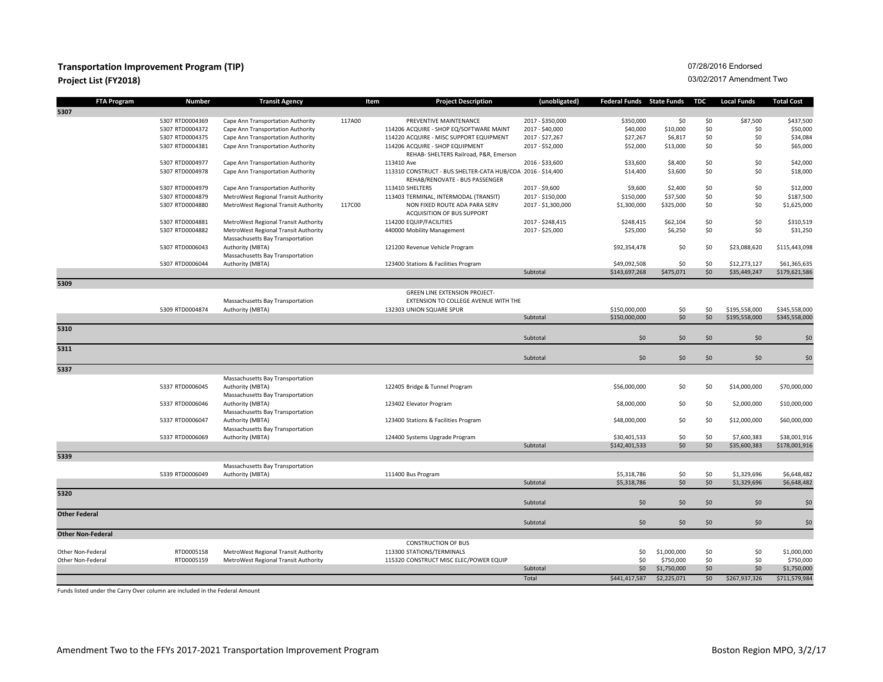**Transportation Improvement Program (TIP)**
**Project List (FY2018)**

07/28/2016 Endorsed
03/02/2017 Amendment Two

| FTA Program | Number | Transit Agency | Item | Project Description | (unobligated) | Federal Funds | State Funds | TDC | Local Funds | Total Cost |
|---|---|---|---|---|---|---|---|---|---|---|
| **5307** | | | | | | | | | | |
| | 5307 RTD0004369 | Cape Ann Transportation Authority | 117A00 | PREVENTIVE MAINTENANCE | 2017 - $350,000 | $350,000 | $0 | $0 | $87,500 | $437,500 |
| | 5307 RTD0004372 | Cape Ann Transportation Authority | | 114206 ACQUIRE - SHOP EQ/SOFTWARE MAINT | 2017 - $40,000 | $40,000 | $10,000 | $0 | $0 | $50,000 |
| | 5307 RTD0004375 | Cape Ann Transportation Authority | | 114220 ACQUIRE - MISC SUPPORT EQUIPMENT | 2017 - $27,267 | $27,267 | $6,817 | $0 | $0 | $34,084 |
| | 5307 RTD0004381 | Cape Ann Transportation Authority | | 114206 ACQUIRE - SHOP EQUIPMENT | 2017 - $52,000 | $52,000 | $13,000 | $0 | $0 | $65,000 |
| | 5307 RTD0004977 | Cape Ann Transportation Authority | | REHAB- SHELTERS Railroad, P&R, Emerson 113410 Ave | 2016 - $33,600 | $33,600 | $8,400 | $0 | $0 | $42,000 |
| | 5307 RTD0004978 | Cape Ann Transportation Authority | | 113310 CONSTRUCT - BUS SHELTER-CATA HUB/COA | 2016 - $14,400 | $14,400 | $3,600 | $0 | $0 | $18,000 |
| | 5307 RTD0004979 | Cape Ann Transportation Authority | | REHAB/RENOVATE - BUS PASSENGER 113410 SHELTERS | 2017 - $9,600 | $9,600 | $2,400 | $0 | $0 | $12,000 |
| | 5307 RTD0004879 | MetroWest Regional Transit Authority | | 113403 TERMINAL, INTERMODAL (TRANSIT) | 2017 - $150,000 | $150,000 | $37,500 | $0 | $0 | $187,500 |
| | 5307 RTD0004880 | MetroWest Regional Transit Authority | 117C00 | NON FIXED ROUTE ADA PARA SERV | 2017 - $1,300,000 | $1,300,000 | $325,000 | $0 | $0 | $1,625,000 |
| | 5307 RTD0004881 | MetroWest Regional Transit Authority | | ACQUISITION OF BUS SUPPORT 114200 EQUIP/FACILITIES | 2017 - $248,415 | $248,415 | $62,104 | $0 | $0 | $310,519 |
| | 5307 RTD0004882 | MetroWest Regional Transit Authority | | 440000 Mobility Management | 2017 - $25,000 | $25,000 | $6,250 | $0 | $0 | $31,250 |
| | 5307 RTD0006043 | Massachusetts Bay Transportation Authority (MBTA) | | 121200 Revenue Vehicle Program | | $92,354,478 | $0 | $0 | $23,088,620 | $115,443,098 |
| | 5307 RTD0006044 | Massachusetts Bay Transportation Authority (MBTA) | | 123400 Stations & Facilities Program | | $49,092,508 | $0 | $0 | $12,273,127 | $61,365,635 |
| | | | | | Subtotal | $143,697,268 | $475,071 | $0 | $35,449,247 | $179,621,586 |
| **5309** | | | | | | | | | | |
| | 5309 RTD0004874 | Massachusetts Bay Transportation Authority (MBTA) | | GREEN LINE EXTENSION PROJECT- EXTENSION TO COLLEGE AVENUE WITH THE 132303 UNION SQUARE SPUR | | $150,000,000 | $0 | $0 | $195,558,000 | $345,558,000 |
| | | | | | Subtotal | $150,000,000 | $0 | $0 | $195,558,000 | $345,558,000 |
| **5310** | | | | | | | | | | |
| | | | | | Subtotal | $0 | $0 | $0 | $0 | $0 |
| **5311** | | | | | | | | | | |
| | | | | | Subtotal | $0 | $0 | $0 | $0 | $0 |
| **5337** | | | | | | | | | | |
| | 5337 RTD0006045 | Massachusetts Bay Transportation Authority (MBTA) | | 122405 Bridge & Tunnel Program | | $56,000,000 | $0 | $0 | $14,000,000 | $70,000,000 |
| | 5337 RTD0006046 | Massachusetts Bay Transportation Authority (MBTA) | | 123402 Elevator Program | | $8,000,000 | $0 | $0 | $2,000,000 | $10,000,000 |
| | 5337 RTD0006047 | Massachusetts Bay Transportation Authority (MBTA) | | 123400 Stations & Facilities Program | | $48,000,000 | $0 | $0 | $12,000,000 | $60,000,000 |
| | 5337 RTD0006069 | Massachusetts Bay Transportation Authority (MBTA) | | 124400 Systems Upgrade Program | | $30,401,533 | $0 | $0 | $7,600,383 | $38,001,916 |
| | | | | | Subtotal | $142,401,533 | $0 | $0 | $35,600,383 | $178,001,916 |
| **5339** | | | | | | | | | | |
| | 5339 RTD0006049 | Massachusetts Bay Transportation Authority (MBTA) | | 111400 Bus Program | | $5,318,786 | $0 | $0 | $1,329,696 | $6,648,482 |
| | | | | | Subtotal | $5,318,786 | $0 | $0 | $1,329,696 | $6,648,482 |
| **5320** | | | | | | | | | | |
| | | | | | Subtotal | $0 | $0 | $0 | $0 | $0 |
| **Other Federal** | | | | | | | | | | |
| | | | | | Subtotal | $0 | $0 | $0 | $0 | $0 |
| **Other Non-Federal** | | | | | | | | | | |
| Other Non-Federal | RTD0005158 | MetroWest Regional Transit Authority | | CONSTRUCTION OF BUS 113300 STATIONS/TERMINALS | | $0 | $1,000,000 | $0 | $0 | $1,000,000 |
| Other Non-Federal | RTD0005159 | MetroWest Regional Transit Authority | | 115320 CONSTRUCT MISC ELEC/POWER EQUIP | | $0 | $750,000 | $0 | $0 | $750,000 |
| | | | | | Subtotal | $0 | $1,750,000 | $0 | $0 | $1,750,000 |
| | | | | | Total | $441,417,587 | $2,225,071 | $0 | $267,937,326 | $711,579,984 |

Funds listed under the Carry Over column are included in the Federal Amount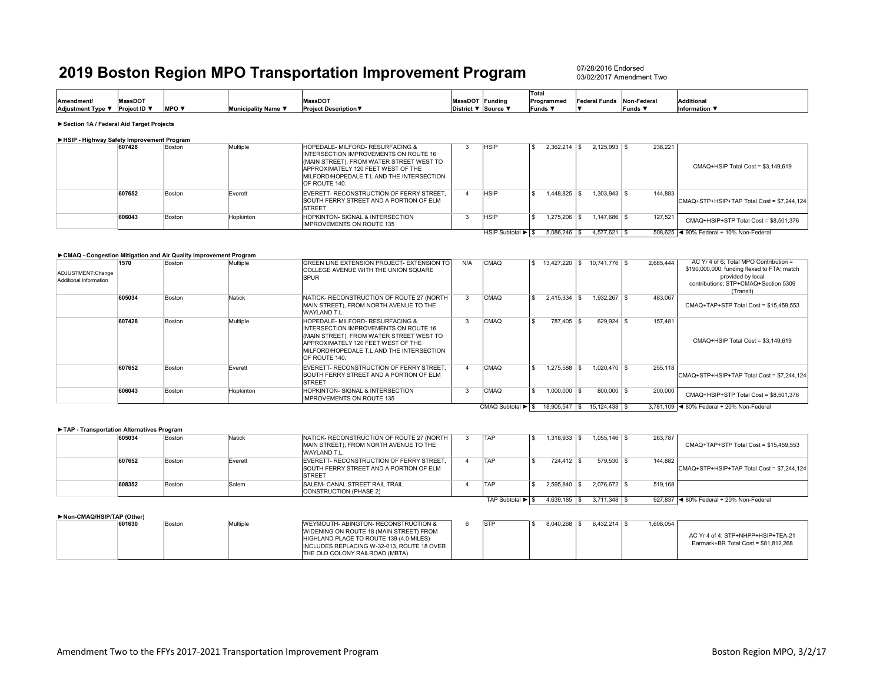# 2019 Boston Region MPO Transportation Improvement Program

07/28/2016 Endorsed
03/02/2017 Amendment Two

| Amendment/ Adjustment Type ▼ | MassDOT Project ID ▼ | MPO ▼ | Municipality Name ▼ | MassDOT Project Description▼ | MassDOT District ▼ | Funding Source ▼ | Total Programmed Funds ▼ | Federal Funds ▼ | Non-Federal Funds ▼ | Additional Information ▼ |
|---|---|---|---|---|---|---|---|---|---|---|
| **►Section 1A / Federal Aid Target Projects** | | | | | | | | | | |
| **►HSIP - Highway Safety Improvement Program** | | | | | | | | | | |
| | 607428 | Boston | Multiple | HOPEDALE- MILFORD- RESURFACING & INTERSECTION IMPROVEMENTS ON ROUTE 16 (MAIN STREET), FROM WATER STREET WEST TO APPROXIMATELY 120 FEET WEST OF THE MILFORD/HOPEDALE T.L AND THE INTERSECTION OF ROUTE 140. | 3 | HSIP | $ 2,362,214 | $ 2,125,993 | $ 236,221 | CMAQ+HSIP Total Cost = $3,149,619 |
| | 607652 | Boston | Everett | EVERETT- RECONSTRUCTION OF FERRY STREET, SOUTH FERRY STREET AND A PORTION OF ELM STREET | 4 | HSIP | $ 1,448,825 | $ 1,303,943 | $ 144,883 | CMAQ+STP+HSIP+TAP Total Cost = $7,244,124 |
| | 606043 | Boston | Hopkinton | HOPKINTON- SIGNAL & INTERSECTION IMPROVEMENTS ON ROUTE 135 | 3 | HSIP | $ 1,275,206 | $ 1,147,686 | $ 127,521 | CMAQ+HSIP+STP Total Cost = $8,501,376 |
| | | | | | | HSIP Subtotal ► | $ 5,086,246 | $ 4,577,621 | $ 508,625 | ◄ 90% Federal + 10% Non-Federal |
| **►CMAQ - Congestion Mitigation and Air Quality Improvement Program** | | | | | | | | | | |
| ADJUSTMENT:Change Additional Information | 1570 | Boston | Multiple | GREEN LINE EXTENSION PROJECT- EXTENSION TO COLLEGE AVENUE WITH THE UNION SQUARE SPUR | N/A | CMAQ | $ 13,427,220 | $ 10,741,776 | $ 2,685,444 | AC Yr 4 of 6; Total MPO Contribution = $190,000,000; funding flexed to FTA; match provided by local contributions; STP+CMAQ+Section 5309 (Transit) |
| | 605034 | Boston | Natick | NATICK- RECONSTRUCTION OF ROUTE 27 (NORTH MAIN STREET), FROM NORTH AVENUE TO THE WAYLAND T.L. | 3 | CMAQ | $ 2,415,334 | $ 1,932,267 | $ 483,067 | CMAQ+TAP+STP Total Cost = $15,459,553 |
| | 607428 | Boston | Multiple | HOPEDALE- MILFORD- RESURFACING & INTERSECTION IMPROVEMENTS ON ROUTE 16 (MAIN STREET), FROM WATER STREET WEST TO APPROXIMATELY 120 FEET WEST OF THE MILFORD/HOPEDALE T.L AND THE INTERSECTION OF ROUTE 140. | 3 | CMAQ | $ 787,405 | $ 629,924 | $ 157,481 | CMAQ+HSIP Total Cost = $3,149,619 |
| | 607652 | Boston | Everett | EVERETT- RECONSTRUCTION OF FERRY STREET, SOUTH FERRY STREET AND A PORTION OF ELM STREET | 4 | CMAQ | $ 1,275,588 | $ 1,020,470 | $ 255,118 | CMAQ+STP+HSIP+TAP Total Cost = $7,244,124 |
| | 606043 | Boston | Hopkinton | HOPKINTON- SIGNAL & INTERSECTION IMPROVEMENTS ON ROUTE 135 | 3 | CMAQ | $ 1,000,000 | $ 800,000 | $ 200,000 | CMAQ+HSIP+STP Total Cost = $8,501,376 |
| | | | | | | CMAQ Subtotal ► | $ 18,905,547 | $ 15,124,438 | $ 3,781,109 | ◄ 80% Federal + 20% Non-Federal |
| **►TAP - Transportation Alternatives Program** | | | | | | | | | | |
| | 605034 | Boston | Natick | NATICK- RECONSTRUCTION OF ROUTE 27 (NORTH MAIN STREET), FROM NORTH AVENUE TO THE WAYLAND T.L. | 3 | TAP | $ 1,318,933 | $ 1,055,146 | $ 263,787 | CMAQ+TAP+STP Total Cost = $15,459,553 |
| | 607652 | Boston | Everett | EVERETT- RECONSTRUCTION OF FERRY STREET, SOUTH FERRY STREET AND A PORTION OF ELM STREET | 4 | TAP | $ 724,412 | $ 579,530 | $ 144,882 | CMAQ+STP+HSIP+TAP Total Cost = $7,244,124 |
| | 608352 | Boston | Salem | SALEM- CANAL STREET RAIL TRAIL CONSTRUCTION (PHASE 2) | 4 | TAP | $ 2,595,840 | $ 2,076,672 | $ 519,168 | |
| | | | | | | TAP Subtotal ► | $ 4,639,185 | $ 3,711,348 | $ 927,837 | ◄ 80% Federal + 20% Non-Federal |
| **►Non-CMAQ/HSIP/TAP (Other)** | | | | | | | | | | |
| | 601630 | Boston | Multiple | WEYMOUTH- ABINGTON- RECONSTRUCTION & WIDENING ON ROUTE 18 (MAIN STREET) FROM HIGHLAND PLACE TO ROUTE 139 (4.0 MILES) INCLUDES REPLACING W-32-013, ROUTE 18 OVER THE OLD COLONY RAILROAD (MBTA) | 6 | STP | $ 8,040,268 | $ 6,432,214 | $ 1,608,054 | AC Yr 4 of 4; STP+NHPP+HSIP+TEA-21 Earmark+BR Total Cost = $81,812,268 |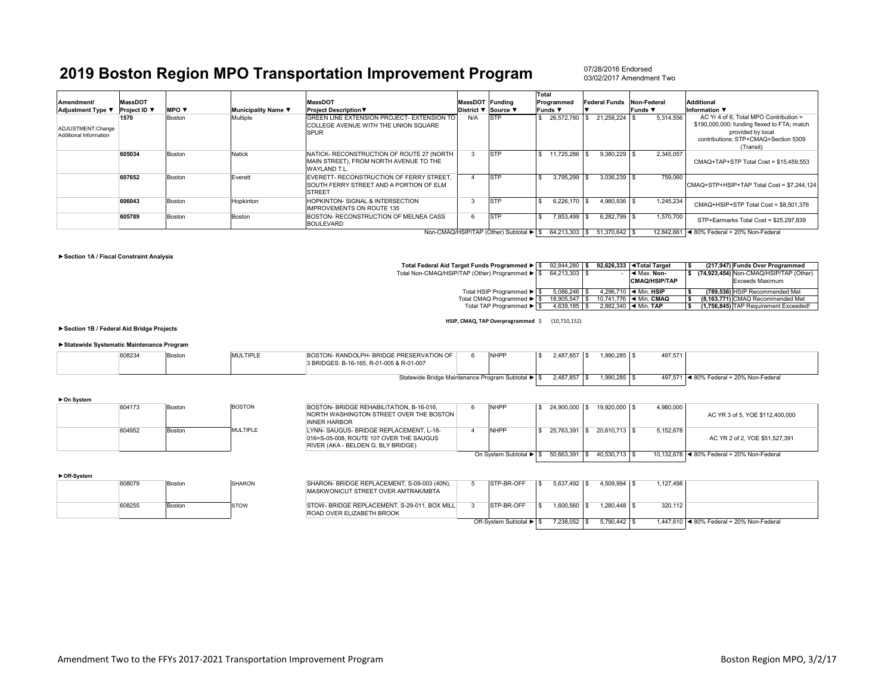# 2019 Boston Region MPO Transportation Improvement Program

07/28/2016 Endorsed
03/02/2017 Amendment Two

| Amendment/ Adjustment Type ▼ | MassDOT Project ID ▼ | MPO ▼ | Municipality Name ▼ | MassDOT Project Description▼ | MassDOT District ▼ | Funding Source ▼ | Total Programmed Funds ▼ | Federal Funds ▼ | Non-Federal Funds ▼ | Additional Information ▼ |
|---|---|---|---|---|---|---|---|---|---|---|
| ADJUSTMENT:Change Additional Information | 1570 | Boston | Multiple | GREEN LINE EXTENSION PROJECT- EXTENSION TO COLLEGE AVENUE WITH THE UNION SQUARE SPUR | N/A | STP | $ 26,572,780 | $ 21,258,224 | $ 5,314,556 | AC Yr 4 of 6; Total MPO Contribution = $190,000,000; funding flexed to FTA; match provided by local contributions; STP+CMAQ+Section 5309 (Transit) |
| | 605034 | Boston | Natick | NATICK- RECONSTRUCTION OF ROUTE 27 (NORTH MAIN STREET), FROM NORTH AVENUE TO THE WAYLAND T.L. | 3 | STP | $ 11,725,286 | $ 9,380,229 | $ 2,345,057 | CMAQ+TAP+STP Total Cost = $15,459,553 |
| | 607652 | Boston | Everett | EVERETT- RECONSTRUCTION OF FERRY STREET, SOUTH FERRY STREET AND A PORTION OF ELM STREET | 4 | STP | $ 3,795,299 | $ 3,036,239 | $ 759,060 | CMAQ+STP+HSIP+TAP Total Cost = $7,244,124 |
| | 606043 | Boston | Hopkinton | HOPKINTON- SIGNAL & INTERSECTION IMPROVEMENTS ON ROUTE 135 | 3 | STP | $ 6,226,170 | $ 4,980,936 | $ 1,245,234 | CMAQ+HSIP+STP Total Cost = $8,501,376 |
| | 605789 | Boston | Boston | BOSTON- RECONSTRUCTION OF MELNEA CASS BOULEVARD | 6 | STP | $ 7,853,499 | $ 6,282,799 | $ 1,570,700 | STP+Earmarks Total Cost = $25,297,839 |
| | | | | | | Non-CMAQ/HSIP/TAP (Other) Subtotal ► | $ 64,213,303 | $ 51,370,642 | $ 12,842,661 | ◄ 80% Federal + 20% Non-Federal |

**►Section 1A / Fiscal Constraint Analysis**

| | | | | | |
|---|---|---|---|---|---|
| Total Federal Aid Target Funds Programmed ► | $ 92,844,280 | $ 92,626,333 | ◄Total Target | $ (217,947) | Funds Over Programmed |
| Total Non-CMAQ/HSIP/TAP (Other) Programmed ► | $ 64,213,303 | $ - | ◄ Max. Non-CMAQ/HSIP/TAP | $ (74,923,454) | Non-CMAQ/HSIP/TAP (Other) Exceeds Maximum |
| Total HSIP Programmed ► | $ 5,086,246 | $ 4,296,710 | ◄ Min. HSIP | $ (789,536) | HSIP Recommended Met |
| Total CMAQ Programmed ► | $ 18,905,547 | $ 10,741,776 | ◄ Min. CMAQ | $ (8,163,771) | CMAQ Recommended Met |
| Total TAP Programmed ► | $ 4,639,185 | $ 2,882,340 | ◄ Min. TAP | $ (1,756,845) | TAP Requirement Exceeded! |

**HSIP, CMAQ, TAP Overprogrammed** $ (10,710,152)

**►Section 1B / Federal Aid Bridge Projects**

**►Statewide Systematic Maintenance Program**

| Amendment/ Adjustment Type | MassDOT Project ID | MPO | Municipality Name | MassDOT Project Description | MassDOT District | Funding Source | Total Programmed Funds | Federal Funds | Non-Federal Funds | Additional Information |
|---|---|---|---|---|---|---|---|---|---|---|
| | 608234 | Boston | MULTIPLE | BOSTON- RANDOLPH- BRIDGE PRESERVATION OF 3 BRIDGES: B-16-165, R-01-005 & R-01-007 | 6 | NHPP | $ 2,487,857 | $ 1,990,285 | $ 497,571 | |
| | | | | | | Statewide Bridge Maintenance Program Subtotal ► | $ 2,487,857 | $ 1,990,285 | $ 497,571 | ◄ 80% Federal + 20% Non-Federal |

**►On System**

| Amendment/ Adjustment Type | MassDOT Project ID | MPO | Municipality Name | MassDOT Project Description | MassDOT District | Funding Source | Total Programmed Funds | Federal Funds | Non-Federal Funds | Additional Information |
|---|---|---|---|---|---|---|---|---|---|---|
| | 604173 | Boston | BOSTON | BOSTON- BRIDGE REHABILITATION, B-16-016, NORTH WASHINGTON STREET OVER THE BOSTON INNER HARBOR | 6 | NHPP | $ 24,900,000 | $ 19,920,000 | $ 4,980,000 | AC YR 3 of 5, YOE $112,400,000 |
| | 604952 | Boston | MULTIPLE | LYNN- SAUGUS- BRIDGE REPLACEMENT, L-18-016=S-05-008, ROUTE 107 OVER THE SAUGUS RIVER (AKA - BELDEN G. BLY BRIDGE) | 4 | NHPP | $ 25,763,391 | $ 20,610,713 | $ 5,152,678 | AC YR 2 of 2, YOE $51,527,391 |
| | | | | | | On System Subtotal ► | $ 50,663,391 | $ 40,530,713 | $ 10,132,678 | ◄ 80% Federal + 20% Non-Federal |

**►Off-System**

| Amendment/ Adjustment Type | MassDOT Project ID | MPO | Municipality Name | MassDOT Project Description | MassDOT District | Funding Source | Total Programmed Funds | Federal Funds | Non-Federal Funds | Additional Information |
|---|---|---|---|---|---|---|---|---|---|---|
| | 608079 | Boston | SHARON | SHARON- BRIDGE REPLACEMENT, S-09-003 (40N), MASKWONICUT STREET OVER AMTRAK/MBTA | 5 | STP-BR-OFF | $ 5,637,492 | $ 4,509,994 | $ 1,127,498 | |
| | 608255 | Boston | STOW | STOW- BRIDGE REPLACEMENT, S-29-011, BOX MILL ROAD OVER ELIZABETH BROOK | 3 | STP-BR-OFF | $ 1,600,560 | $ 1,280,448 | $ 320,112 | |
| | | | | | | Off-System Subtotal ► | $ 7,238,052 | $ 5,790,442 | $ 1,447,610 | ◄ 80% Federal + 20% Non-Federal |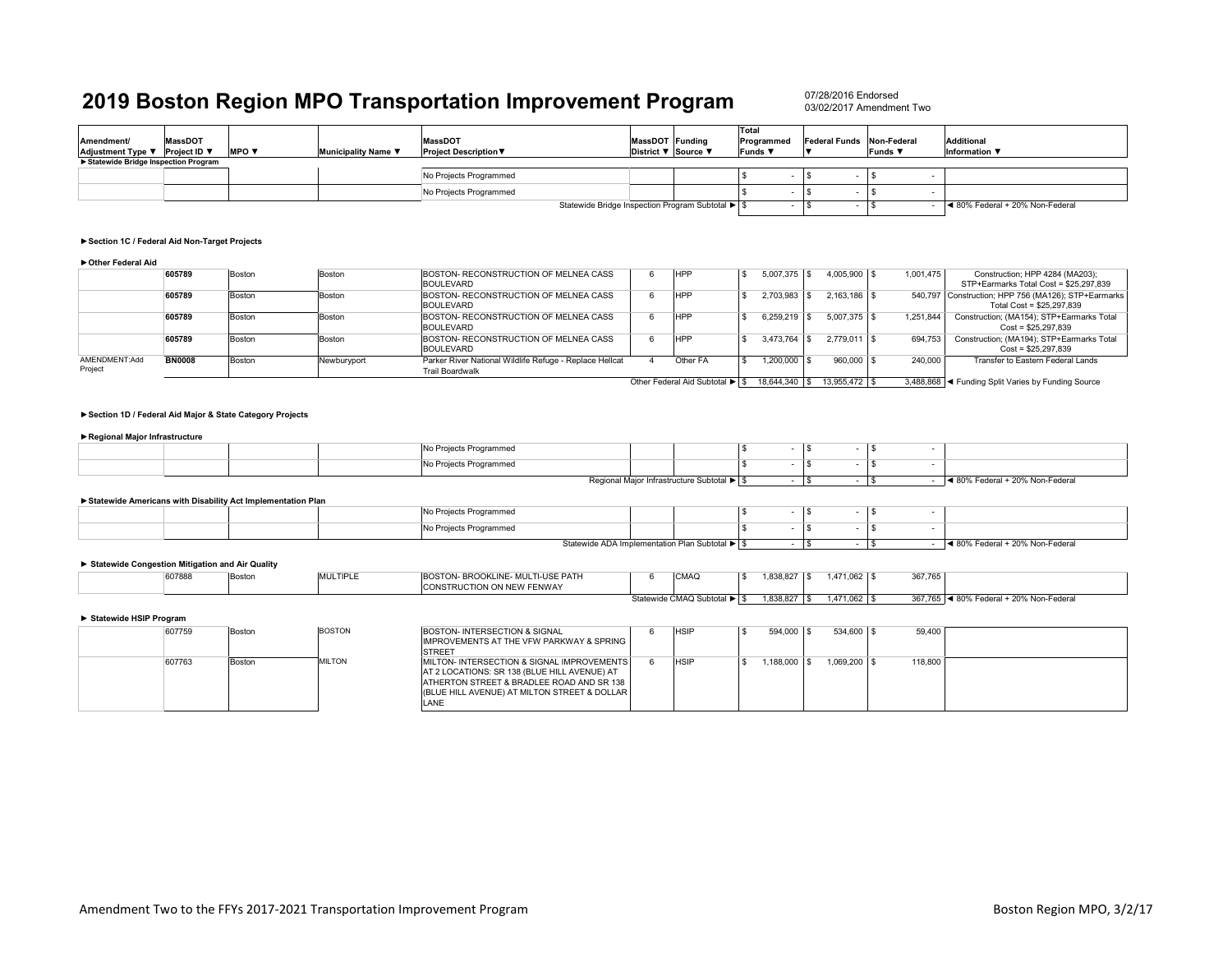# 2019 Boston Region MPO Transportation Improvement Program

07/28/2016 Endorsed
03/02/2017 Amendment Two

| Amendment/ Adjustment Type ▼ | MassDOT Project ID ▼ | MPO ▼ | Municipality Name ▼ | MassDOT Project Description▼ | MassDOT District ▼ | Funding Source ▼ | Total Programmed Funds ▼ | Federal Funds ▼ | Non-Federal Funds ▼ | Additional Information ▼ |
|---|---|---|---|---|---|---|---|---|---|---|
| ►Statewide Bridge Inspection Program | | | | | | | | | | |
| | | | | No Projects Programmed | | | $ - | $ - | $ - | |
| | | | | No Projects Programmed | | | $ - | $ - | $ - | |
| | | | | Statewide Bridge Inspection Program Subtotal ► | | | $ - | $ - | $ - | ◄ 80% Federal + 20% Non-Federal |
| ►Section 1C / Federal Aid Non-Target Projects | | | | | | | | | | |
| ►Other Federal Aid | | | | | | | | | | |
| | **605789** | Boston | Boston | BOSTON- RECONSTRUCTION OF MELNEA CASS BOULEVARD | 6 | HPP | $ 5,007,375 | $ 4,005,900 | $ 1,001,475 | Construction; HPP 4284 (MA203); STP+Earmarks Total Cost = $25,297,839 |
| | **605789** | Boston | Boston | BOSTON- RECONSTRUCTION OF MELNEA CASS BOULEVARD | 6 | HPP | $ 2,703,983 | $ 2,163,186 | $ 540,797 | Construction; HPP 756 (MA126); STP+Earmarks Total Cost = $25,297,839 |
| | **605789** | Boston | Boston | BOSTON- RECONSTRUCTION OF MELNEA CASS BOULEVARD | 6 | HPP | $ 6,259,219 | $ 5,007,375 | $ 1,251,844 | Construction; (MA154); STP+Earmarks Total Cost = $25,297,839 |
| | **605789** | Boston | Boston | BOSTON- RECONSTRUCTION OF MELNEA CASS BOULEVARD | 6 | HPP | $ 3,473,764 | $ 2,779,011 | $ 694,753 | Construction; (MA194); STP+Earmarks Total Cost = $25,297,839 |
| AMENDMENT:Add Project | **BN0008** | Boston | Newburyport | Parker River National Wildlife Refuge - Replace Hellcat Trail Boardwalk | 4 | Other FA | $ 1,200,000 | $ 960,000 | $ 240,000 | Transfer to Eastern Federal Lands |
| | | | | Other Federal Aid Subtotal ► | | | $ 18,644,340 | $ 13,955,472 | $ 3,488,868 | ◄ Funding Split Varies by Funding Source |
| ►Section 1D / Federal Aid Major & State Category Projects | | | | | | | | | | |
| ►Regional Major Infrastructure | | | | | | | | | | |
| | | | | No Projects Programmed | | | $ - | $ - | $ - | |
| | | | | No Projects Programmed | | | $ - | $ - | $ - | |
| | | | | Regional Major Infrastructure Subtotal ► | | | $ - | $ - | $ - | ◄ 80% Federal + 20% Non-Federal |
| ►Statewide Americans with Disability Act Implementation Plan | | | | | | | | | | |
| | | | | No Projects Programmed | | | $ - | $ - | $ - | |
| | | | | No Projects Programmed | | | $ - | $ - | $ - | |
| | | | | Statewide ADA Implementation Plan Subtotal ► | | | $ - | $ - | $ - | ◄ 80% Federal + 20% Non-Federal |
| ► Statewide Congestion Mitigation and Air Quality | | | | | | | | | | |
| | 607888 | Boston | MULTIPLE | BOSTON- BROOKLINE- MULTI-USE PATH CONSTRUCTION ON NEW FENWAY | 6 | CMAQ | $ 1,838,827 | $ 1,471,062 | $ 367,765 | |
| | | | | Statewide CMAQ Subtotal ► | | | $ 1,838,827 | $ 1,471,062 | $ 367,765 | ◄ 80% Federal + 20% Non-Federal |
| ► Statewide HSIP Program | | | | | | | | | | |
| | 607759 | Boston | BOSTON | BOSTON- INTERSECTION & SIGNAL IMPROVEMENTS AT THE VFW PARKWAY & SPRING STREET | 6 | HSIP | $ 594,000 | $ 534,600 | $ 59,400 | |
| | 607763 | Boston | MILTON | MILTON- INTERSECTION & SIGNAL IMPROVEMENTS AT 2 LOCATIONS: SR 138 (BLUE HILL AVENUE) AT ATHERTON STREET & BRADLEE ROAD AND SR 138 (BLUE HILL AVENUE) AT MILTON STREET & DOLLAR LANE | 6 | HSIP | $ 1,188,000 | $ 1,069,200 | $ 118,800 | |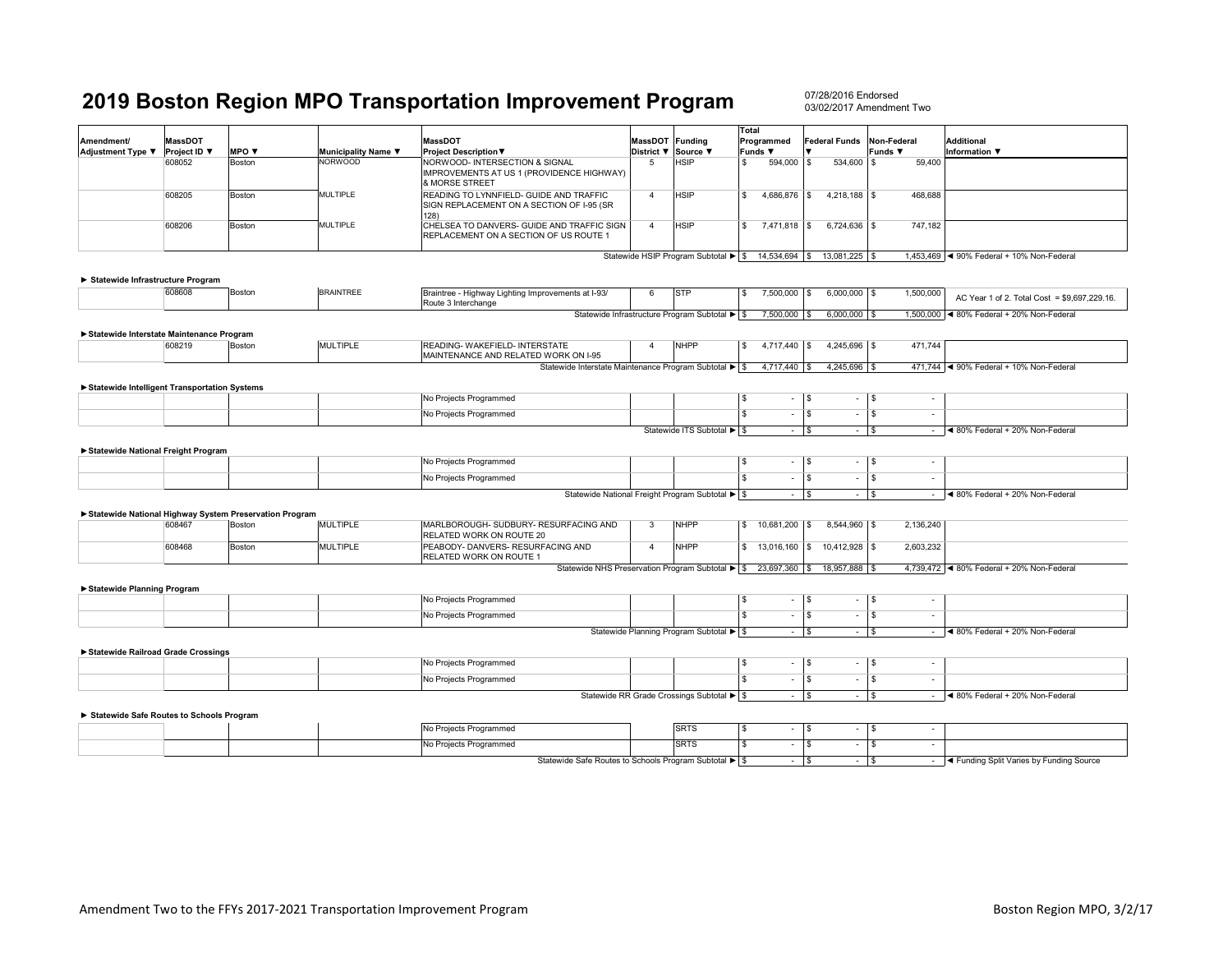# 2019 Boston Region MPO Transportation Improvement Program

07/28/2016 Endorsed
03/02/2017 Amendment Two

| Amendment/ Adjustment Type ▼ | MassDOT Project ID ▼ | MPO ▼ | Municipality Name ▼ | MassDOT Project Description▼ | MassDOT District ▼ | Funding Source ▼ | Total Programmed Funds ▼ | Federal Funds ▼ | Non-Federal Funds ▼ | Additional Information ▼ |
|---|---|---|---|---|---|---|---|---|---|---|
| | 608052 | Boston | NORWOOD | NORWOOD- INTERSECTION & SIGNAL IMPROVEMENTS AT US 1 (PROVIDENCE HIGHWAY) & MORSE STREET | 5 | HSIP | $ 594,000 | $ 534,600 | $ 59,400 | |
| | 608205 | Boston | MULTIPLE | READING TO LYNNFIELD- GUIDE AND TRAFFIC SIGN REPLACEMENT ON A SECTION OF I-95 (SR 128) | 4 | HSIP | $ 4,686,876 | $ 4,218,188 | $ 468,688 | |
| | 608206 | Boston | MULTIPLE | CHELSEA TO DANVERS- GUIDE AND TRAFFIC SIGN REPLACEMENT ON A SECTION OF US ROUTE 1 | 4 | HSIP | $ 7,471,818 | $ 6,724,636 | $ 747,182 | |
| | | | | | | Statewide HSIP Program Subtotal ► | $ 14,534,694 | $ 13,081,225 | $ 1,453,469 | ◄ 90% Federal + 10% Non-Federal |
| **► Statewide Infrastructure Program** | | | | | | | | | | |
| | 608608 | Boston | BRAINTREE | Braintree - Highway Lighting Improvements at I-93/ Route 3 Interchange | 6 | STP | $ 7,500,000 | $ 6,000,000 | $ 1,500,000 | AC Year 1 of 2. Total Cost = $9,697,229.16. |
| | | | | | | Statewide Infrastructure Program Subtotal ► | $ 7,500,000 | $ 6,000,000 | $ 1,500,000 | ◄ 80% Federal + 20% Non-Federal |
| **►Statewide Interstate Maintenance Program** | | | | | | | | | | |
| | 608219 | Boston | MULTIPLE | READING- WAKEFIELD- INTERSTATE MAINTENANCE AND RELATED WORK ON I-95 | 4 | NHPP | $ 4,717,440 | $ 4,245,696 | $ 471,744 | |
| | | | | | | Statewide Interstate Maintenance Program Subtotal ► | $ 4,717,440 | $ 4,245,696 | $ 471,744 | ◄ 90% Federal + 10% Non-Federal |
| **►Statewide Intelligent Transportation Systems** | | | | | | | | | | |
| | | | | No Projects Programmed | | | $ - | $ - | $ - | |
| | | | | No Projects Programmed | | | $ - | $ - | $ - | |
| | | | | | | Statewide ITS Subtotal ► | $ - | $ - | $ - | ◄ 80% Federal + 20% Non-Federal |
| **►Statewide National Freight Program** | | | | | | | | | | |
| | | | | No Projects Programmed | | | $ - | $ - | $ - | |
| | | | | No Projects Programmed | | | $ - | $ - | $ - | |
| | | | | | | Statewide National Freight Program Subtotal ► | $ - | $ - | $ - | ◄ 80% Federal + 20% Non-Federal |
| **►Statewide National Highway System Preservation Program** | | | | | | | | | | |
| | 608467 | Boston | MULTIPLE | MARLBOROUGH- SUDBURY- RESURFACING AND RELATED WORK ON ROUTE 20 | 3 | NHPP | $ 10,681,200 | $ 8,544,960 | $ 2,136,240 | |
| | 608468 | Boston | MULTIPLE | PEABODY- DANVERS- RESURFACING AND RELATED WORK ON ROUTE 1 | 4 | NHPP | $ 13,016,160 | $ 10,412,928 | $ 2,603,232 | |
| | | | | | | Statewide NHS Preservation Program Subtotal ► | $ 23,697,360 | $ 18,957,888 | $ 4,739,472 | ◄ 80% Federal + 20% Non-Federal |
| **►Statewide Planning Program** | | | | | | | | | | |
| | | | | No Projects Programmed | | | $ - | $ - | $ - | |
| | | | | No Projects Programmed | | | $ - | $ - | $ - | |
| | | | | | | Statewide Planning Program Subtotal ► | $ - | $ - | $ - | ◄ 80% Federal + 20% Non-Federal |
| **►Statewide Railroad Grade Crossings** | | | | | | | | | | |
| | | | | No Projects Programmed | | | $ - | $ - | $ - | |
| | | | | No Projects Programmed | | | $ - | $ - | $ - | |
| | | | | | | Statewide RR Grade Crossings Subtotal ► | $ - | $ - | $ - | ◄ 80% Federal + 20% Non-Federal |
| **► Statewide Safe Routes to Schools Program** | | | | | | | | | | |
| | | | | No Projects Programmed | | SRTS | $ - | $ - | $ - | |
| | | | | No Projects Programmed | | SRTS | $ - | $ - | $ - | |
| | | | | | | Statewide Safe Routes to Schools Program Subtotal ► | $ - | $ - | $ - | ◄ Funding Split Varies by Funding Source |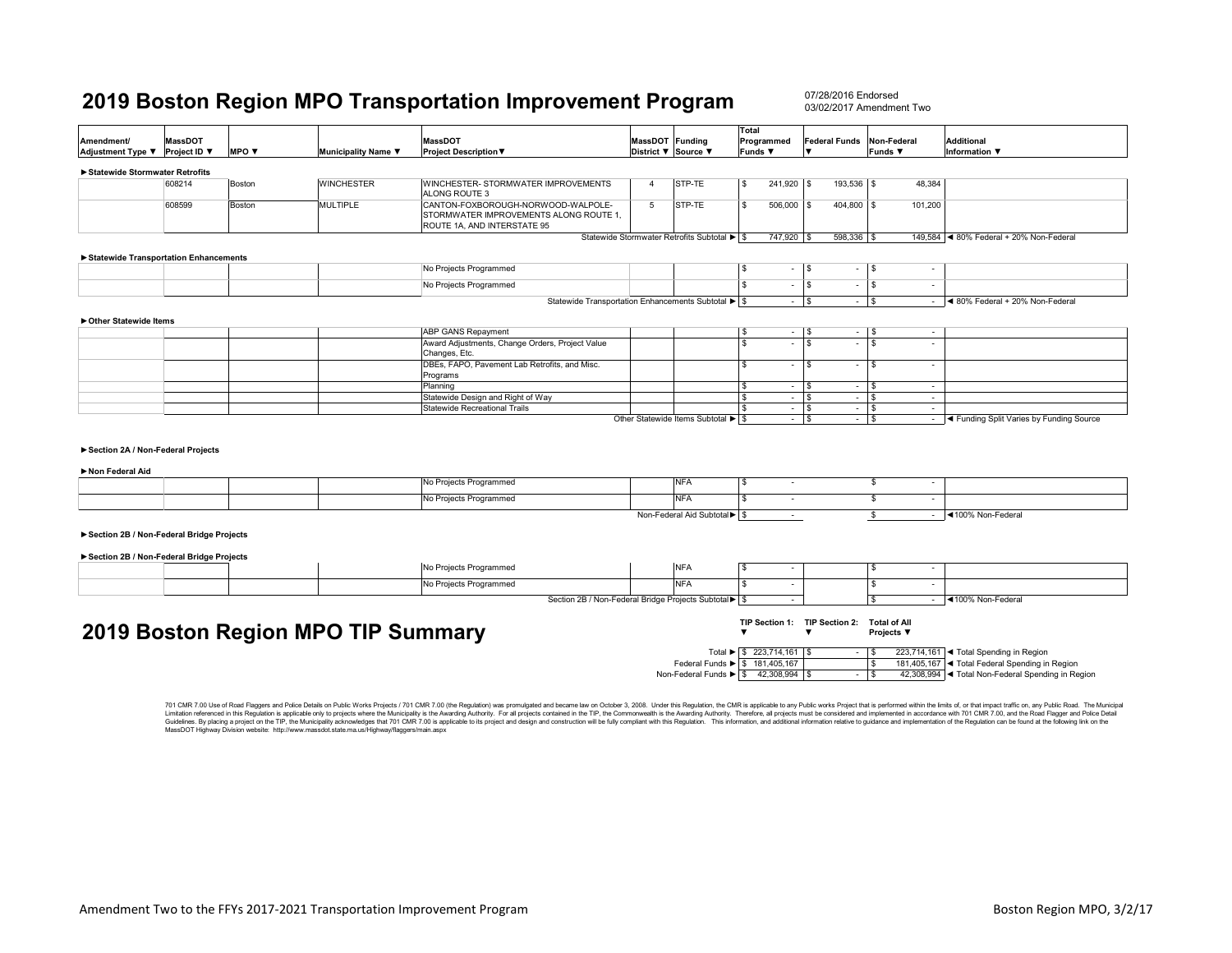# 2019 Boston Region MPO Transportation Improvement Program

07/28/2016 Endorsed
03/02/2017 Amendment Two

| Amendment/ Adjustment Type ▼ | MassDOT Project ID ▼ | MPO ▼ | Municipality Name ▼ | MassDOT Project Description▼ | MassDOT District ▼ | Funding Source ▼ | Total Programmed Funds ▼ | Federal Funds ▼ | Non-Federal Funds ▼ | Additional Information ▼ |
|---|---|---|---|---|---|---|---|---|---|---|
| **►Statewide Stormwater Retrofits** | | | | | | | | | | |
| | 608214 | Boston | WINCHESTER | WINCHESTER- STORMWATER IMPROVEMENTS ALONG ROUTE 3 | 4 | STP-TE | $ 241,920 | $ 193,536 | $ 48,384 | |
| | 608599 | Boston | MULTIPLE | CANTON-FOXBOROUGH-NORWOOD-WALPOLE- STORMWATER IMPROVEMENTS ALONG ROUTE 1, ROUTE 1A, AND INTERSTATE 95 | 5 | STP-TE | $ 506,000 | $ 404,800 | $ 101,200 | |
| | | | | | Statewide Stormwater Retrofits Subtotal ► | | $ 747,920 | $ 598,336 | $ 149,584 | ◄ 80% Federal + 20% Non-Federal |
| **►Statewide Transportation Enhancements** | | | | | | | | | | |
| | | | | No Projects Programmed | | | $ - | $ - | $ - | |
| | | | | No Projects Programmed | | | $ - | $ - | $ - | |
| | | | | | Statewide Transportation Enhancements Subtotal ► | | $ - | $ - | $ - | ◄ 80% Federal + 20% Non-Federal |
| **►Other Statewide Items** | | | | | | | | | | |
| | | | | ABP GANS Repayment | | | $ - | $ - | $ - | |
| | | | | Award Adjustments, Change Orders, Project Value Changes, Etc. | | | $ - | $ - | $ - | |
| | | | | DBEs, FAPO, Pavement Lab Retrofits, and Misc. Programs | | | $ - | $ - | $ - | |
| | | | | Planning | | | $ - | $ - | $ - | |
| | | | | Statewide Design and Right of Way | | | $ - | $ - | $ - | |
| | | | | Statewide Recreational Trails | | | $ - | $ - | $ - | |
| | | | | | Other Statewide Items Subtotal ► | | $ - | $ - | $ - | ◄ Funding Split Varies by Funding Source |
| **►Section 2A / Non-Federal Projects** | | | | | | | | | | |
| **►Non Federal Aid** | | | | | | | | | | |
| | | | | No Projects Programmed | | NFA | $ - | | $ - | |
| | | | | No Projects Programmed | | NFA | $ - | | $ - | |
| | | | | | Non-Federal Aid Subtotal► | | $ - | | $ - | ◄100% Non-Federal |
| **►Section 2B / Non-Federal Bridge Projects** | | | | | | | | | | |
| **►Section 2B / Non-Federal Bridge Projects** | | | | | | | | | | |
| | | | | No Projects Programmed | | NFA | $ - | | $ - | |
| | | | | No Projects Programmed | | NFA | $ - | | $ - | |
| | | | | | Section 2B / Non-Federal Bridge Projects Subtotal► | | $ - | | $ - | ◄100% Non-Federal |

# 2019 Boston Region MPO TIP Summary

| | TIP Section 1: ▼ | TIP Section 2: ▼ | Total of All Projects ▼ | |
|---|---|---|---|---|
| Total ► | $ 223,714,161 | $ - | $ 223,714,161 | ◄ Total Spending in Region |
| Federal Funds ► | $ 181,405,167 | | $ 181,405,167 | ◄ Total Federal Spending in Region |
| Non-Federal Funds ► | $ 42,308,994 | $ - | $ 42,308,994 | ◄ Total Non-Federal Spending in Region |

701 CMR 7.00 Use of Road Flaggers and Police Details on Public Works Projects / 701 CMR 7.00 (the Regulation) was promulgated and became law on October 3, 2008. Under this Regulation, the CMR is applicable to any Public works Project that is performed within the limits of, or that impact traffic on, any Public Road. The Municipal Limitation referenced in this Regulation is applicable only to projects where the Municipality is the Awarding Authority. For all projects contained in the TIP, the Commonwealth is the Awarding Authority. Therefore, all projects must be considered and implemented in accordance with 701 CMR 7.00, and the Road Flagger and Police Detail Guidelines. By placing a project on the TIP, the Municipality acknowledges that 701 CMR 7.00 is applicable to its project and design and construction will be fully compliant with this Regulation. This information, and additional information relative to guidance and implementation of the Regulation can be found at the following link on the MassDOT Highway Division website: http://www.massdot.state.ma.us/Highway/flaggers/main.aspx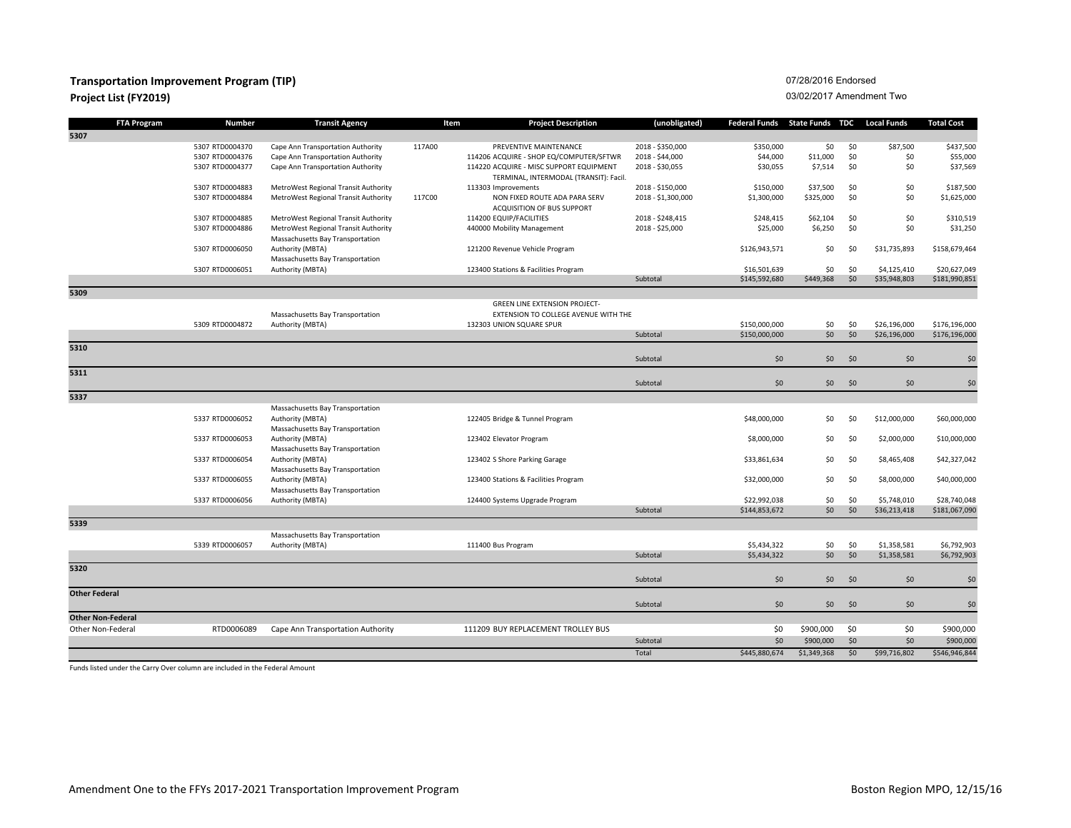**Transportation Improvement Program (TIP)**
**Project List (FY2019)**

07/28/2016 Endorsed
03/02/2017 Amendment Two

| FTA Program | Number | Transit Agency | Item | Project Description | (unobligated) | Federal Funds | State Funds | TDC | Local Funds | Total Cost |
|---|---|---|---|---|---|---|---|---|---|---|
| **5307** | | | | | | | | | | |
| | 5307 RTD0004370 | Cape Ann Transportation Authority | 117A00 | PREVENTIVE MAINTENANCE | 2018 - $350,000 | $350,000 | $0 | $0 | $87,500 | $437,500 |
| | 5307 RTD0004376 | Cape Ann Transportation Authority | | 114206 ACQUIRE - SHOP EQ/COMPUTER/SFTWR | 2018 - $44,000 | $44,000 | $11,000 | $0 | $0 | $55,000 |
| | 5307 RTD0004377 | Cape Ann Transportation Authority | | 114220 ACQUIRE - MISC SUPPORT EQUIPMENT | 2018 - $30,055 | $30,055 | $7,514 | $0 | $0 | $37,569 |
| | 5307 RTD0004883 | MetroWest Regional Transit Authority | | TERMINAL, INTERMODAL (TRANSIT): Facil. 113303 Improvements | 2018 - $150,000 | $150,000 | $37,500 | $0 | $0 | $187,500 |
| | 5307 RTD0004884 | MetroWest Regional Transit Authority | 117C00 | NON FIXED ROUTE ADA PARA SERV | 2018 - $1,300,000 | $1,300,000 | $325,000 | $0 | $0 | $1,625,000 |
| | 5307 RTD0004885 | MetroWest Regional Transit Authority | | ACQUISITION OF BUS SUPPORT 114200 EQUIP/FACILITIES | 2018 - $248,415 | $248,415 | $62,104 | $0 | $0 | $310,519 |
| | 5307 RTD0004886 | MetroWest Regional Transit Authority | | 440000 Mobility Management | 2018 - $25,000 | $25,000 | $6,250 | $0 | $0 | $31,250 |
| | 5307 RTD0006050 | Massachusetts Bay Transportation Authority (MBTA) | | 121200 Revenue Vehicle Program | | $126,943,571 | $0 | $0 | $31,735,893 | $158,679,464 |
| | 5307 RTD0006051 | Massachusetts Bay Transportation Authority (MBTA) | | 123400 Stations & Facilities Program | | $16,501,639 | $0 | $0 | $4,125,410 | $20,627,049 |
| | | | | | Subtotal | $145,592,680 | $449,368 | $0 | $35,948,803 | $181,990,851 |
| **5309** | | | | | | | | | | |
| | 5309 RTD0004872 | Massachusetts Bay Transportation Authority (MBTA) | | GREEN LINE EXTENSION PROJECT- EXTENSION TO COLLEGE AVENUE WITH THE 132303 UNION SQUARE SPUR | | $150,000,000 | $0 | $0 | $26,196,000 | $176,196,000 |
| | | | | | Subtotal | $150,000,000 | $0 | $0 | $26,196,000 | $176,196,000 |
| **5310** | | | | | | | | | | |
| | | | | | Subtotal | $0 | $0 | $0 | $0 | $0 |
| **5311** | | | | | | | | | | |
| | | | | | Subtotal | $0 | $0 | $0 | $0 | $0 |
| **5337** | | | | | | | | | | |
| | 5337 RTD0006052 | Massachusetts Bay Transportation Authority (MBTA) | | 122405 Bridge & Tunnel Program | | $48,000,000 | $0 | $0 | $12,000,000 | $60,000,000 |
| | 5337 RTD0006053 | Massachusetts Bay Transportation Authority (MBTA) | | 123402 Elevator Program | | $8,000,000 | $0 | $0 | $2,000,000 | $10,000,000 |
| | 5337 RTD0006054 | Massachusetts Bay Transportation Authority (MBTA) | | 123402 S Shore Parking Garage | | $33,861,634 | $0 | $0 | $8,465,408 | $42,327,042 |
| | 5337 RTD0006055 | Massachusetts Bay Transportation Authority (MBTA) | | 123400 Stations & Facilities Program | | $32,000,000 | $0 | $0 | $8,000,000 | $40,000,000 |
| | 5337 RTD0006056 | Massachusetts Bay Transportation Authority (MBTA) | | 124400 Systems Upgrade Program | | $22,992,038 | $0 | $0 | $5,748,010 | $28,740,048 |
| | | | | | Subtotal | $144,853,672 | $0 | $0 | $36,213,418 | $181,067,090 |
| **5339** | | | | | | | | | | |
| | 5339 RTD0006057 | Massachusetts Bay Transportation Authority (MBTA) | | 111400 Bus Program | | $5,434,322 | $0 | $0 | $1,358,581 | $6,792,903 |
| | | | | | Subtotal | $5,434,322 | $0 | $0 | $1,358,581 | $6,792,903 |
| **5320** | | | | | | | | | | |
| | | | | | Subtotal | $0 | $0 | $0 | $0 | $0 |
| **Other Federal** | | | | | | | | | | |
| | | | | | Subtotal | $0 | $0 | $0 | $0 | $0 |
| **Other Non-Federal** | | | | | | | | | | |
| Other Non-Federal | RTD0006089 | Cape Ann Transportation Authority | | 111209 BUY REPLACEMENT TROLLEY BUS | | $0 | $900,000 | $0 | $0 | $900,000 |
| | | | | | Subtotal | $0 | $900,000 | $0 | $0 | $900,000 |
| | | | | | Total | $445,880,674 | $1,349,368 | $0 | $99,716,802 | $546,946,844 |

Funds listed under the Carry Over column are included in the Federal Amount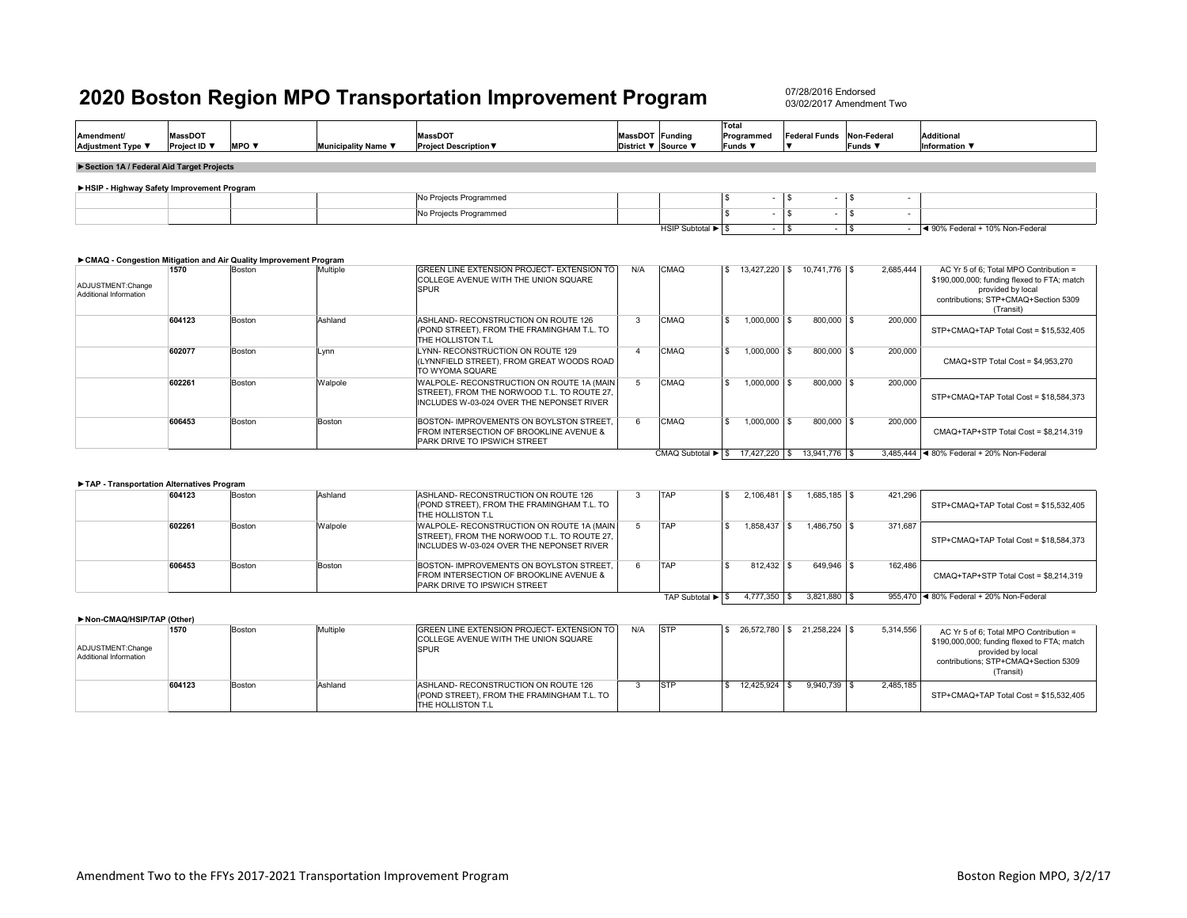# 2020 Boston Region MPO Transportation Improvement Program

07/28/2016 Endorsed
03/02/2017 Amendment Two

| Amendment/ Adjustment Type ▼ | MassDOT Project ID ▼ | MPO ▼ | Municipality Name ▼ | MassDOT Project Description▼ | MassDOT District ▼ | Funding Source ▼ | Total Programmed Funds ▼ | Federal Funds ▼ | Non-Federal Funds ▼ | Additional Information ▼ |
|---|---|---|---|---|---|---|---|---|---|---|
| **►Section 1A / Federal Aid Target Projects** | | | | | | | | | | |
| **►HSIP - Highway Safety Improvement Program** | | | | | | | | | | |
| | | | | No Projects Programmed | | | $ - | $ - | $ - | |
| | | | | No Projects Programmed | | | $ - | $ - | $ - | |
| | | | | | | HSIP Subtotal ► | $ - | $ - | $ - | ◄ 90% Federal + 10% Non-Federal |
| **►CMAQ - Congestion Mitigation and Air Quality Improvement Program** | | | | | | | | | | |
| ADJUSTMENT:Change Additional Information | 1570 | Boston | Multiple | GREEN LINE EXTENSION PROJECT- EXTENSION TO COLLEGE AVENUE WITH THE UNION SQUARE SPUR | N/A | CMAQ | $ 13,427,220 | $ 10,741,776 | $ 2,685,444 | AC Yr 5 of 6; Total MPO Contribution = $190,000,000; funding flexed to FTA; match provided by local contributions; STP+CMAQ+Section 5309 (Transit) |
| | 604123 | Boston | Ashland | ASHLAND- RECONSTRUCTION ON ROUTE 126 (POND STREET), FROM THE FRAMINGHAM T.L. TO THE HOLLISTON T.L | 3 | CMAQ | $ 1,000,000 | $ 800,000 | $ 200,000 | STP+CMAQ+TAP Total Cost = $15,532,405 |
| | 602077 | Boston | Lynn | LYNN- RECONSTRUCTION ON ROUTE 129 (LYNNFIELD STREET), FROM GREAT WOODS ROAD TO WYOMA SQUARE | 4 | CMAQ | $ 1,000,000 | $ 800,000 | $ 200,000 | CMAQ+STP Total Cost = $4,953,270 |
| | 602261 | Boston | Walpole | WALPOLE- RECONSTRUCTION ON ROUTE 1A (MAIN STREET), FROM THE NORWOOD T.L. TO ROUTE 27, INCLUDES W-03-024 OVER THE NEPONSET RIVER | 5 | CMAQ | $ 1,000,000 | $ 800,000 | $ 200,000 | STP+CMAQ+TAP Total Cost = $18,584,373 |
| | 606453 | Boston | Boston | BOSTON- IMPROVEMENTS ON BOYLSTON STREET, FROM INTERSECTION OF BROOKLINE AVENUE & PARK DRIVE TO IPSWICH STREET | 6 | CMAQ | $ 1,000,000 | $ 800,000 | $ 200,000 | CMAQ+TAP+STP Total Cost = $8,214,319 |
| | | | | | | CMAQ Subtotal ► | $ 17,427,220 | $ 13,941,776 | $ 3,485,444 | ◄ 80% Federal + 20% Non-Federal |
| **►TAP - Transportation Alternatives Program** | | | | | | | | | | |
| | 604123 | Boston | Ashland | ASHLAND- RECONSTRUCTION ON ROUTE 126 (POND STREET), FROM THE FRAMINGHAM T.L. TO THE HOLLISTON T.L | 3 | TAP | $ 2,106,481 | $ 1,685,185 | $ 421,296 | STP+CMAQ+TAP Total Cost = $15,532,405 |
| | 602261 | Boston | Walpole | WALPOLE- RECONSTRUCTION ON ROUTE 1A (MAIN STREET), FROM THE NORWOOD T.L. TO ROUTE 27, INCLUDES W-03-024 OVER THE NEPONSET RIVER | 5 | TAP | $ 1,858,437 | $ 1,486,750 | $ 371,687 | STP+CMAQ+TAP Total Cost = $18,584,373 |
| | 606453 | Boston | Boston | BOSTON- IMPROVEMENTS ON BOYLSTON STREET, FROM INTERSECTION OF BROOKLINE AVENUE & PARK DRIVE TO IPSWICH STREET | 6 | TAP | $ 812,432 | $ 649,946 | $ 162,486 | CMAQ+TAP+STP Total Cost = $8,214,319 |
| | | | | | | TAP Subtotal ► | $ 4,777,350 | $ 3,821,880 | $ 955,470 | ◄ 80% Federal + 20% Non-Federal |
| **►Non-CMAQ/HSIP/TAP (Other)** | | | | | | | | | | |
| ADJUSTMENT:Change Additional Information | 1570 | Boston | Multiple | GREEN LINE EXTENSION PROJECT- EXTENSION TO COLLEGE AVENUE WITH THE UNION SQUARE SPUR | N/A | STP | $ 26,572,780 | $ 21,258,224 | $ 5,314,556 | AC Yr 5 of 6; Total MPO Contribution = $190,000,000; funding flexed to FTA; match provided by local contributions; STP+CMAQ+Section 5309 (Transit) |
| | 604123 | Boston | Ashland | ASHLAND- RECONSTRUCTION ON ROUTE 126 (POND STREET), FROM THE FRAMINGHAM T.L. TO THE HOLLISTON T.L | 3 | STP | $ 12,425,924 | $ 9,940,739 | $ 2,485,185 | STP+CMAQ+TAP Total Cost = $15,532,405 |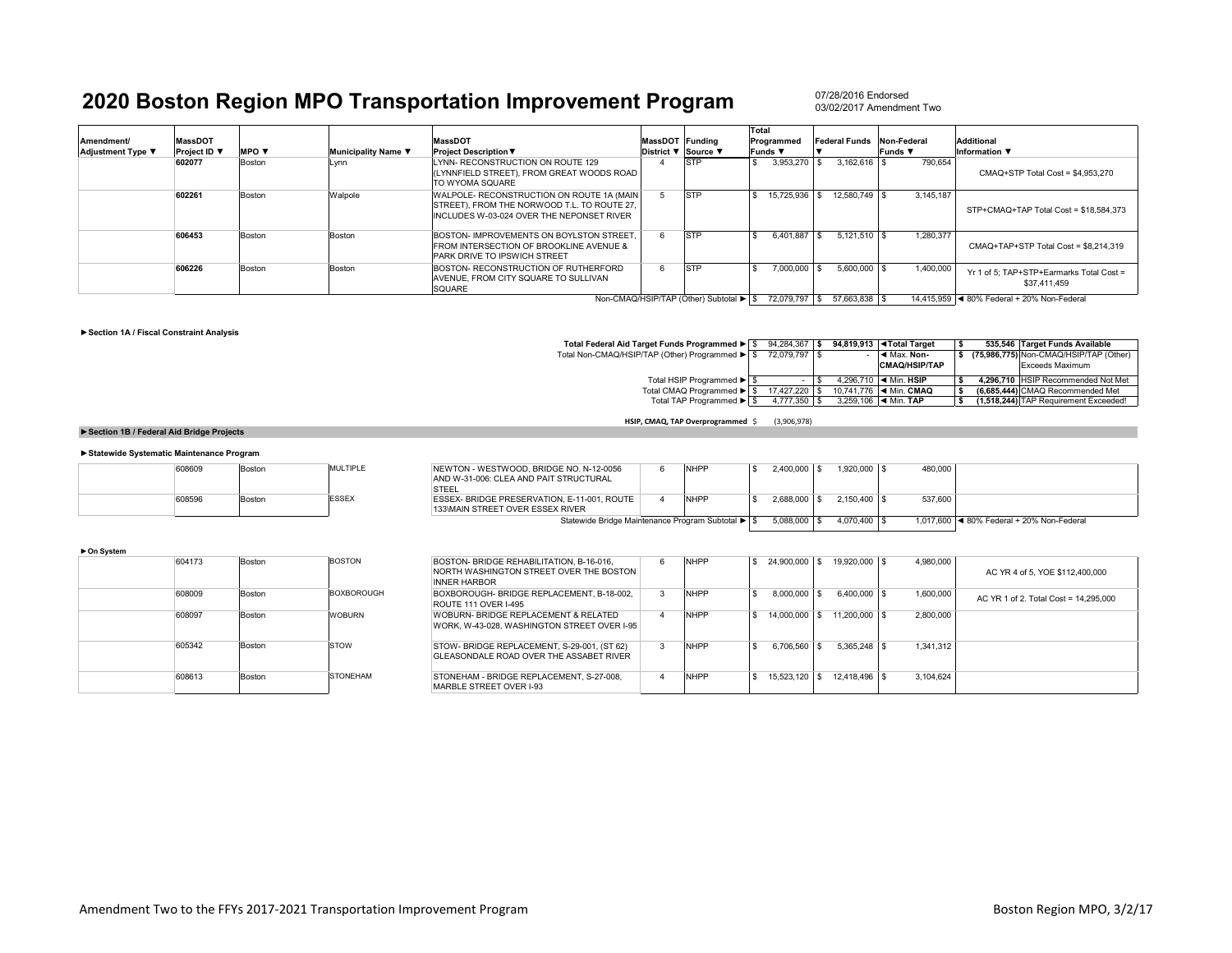# 2020 Boston Region MPO Transportation Improvement Program

07/28/2016 Endorsed
03/02/2017 Amendment Two

| Amendment/ Adjustment Type ▼ | MassDOT Project ID ▼ | MPO ▼ | Municipality Name ▼ | MassDOT Project Description▼ | MassDOT District ▼ | Funding Source ▼ | Total Programmed Funds ▼ | Federal Funds ▼ | Non-Federal Funds ▼ | Additional Information ▼ |
|---|---|---|---|---|---|---|---|---|---|---|
| | **602077** | Boston | Lynn | LYNN- RECONSTRUCTION ON ROUTE 129 (LYNNFIELD STREET), FROM GREAT WOODS ROAD TO WYOMA SQUARE | 4 | STP | $ 3,953,270 | $ 3,162,616 | $ 790,654 | CMAQ+STP Total Cost = $4,953,270 |
| | **602261** | Boston | Walpole | WALPOLE- RECONSTRUCTION ON ROUTE 1A (MAIN STREET), FROM THE NORWOOD T.L. TO ROUTE 27, INCLUDES W-03-024 OVER THE NEPONSET RIVER | 5 | STP | $ 15,725,936 | $ 12,580,749 | $ 3,145,187 | STP+CMAQ+TAP Total Cost = $18,584,373 |
| | **606453** | Boston | Boston | BOSTON- IMPROVEMENTS ON BOYLSTON STREET, FROM INTERSECTION OF BROOKLINE AVENUE & PARK DRIVE TO IPSWICH STREET | 6 | STP | $ 6,401,887 | $ 5,121,510 | $ 1,280,377 | CMAQ+TAP+STP Total Cost = $8,214,319 |
| | **606226** | Boston | Boston | BOSTON- RECONSTRUCTION OF RUTHERFORD AVENUE, FROM CITY SQUARE TO SULLIVAN SQUARE | 6 | STP | $ 7,000,000 | $ 5,600,000 | $ 1,400,000 | Yr 1 of 5; TAP+STP+Earmarks Total Cost = $37,411,459 |
| | | | | | | Non-CMAQ/HSIP/TAP (Other) Subtotal ► | $ 72,079,797 | $ 57,663,838 | $ 14,415,959 | ◄ 80% Federal + 20% Non-Federal |

**►Section 1A / Fiscal Constraint Analysis**

| | Programmed | Target | | Available | |
|---|---|---|---|---|---|
| **Total Federal Aid Target Funds Programmed ►** | $ 94,284,367 | **$ 94,819,913** | **◄Total Target** | **$ 535,546** | **Target Funds Available** |
| Total Non-CMAQ/HSIP/TAP (Other) Programmed ► | $ 72,079,797 | $ - | ◄ Max. **Non-CMAQ/HSIP/TAP** | **$ (75,986,775)** | Non-CMAQ/HSIP/TAP (Other) Exceeds Maximum |
| Total HSIP Programmed ► | $ - | $ 4,296,710 | ◄ Min. **HSIP** | **$ 4,296,710** | HSIP Recommended Not Met |
| Total CMAQ Programmed ► | $ 17,427,220 | $ 10,741,776 | ◄ Min. **CMAQ** | **$ (6,685,444)** | CMAQ Recommended Met |
| Total TAP Programmed ► | $ 4,777,350 | $ 3,259,106 | ◄ Min. **TAP** | **$ (1,518,244)** | TAP Requirement Exceeded! |

**HSIP, CMAQ, TAP Overprogrammed** $ (3,906,978)

**►Section 1B / Federal Aid Bridge Projects**

**►Statewide Systematic Maintenance Program**

| Amendment/ Adjustment Type | MassDOT Project ID | MPO | Municipality Name | MassDOT Project Description | MassDOT District | Funding Source | Total Programmed Funds | Federal Funds | Non-Federal Funds | Additional Information |
|---|---|---|---|---|---|---|---|---|---|---|
| | 608609 | Boston | MULTIPLE | NEWTON - WESTWOOD, BRIDGE NO. N-12-0056 AND W-31-006: CLEA AND PAIT STRUCTURAL STEEL | 6 | NHPP | $ 2,400,000 | $ 1,920,000 | $ 480,000 | |
| | 608596 | Boston | ESSEX | ESSEX- BRIDGE PRESERVATION, E-11-001, ROUTE 133\MAIN STREET OVER ESSEX RIVER | 4 | NHPP | $ 2,688,000 | $ 2,150,400 | $ 537,600 | |
| | | | | | | Statewide Bridge Maintenance Program Subtotal ► | $ 5,088,000 | $ 4,070,400 | $ 1,017,600 | ◄ 80% Federal + 20% Non-Federal |

**►On System**

| Amendment/ Adjustment Type | MassDOT Project ID | MPO | Municipality Name | MassDOT Project Description | MassDOT District | Funding Source | Total Programmed Funds | Federal Funds | Non-Federal Funds | Additional Information |
|---|---|---|---|---|---|---|---|---|---|---|
| | 604173 | Boston | BOSTON | BOSTON- BRIDGE REHABILITATION, B-16-016, NORTH WASHINGTON STREET OVER THE BOSTON INNER HARBOR | 6 | NHPP | $ 24,900,000 | $ 19,920,000 | $ 4,980,000 | AC YR 4 of 5, YOE $112,400,000 |
| | 608009 | Boston | BOXBOROUGH | BOXBOROUGH- BRIDGE REPLACEMENT, B-18-002, ROUTE 111 OVER I-495 | 3 | NHPP | $ 8,000,000 | $ 6,400,000 | $ 1,600,000 | AC YR 1 of 2. Total Cost = 14,295,000 |
| | 608097 | Boston | WOBURN | WOBURN- BRIDGE REPLACEMENT & RELATED WORK, W-43-028, WASHINGTON STREET OVER I-95 | 4 | NHPP | $ 14,000,000 | $ 11,200,000 | $ 2,800,000 | |
| | 605342 | Boston | STOW | STOW- BRIDGE REPLACEMENT, S-29-001, (ST 62) GLEASONDALE ROAD OVER THE ASSABET RIVER | 3 | NHPP | $ 6,706,560 | $ 5,365,248 | $ 1,341,312 | |
| | 608613 | Boston | STONEHAM | STONEHAM - BRIDGE REPLACEMENT, S-27-008, MARBLE STREET OVER I-93 | 4 | NHPP | $ 15,523,120 | $ 12,418,496 | $ 3,104,624 | |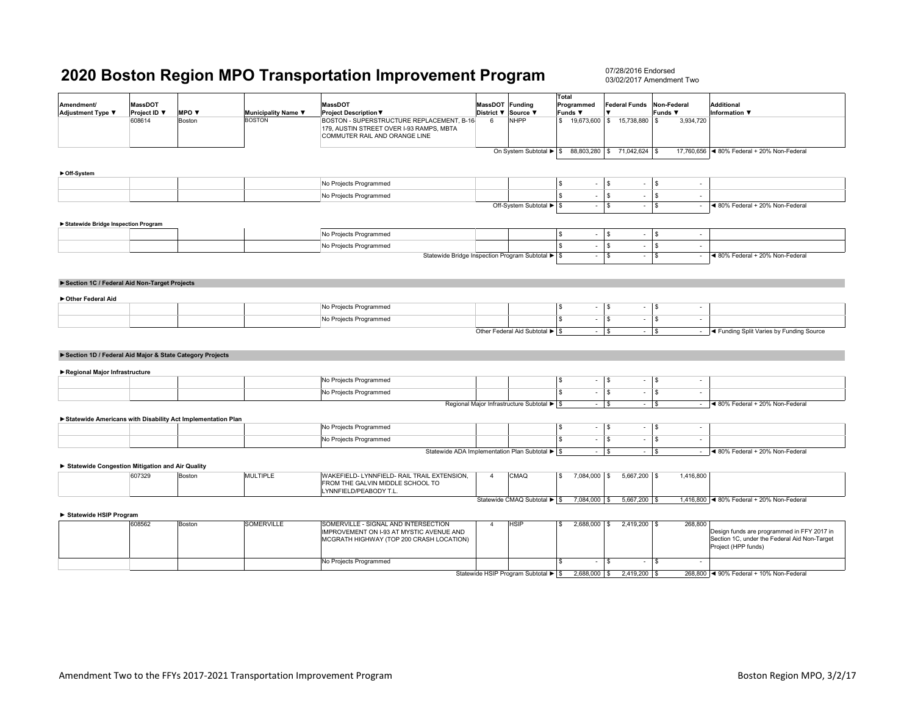# 2020 Boston Region MPO Transportation Improvement Program

07/28/2016 Endorsed
03/02/2017 Amendment Two

| Amendment/ Adjustment Type ▼ | MassDOT Project ID ▼ | MPO ▼ | Municipality Name ▼ | MassDOT Project Description▼ | MassDOT District ▼ | Funding Source ▼ | Total Programmed Funds ▼ | Federal Funds ▼ | Non-Federal Funds ▼ | Additional Information ▼ |
|---|---|---|---|---|---|---|---|---|---|---|
| | 608614 | Boston | BOSTON | BOSTON - SUPERSTRUCTURE REPLACEMENT, B-16-179, AUSTIN STREET OVER I-93 RAMPS, MBTA COMMUTER RAIL AND ORANGE LINE | 6 | NHPP | $ 19,673,600 | $ 15,738,880 | $ 3,934,720 | |
| | | | | | | On System Subtotal ► | $ 88,803,280 | $ 71,042,624 | $ 17,760,656 | ◄ 80% Federal + 20% Non-Federal |
| **►Off-System** | | | | | | | | | | |
| | | | | No Projects Programmed | | | $ - | $ - | $ - | |
| | | | | No Projects Programmed | | | $ - | $ - | $ - | |
| | | | | | | Off-System Subtotal ► | $ - | $ - | $ - | ◄ 80% Federal + 20% Non-Federal |
| **►Statewide Bridge Inspection Program** | | | | | | | | | | |
| | | | | No Projects Programmed | | | $ - | $ - | $ - | |
| | | | | No Projects Programmed | | | $ - | $ - | $ - | |
| | | | | | | Statewide Bridge Inspection Program Subtotal ► | $ - | $ - | $ - | ◄ 80% Federal + 20% Non-Federal |
| **►Section 1C / Federal Aid Non-Target Projects** | | | | | | | | | | |
| **►Other Federal Aid** | | | | | | | | | | |
| | | | | No Projects Programmed | | | $ - | $ - | $ - | |
| | | | | No Projects Programmed | | | $ - | $ - | $ - | |
| | | | | | | Other Federal Aid Subtotal ► | $ - | $ - | $ - | ◄ Funding Split Varies by Funding Source |
| **►Section 1D / Federal Aid Major & State Category Projects** | | | | | | | | | | |
| **►Regional Major Infrastructure** | | | | | | | | | | |
| | | | | No Projects Programmed | | | $ - | $ - | $ - | |
| | | | | No Projects Programmed | | | $ - | $ - | $ - | |
| | | | | | | Regional Major Infrastructure Subtotal ► | $ - | $ - | $ - | ◄ 80% Federal + 20% Non-Federal |
| **►Statewide Americans with Disability Act Implementation Plan** | | | | | | | | | | |
| | | | | No Projects Programmed | | | $ - | $ - | $ - | |
| | | | | No Projects Programmed | | | $ - | $ - | $ - | |
| | | | | | | Statewide ADA Implementation Plan Subtotal ► | $ - | $ - | $ - | ◄ 80% Federal + 20% Non-Federal |
| **► Statewide Congestion Mitigation and Air Quality** | | | | | | | | | | |
| | 607329 | Boston | MULTIPLE | WAKEFIELD- LYNNFIELD- RAIL TRAIL EXTENSION, FROM THE GALVIN MIDDLE SCHOOL TO LYNNFIELD/PEABODY T.L. | 4 | CMAQ | $ 7,084,000 | $ 5,667,200 | $ 1,416,800 | |
| | | | | | | Statewide CMAQ Subtotal ► | $ 7,084,000 | $ 5,667,200 | $ 1,416,800 | ◄ 80% Federal + 20% Non-Federal |
| **► Statewide HSIP Program** | | | | | | | | | | |
| | 608562 | Boston | SOMERVILLE | SOMERVILLE - SIGNAL AND INTERSECTION IMPROVEMENT ON I-93 AT MYSTIC AVENUE AND MCGRATH HIGHWAY (TOP 200 CRASH LOCATION) | 4 | HSIP | $ 2,688,000 | $ 2,419,200 | $ 268,800 | Design funds are programmed in FFY 2017 in Section 1C, under the Federal Aid Non-Target Project (HPP funds) |
| | | | | No Projects Programmed | | | $ - | $ - | $ - | |
| | | | | | | Statewide HSIP Program Subtotal ► | $ 2,688,000 | $ 2,419,200 | $ 268,800 | ◄ 90% Federal + 10% Non-Federal |

Amendment Two to the FFYs 2017-2021 Transportation Improvement Program — Boston Region MPO, 3/2/17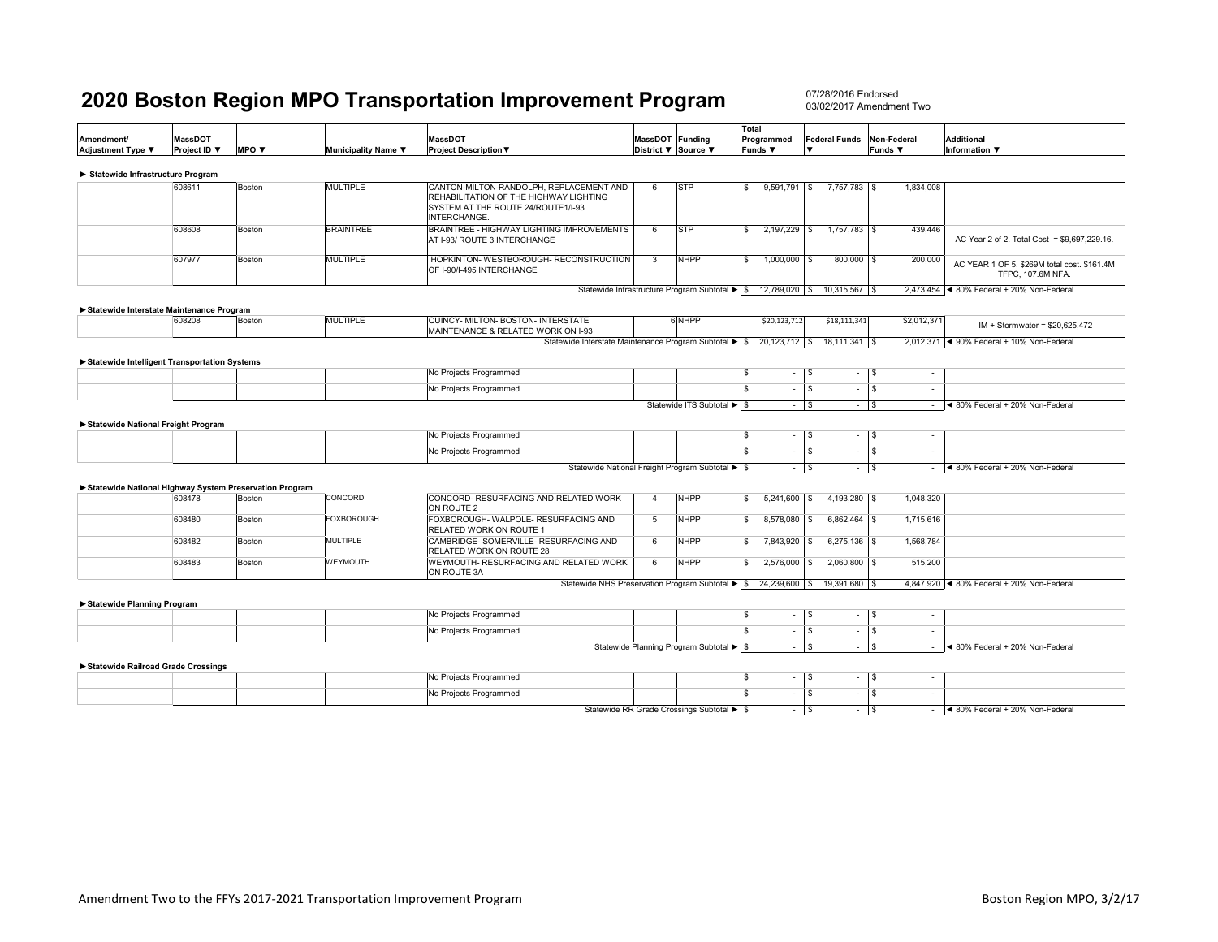# 2020 Boston Region MPO Transportation Improvement Program

07/28/2016 Endorsed
03/02/2017 Amendment Two

| Amendment/ Adjustment Type ▼ | MassDOT Project ID ▼ | MPO ▼ | Municipality Name ▼ | MassDOT Project Description▼ | MassDOT District ▼ | Funding Source ▼ | Total Programmed Funds ▼ | Federal Funds ▼ | Non-Federal Funds ▼ | Additional Information ▼ |
|---|---|---|---|---|---|---|---|---|---|---|
| **► Statewide Infrastructure Program** | | | | | | | | | | |
| | 608611 | Boston | MULTIPLE | CANTON-MILTON-RANDOLPH, REPLACEMENT AND REHABILITATION OF THE HIGHWAY LIGHTING SYSTEM AT THE ROUTE 24/ROUTE1/I-93 INTERCHANGE. | 6 | STP | $ 9,591,791 | $ 7,757,783 | $ 1,834,008 | |
| | 608608 | Boston | BRAINTREE | BRAINTREE - HIGHWAY LIGHTING IMPROVEMENTS AT I-93/ ROUTE 3 INTERCHANGE | 6 | STP | $ 2,197,229 | $ 1,757,783 | $ 439,446 | AC Year 2 of 2. Total Cost = $9,697,229.16. |
| | 607977 | Boston | MULTIPLE | HOPKINTON- WESTBOROUGH- RECONSTRUCTION OF I-90/I-495 INTERCHANGE | 3 | NHPP | $ 1,000,000 | $ 800,000 | $ 200,000 | AC YEAR 1 OF 5. $269M total cost. $161.4M TFPC, 107.6M NFA. |
| | | | | | | Statewide Infrastructure Program Subtotal ► | $ 12,789,020 | $ 10,315,567 | $ 2,473,454 | ◄ 80% Federal + 20% Non-Federal |
| **►Statewide Interstate Maintenance Program** | | | | | | | | | | |
| | 608208 | Boston | MULTIPLE | QUINCY- MILTON- BOSTON- INTERSTATE MAINTENANCE & RELATED WORK ON I-93 | 6 | NHPP | $20,123,712 | $18,111,341 | $2,012,371 | IM + Stormwater = $20,625,472 |
| | | | | | | Statewide Interstate Maintenance Program Subtotal ► | $ 20,123,712 | $ 18,111,341 | $ 2,012,371 | ◄ 90% Federal + 10% Non-Federal |
| **►Statewide Intelligent Transportation Systems** | | | | | | | | | | |
| | | | | No Projects Programmed | | | $ - | $ - | $ - | |
| | | | | No Projects Programmed | | | $ - | $ - | $ - | |
| | | | | | | Statewide ITS Subtotal ► | $ - | $ - | $ - | ◄ 80% Federal + 20% Non-Federal |
| **►Statewide National Freight Program** | | | | | | | | | | |
| | | | | No Projects Programmed | | | $ - | $ - | $ - | |
| | | | | No Projects Programmed | | | $ - | $ - | $ - | |
| | | | | | | Statewide National Freight Program Subtotal ► | $ - | $ - | $ - | ◄ 80% Federal + 20% Non-Federal |
| **►Statewide National Highway System Preservation Program** | | | | | | | | | | |
| | 608478 | Boston | CONCORD | CONCORD- RESURFACING AND RELATED WORK ON ROUTE 2 | 4 | NHPP | $ 5,241,600 | $ 4,193,280 | $ 1,048,320 | |
| | 608480 | Boston | FOXBOROUGH | FOXBOROUGH- WALPOLE- RESURFACING AND RELATED WORK ON ROUTE 1 | 5 | NHPP | $ 8,578,080 | $ 6,862,464 | $ 1,715,616 | |
| | 608482 | Boston | MULTIPLE | CAMBRIDGE- SOMERVILLE- RESURFACING AND RELATED WORK ON ROUTE 28 | 6 | NHPP | $ 7,843,920 | $ 6,275,136 | $ 1,568,784 | |
| | 608483 | Boston | WEYMOUTH | WEYMOUTH- RESURFACING AND RELATED WORK ON ROUTE 3A | 6 | NHPP | $ 2,576,000 | $ 2,060,800 | $ 515,200 | |
| | | | | | | Statewide NHS Preservation Program Subtotal ► | $ 24,239,600 | $ 19,391,680 | $ 4,847,920 | ◄ 80% Federal + 20% Non-Federal |
| **►Statewide Planning Program** | | | | | | | | | | |
| | | | | No Projects Programmed | | | $ - | $ - | $ - | |
| | | | | No Projects Programmed | | | $ - | $ - | $ - | |
| | | | | | | Statewide Planning Program Subtotal ► | $ - | $ - | $ - | ◄ 80% Federal + 20% Non-Federal |
| **►Statewide Railroad Grade Crossings** | | | | | | | | | | |
| | | | | No Projects Programmed | | | $ - | $ - | $ - | |
| | | | | No Projects Programmed | | | $ - | $ - | $ - | |
| | | | | | | Statewide RR Grade Crossings Subtotal ► | $ - | $ - | $ - | ◄ 80% Federal + 20% Non-Federal |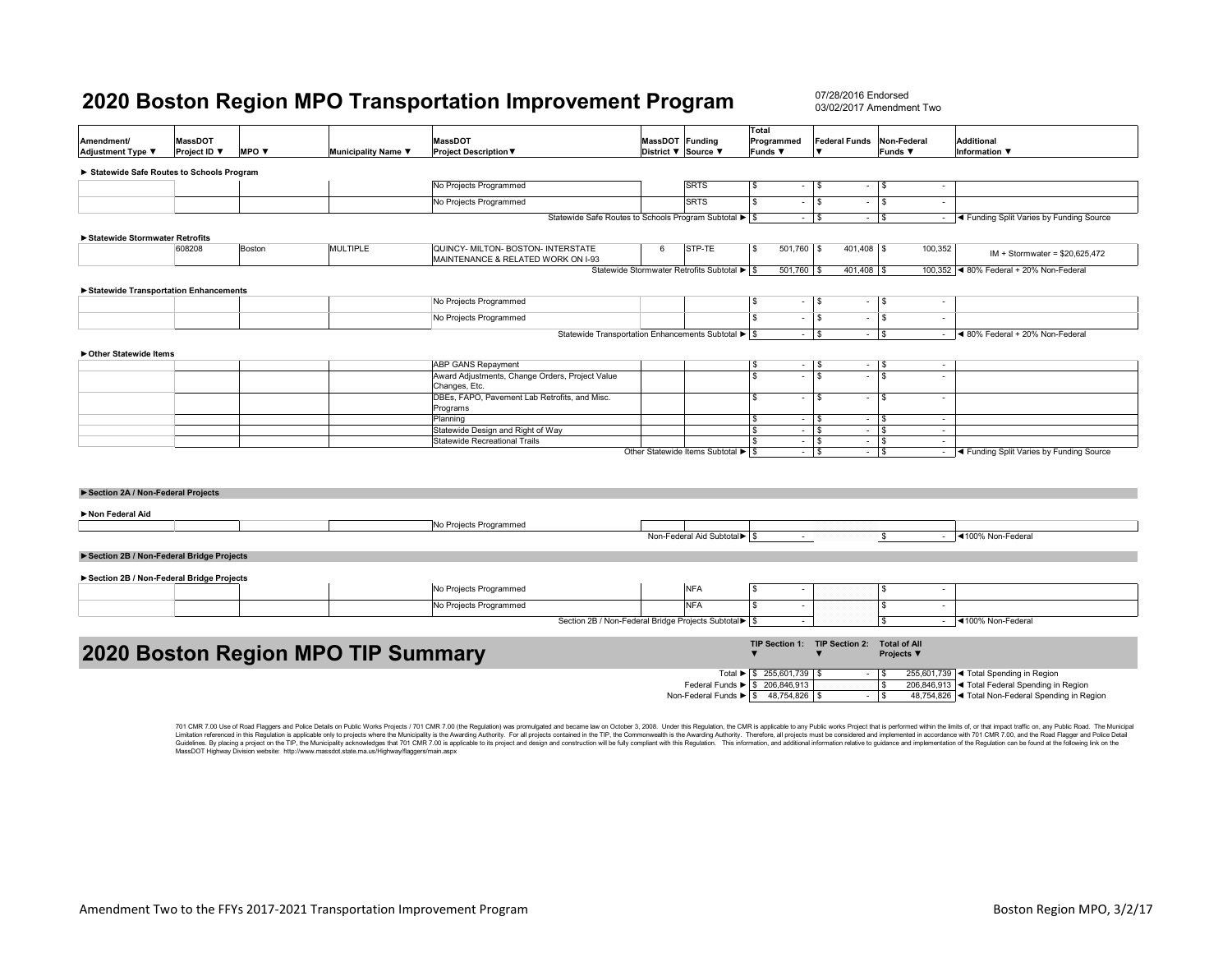# 2020 Boston Region MPO Transportation Improvement Program

07/28/2016 Endorsed
03/02/2017 Amendment Two

| Amendment/ Adjustment Type ▼ | MassDOT Project ID ▼ | MPO ▼ | Municipality Name ▼ | MassDOT Project Description▼ | MassDOT District ▼ | Funding Source ▼ | Total Programmed Funds ▼ | Federal Funds ▼ | Non-Federal Funds ▼ | Additional Information ▼ |
|---|---|---|---|---|---|---|---|---|---|---|
| **► Statewide Safe Routes to Schools Program** | | | | | | | | | | |
| | | | | No Projects Programmed | | SRTS | $ - | $ - | $ - | |
| | | | | No Projects Programmed | | SRTS | $ - | $ - | $ - | |
| | | | | Statewide Safe Routes to Schools Program Subtotal ► | | | $ - | $ - | $ - | ◄ Funding Split Varies by Funding Source |
| **►Statewide Stormwater Retrofits** | | | | | | | | | | |
| | 608208 | Boston | MULTIPLE | QUINCY- MILTON- BOSTON- INTERSTATE MAINTENANCE & RELATED WORK ON I-93 | 6 | STP-TE | $ 501,760 | $ 401,408 | $ 100,352 | IM + Stormwater = $20,625,472 |
| | | | | Statewide Stormwater Retrofits Subtotal ► | | | $ 501,760 | $ 401,408 | $ 100,352 | ◄ 80% Federal + 20% Non-Federal |
| **►Statewide Transportation Enhancements** | | | | | | | | | | |
| | | | | No Projects Programmed | | | $ - | $ - | $ - | |
| | | | | No Projects Programmed | | | $ - | $ - | $ - | |
| | | | | Statewide Transportation Enhancements Subtotal ► | | | $ - | $ - | $ - | ◄ 80% Federal + 20% Non-Federal |
| **►Other Statewide Items** | | | | | | | | | | |
| | | | | ABP GANS Repayment | | | $ - | $ - | $ - | |
| | | | | Award Adjustments, Change Orders, Project Value Changes, Etc. | | | $ - | $ - | $ - | |
| | | | | DBEs, FAPO, Pavement Lab Retrofits, and Misc. Programs | | | $ - | $ - | $ - | |
| | | | | Planning | | | $ - | $ - | $ - | |
| | | | | Statewide Design and Right of Way | | | $ - | $ - | $ - | |
| | | | | Statewide Recreational Trails | | | $ - | $ - | $ - | |
| | | | | Other Statewide Items Subtotal ► | | | $ - | $ - | $ - | ◄ Funding Split Varies by Funding Source |
| **►Section 2A / Non-Federal Projects** | | | | | | | | | | |
| **►Non Federal Aid** | | | | | | | | | | |
| | | | | No Projects Programmed | | | | | | |
| | | | | Non-Federal Aid Subtotal► | | | $ - | | $ - | ◄100% Non-Federal |
| **►Section 2B / Non-Federal Bridge Projects** | | | | | | | | | | |
| **►Section 2B / Non-Federal Bridge Projects** | | | | | | | | | | |
| | | | | No Projects Programmed | | NFA | $ - | | $ - | |
| | | | | No Projects Programmed | | NFA | $ - | | $ - | |
| | | | | Section 2B / Non-Federal Bridge Projects Subtotal► | | | $ - | | $ - | ◄100% Non-Federal |

# 2020 Boston Region MPO TIP Summary

| | TIP Section 1: ▼ | TIP Section 2: ▼ | Total of All Projects ▼ | |
|---|---|---|---|---|
| Total ► | $ 255,601,739 | $ - | $ 255,601,739 | ◄ Total Spending in Region |
| Federal Funds ► | $ 206,846,913 | | $ 206,846,913 | ◄ Total Federal Spending in Region |
| Non-Federal Funds ► | $ 48,754,826 | $ - | $ 48,754,826 | ◄ Total Non-Federal Spending in Region |

701 CMR 7.00 Use of Road Flaggers and Police Details on Public Works Projects / 701 CMR 7.00 (the Regulation) was promulgated and became law on October 3, 2008. Under this Regulation, the CMR is applicable to any Public works Project that is performed within the limits of, or that impact traffic on, any Public Road. The Municipal Limitation referenced in this Regulation is applicable only to projects where the Municipality is the Awarding Authority. For all projects contained in the TIP, the Commonwealth is the Awarding Authority. Therefore, all projects must be considered and implemented in accordance with 701 CMR 7.00, and the Road Flagger and Police Detail Guidelines. By placing a project on the TIP, the Municipality acknowledges that 701 CMR 7.00 is applicable to its project and design and construction will be fully compliant with this Regulation. This information, and additional information relative to guidance and implementation of the Regulation can be found at the following link on the MassDOT Highway Division website: http://www.massdot.state.ma.us/Highway/flaggers/main.aspx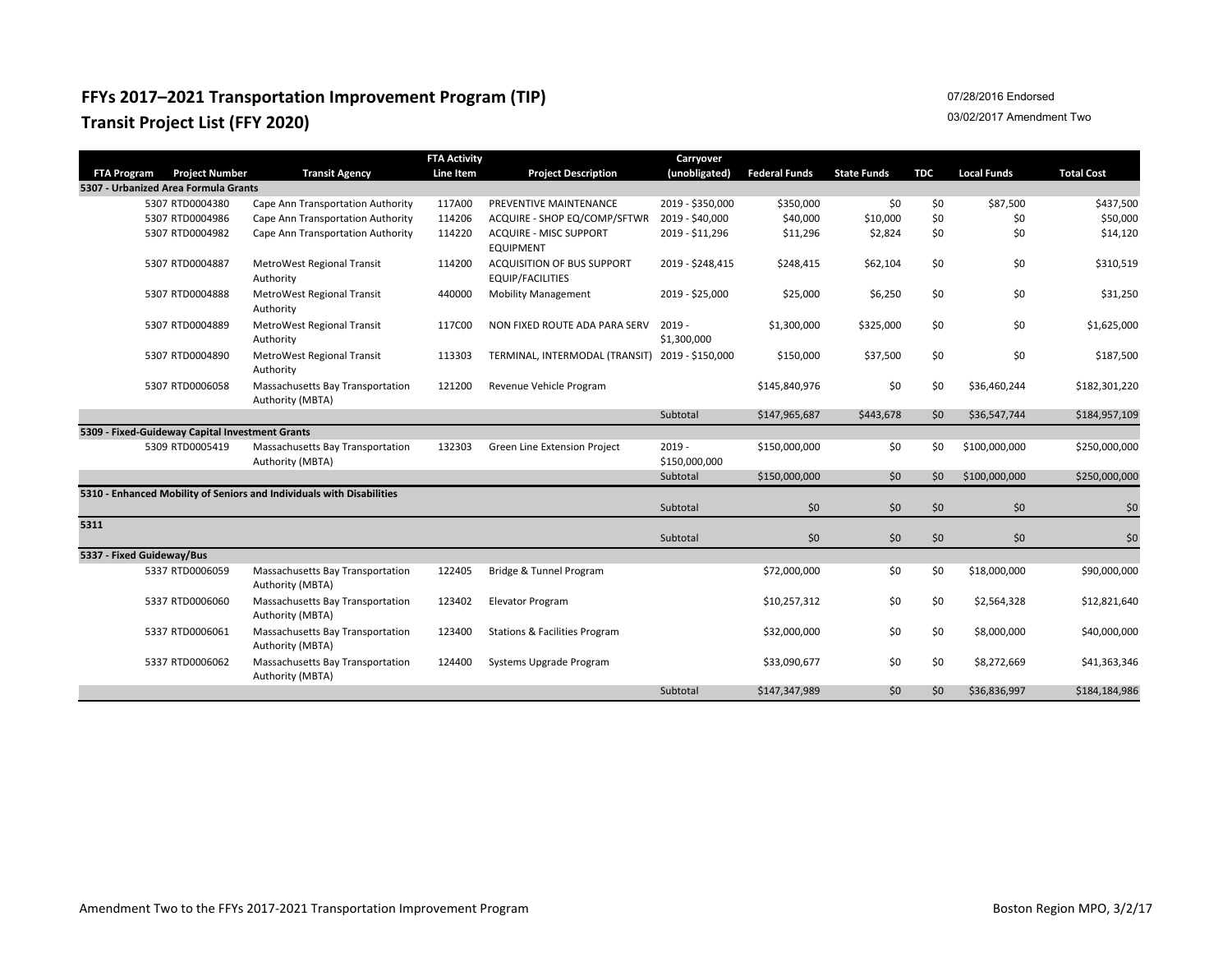# FFYs 2017–2021 Transportation Improvement Program (TIP)

## Transit Project List (FFY 2020)

07/28/2016 Endorsed

03/02/2017 Amendment Two

| FTA Program | Project Number | Transit Agency | FTA Activity Line Item | Project Description | Carryover (unobligated) | Federal Funds | State Funds | TDC | Local Funds | Total Cost |
|---|---|---|---|---|---|---|---|---|---|---|
| **5307 - Urbanized Area Formula Grants** | | | | | | | | | | |
| 5307 | RTD0004380 | Cape Ann Transportation Authority | 117A00 | PREVENTIVE MAINTENANCE | 2019 - $350,000 | $350,000 | $0 | $0 | $87,500 | $437,500 |
| 5307 | RTD0004986 | Cape Ann Transportation Authority | 114206 | ACQUIRE - SHOP EQ/COMP/SFTWR | 2019 - $40,000 | $40,000 | $10,000 | $0 | $0 | $50,000 |
| 5307 | RTD0004982 | Cape Ann Transportation Authority | 114220 | ACQUIRE - MISC SUPPORT EQUIPMENT | 2019 - $11,296 | $11,296 | $2,824 | $0 | $0 | $14,120 |
| 5307 | RTD0004887 | MetroWest Regional Transit Authority | 114200 | ACQUISITION OF BUS SUPPORT EQUIP/FACILITIES | 2019 - $248,415 | $248,415 | $62,104 | $0 | $0 | $310,519 |
| 5307 | RTD0004888 | MetroWest Regional Transit Authority | 440000 | Mobility Management | 2019 - $25,000 | $25,000 | $6,250 | $0 | $0 | $31,250 |
| 5307 | RTD0004889 | MetroWest Regional Transit Authority | 117C00 | NON FIXED ROUTE ADA PARA SERV | 2019 - $1,300,000 | $1,300,000 | $325,000 | $0 | $0 | $1,625,000 |
| 5307 | RTD0004890 | MetroWest Regional Transit Authority | 113303 | TERMINAL, INTERMODAL (TRANSIT) | 2019 - $150,000 | $150,000 | $37,500 | $0 | $0 | $187,500 |
| 5307 | RTD0006058 | Massachusetts Bay Transportation Authority (MBTA) | 121200 | Revenue Vehicle Program | | $145,840,976 | $0 | $0 | $36,460,244 | $182,301,220 |
| | | | | | Subtotal | $147,965,687 | $443,678 | $0 | $36,547,744 | $184,957,109 |
| **5309 - Fixed-Guideway Capital Investment Grants** | | | | | | | | | | |
| 5309 | RTD0005419 | Massachusetts Bay Transportation Authority (MBTA) | 132303 | Green Line Extension Project | 2019 - $150,000,000 | $150,000,000 | $0 | $0 | $100,000,000 | $250,000,000 |
| | | | | | Subtotal | $150,000,000 | $0 | $0 | $100,000,000 | $250,000,000 |
| **5310 - Enhanced Mobility of Seniors and Individuals with Disabilities** | | | | | | | | | | |
| | | | | | Subtotal | $0 | $0 | $0 | $0 | $0 |
| **5311** | | | | | | | | | | |
| | | | | | Subtotal | $0 | $0 | $0 | $0 | $0 |
| **5337 - Fixed Guideway/Bus** | | | | | | | | | | |
| 5337 | RTD0006059 | Massachusetts Bay Transportation Authority (MBTA) | 122405 | Bridge & Tunnel Program | | $72,000,000 | $0 | $0 | $18,000,000 | $90,000,000 |
| 5337 | RTD0006060 | Massachusetts Bay Transportation Authority (MBTA) | 123402 | Elevator Program | | $10,257,312 | $0 | $0 | $2,564,328 | $12,821,640 |
| 5337 | RTD0006061 | Massachusetts Bay Transportation Authority (MBTA) | 123400 | Stations & Facilities Program | | $32,000,000 | $0 | $0 | $8,000,000 | $40,000,000 |
| 5337 | RTD0006062 | Massachusetts Bay Transportation Authority (MBTA) | 124400 | Systems Upgrade Program | | $33,090,677 | $0 | $0 | $8,272,669 | $41,363,346 |
| | | | | | Subtotal | $147,347,989 | $0 | $0 | $36,836,997 | $184,184,986 |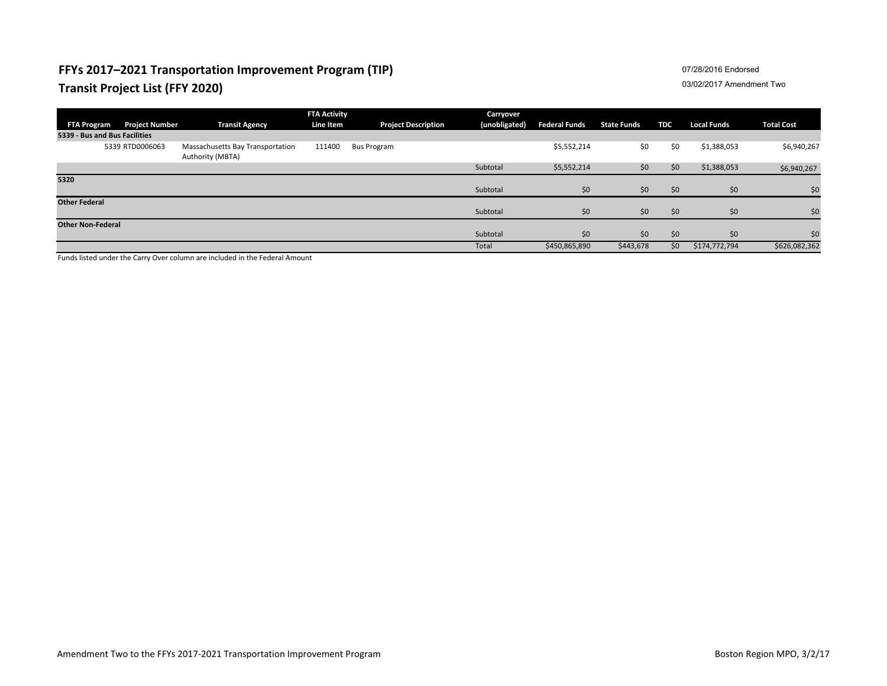# FFYs 2017–2021 Transportation Improvement Program (TIP)
## Transit Project List (FFY 2020)

07/28/2016 Endorsed
03/02/2017 Amendment Two

| FTA Program | Project Number | Transit Agency | FTA Activity Line Item | Project Description | Carryover (unobligated) | Federal Funds | State Funds | TDC | Local Funds | Total Cost |
|---|---|---|---|---|---|---|---|---|---|---|
| **5339 - Bus and Bus Facilities** | | | | | | | | | | |
| 5339 | RTD0006063 | Massachusetts Bay Transportation Authority (MBTA) | 111400 | Bus Program | | $5,552,214 | $0 | $0 | $1,388,053 | $6,940,267 |
| | | | | | Subtotal | $5,552,214 | $0 | $0 | $1,388,053 | $6,940,267 |
| **5320** | | | | | | | | | | |
| | | | | | Subtotal | $0 | $0 | $0 | $0 | $0 |
| **Other Federal** | | | | | | | | | | |
| | | | | | Subtotal | $0 | $0 | $0 | $0 | $0 |
| **Other Non-Federal** | | | | | | | | | | |
| | | | | | Subtotal | $0 | $0 | $0 | $0 | $0 |
| | | | | | Total | $450,865,890 | $443,678 | $0 | $174,772,794 | $626,082,362 |

Funds listed under the Carry Over column are included in the Federal Amount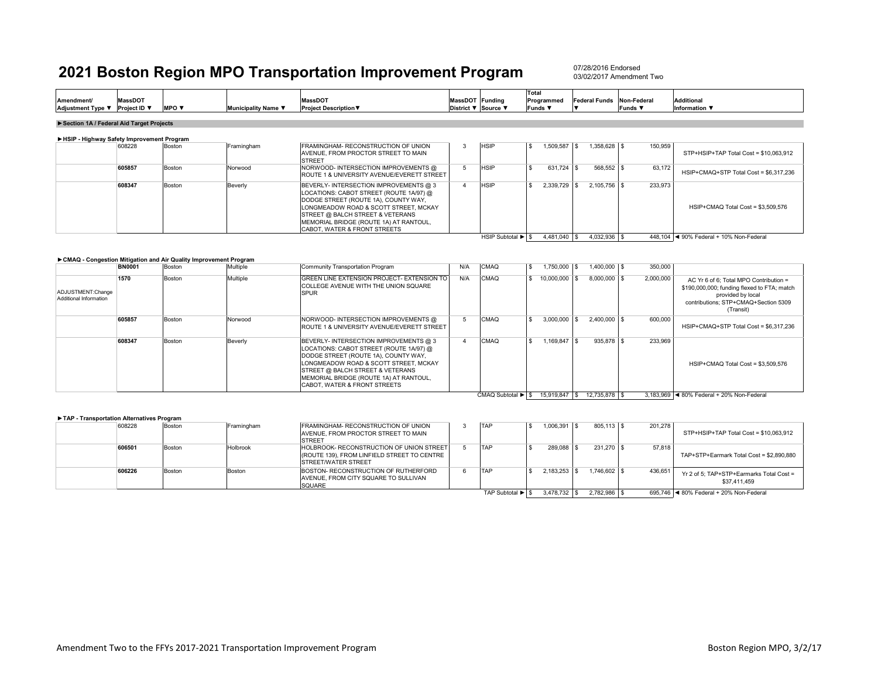# 2021 Boston Region MPO Transportation Improvement Program

07/28/2016 Endorsed
03/02/2017 Amendment Two

| Amendment/ Adjustment Type ▼ | MassDOT Project ID ▼ | MPO ▼ | Municipality Name ▼ | MassDOT Project Description▼ | MassDOT District ▼ | Funding Source ▼ | Total Programmed Funds ▼ | Federal Funds ▼ | Non-Federal Funds ▼ | Additional Information ▼ |
|---|---|---|---|---|---|---|---|---|---|---|
| **►Section 1A / Federal Aid Target Projects** | | | | | | | | | | |
| **►HSIP - Highway Safety Improvement Program** | | | | | | | | | | |
| | 608228 | Boston | Framingham | FRAMINGHAM- RECONSTRUCTION OF UNION AVENUE, FROM PROCTOR STREET TO MAIN STREET | 3 | HSIP | $ 1,509,587 | $ 1,358,628 | $ 150,959 | STP+HSIP+TAP Total Cost = $10,063,912 |
| | 605857 | Boston | Norwood | NORWOOD- INTERSECTION IMPROVEMENTS @ ROUTE 1 & UNIVERSITY AVENUE/EVERETT STREET | 5 | HSIP | $ 631,724 | $ 568,552 | $ 63,172 | HSIP+CMAQ+STP Total Cost = $6,317,236 |
| | 608347 | Boston | Beverly | BEVERLY- INTERSECTION IMPROVEMENTS @ 3 LOCATIONS: CABOT STREET (ROUTE 1A/97) @ DODGE STREET (ROUTE 1A), COUNTY WAY, LONGMEADOW ROAD & SCOTT STREET, MCKAY STREET @ BALCH STREET & VETERANS MEMORIAL BRIDGE (ROUTE 1A) AT RANTOUL, CABOT, WATER & FRONT STREETS | 4 | HSIP | $ 2,339,729 | $ 2,105,756 | $ 233,973 | HSIP+CMAQ Total Cost = $3,509,576 |
| | | | | | | HSIP Subtotal ► | $ 4,481,040 | $ 4,032,936 | $ 448,104 | ◄ 90% Federal + 10% Non-Federal |
| **►CMAQ - Congestion Mitigation and Air Quality Improvement Program** | | | | | | | | | | |
| | BN0001 | Boston | Multiple | Community Transportation Program | N/A | CMAQ | $ 1,750,000 | $ 1,400,000 | $ 350,000 | |
| ADJUSTMENT:Change Additional Information | 1570 | Boston | Multiple | GREEN LINE EXTENSION PROJECT- EXTENSION TO COLLEGE AVENUE WITH THE UNION SQUARE SPUR | N/A | CMAQ | $ 10,000,000 | $ 8,000,000 | $ 2,000,000 | AC Yr 6 of 6; Total MPO Contribution = $190,000,000; funding flexed to FTA; match provided by local contributions; STP+CMAQ+Section 5309 (Transit) |
| | 605857 | Boston | Norwood | NORWOOD- INTERSECTION IMPROVEMENTS @ ROUTE 1 & UNIVERSITY AVENUE/EVERETT STREET | 5 | CMAQ | $ 3,000,000 | $ 2,400,000 | $ 600,000 | HSIP+CMAQ+STP Total Cost = $6,317,236 |
| | 608347 | Boston | Beverly | BEVERLY- INTERSECTION IMPROVEMENTS @ 3 LOCATIONS: CABOT STREET (ROUTE 1A/97) @ DODGE STREET (ROUTE 1A), COUNTY WAY, LONGMEADOW ROAD & SCOTT STREET, MCKAY STREET @ BALCH STREET & VETERANS MEMORIAL BRIDGE (ROUTE 1A) AT RANTOUL, CABOT, WATER & FRONT STREETS | 4 | CMAQ | $ 1,169,847 | $ 935,878 | $ 233,969 | HSIP+CMAQ Total Cost = $3,509,576 |
| | | | | | | CMAQ Subtotal ► | $ 15,919,847 | $ 12,735,878 | $ 3,183,969 | ◄ 80% Federal + 20% Non-Federal |
| **►TAP - Transportation Alternatives Program** | | | | | | | | | | |
| | 608228 | Boston | Framingham | FRAMINGHAM- RECONSTRUCTION OF UNION AVENUE, FROM PROCTOR STREET TO MAIN STREET | 3 | TAP | $ 1,006,391 | $ 805,113 | $ 201,278 | STP+HSIP+TAP Total Cost = $10,063,912 |
| | 606501 | Boston | Holbrook | HOLBROOK- RECONSTRUCTION OF UNION STREET (ROUTE 139), FROM LINFIELD STREET TO CENTRE STREET/WATER STREET | 5 | TAP | $ 289,088 | $ 231,270 | $ 57,818 | TAP+STP+Earmark Total Cost = $2,890,880 |
| | 606226 | Boston | Boston | BOSTON- RECONSTRUCTION OF RUTHERFORD AVENUE, FROM CITY SQUARE TO SULLIVAN SQUARE | 6 | TAP | $ 2,183,253 | $ 1,746,602 | $ 436,651 | Yr 2 of 5; TAP+STP+Earmarks Total Cost = $37,411,459 |
| | | | | | | TAP Subtotal ► | $ 3,478,732 | $ 2,782,986 | $ 695,746 | ◄ 80% Federal + 20% Non-Federal |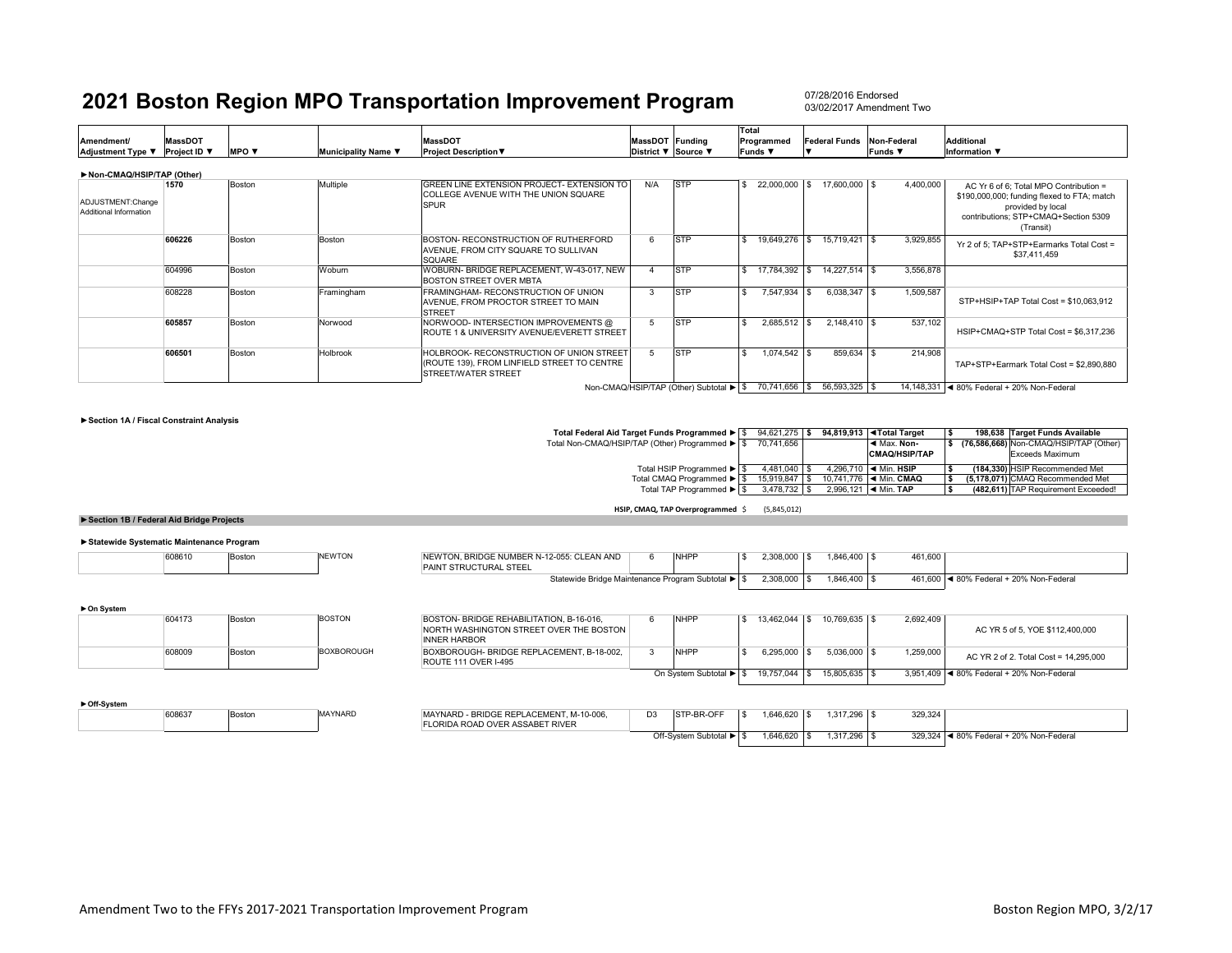# 2021 Boston Region MPO Transportation Improvement Program

07/28/2016 Endorsed
03/02/2017 Amendment Two

| Amendment/ Adjustment Type ▼ | MassDOT Project ID ▼ | MPO ▼ | Municipality Name ▼ | MassDOT Project Description▼ | MassDOT District ▼ | Funding Source ▼ | Total Programmed Funds ▼ | Federal Funds ▼ | Non-Federal Funds ▼ | Additional Information ▼ |
|---|---|---|---|---|---|---|---|---|---|---|
| **►Non-CMAQ/HSIP/TAP (Other)** | | | | | | | | | | |
| ADJUSTMENT:Change Additional Information | **1570** | Boston | Multiple | GREEN LINE EXTENSION PROJECT- EXTENSION TO COLLEGE AVENUE WITH THE UNION SQUARE SPUR | N/A | STP | $ 22,000,000 | $ 17,600,000 | $ 4,400,000 | AC Yr 6 of 6; Total MPO Contribution = $190,000,000; funding flexed to FTA; match provided by local contributions; STP+CMAQ+Section 5309 (Transit) |
| | **606226** | Boston | Boston | BOSTON- RECONSTRUCTION OF RUTHERFORD AVENUE, FROM CITY SQUARE TO SULLIVAN SQUARE | 6 | STP | $ 19,649,276 | $ 15,719,421 | $ 3,929,855 | Yr 2 of 5; TAP+STP+Earmarks Total Cost = $37,411,459 |
| | 604996 | Boston | Woburn | WOBURN- BRIDGE REPLACEMENT, W-43-017, NEW BOSTON STREET OVER MBTA | 4 | STP | $ 17,784,392 | $ 14,227,514 | $ 3,556,878 | |
| | 608228 | Boston | Framingham | FRAMINGHAM- RECONSTRUCTION OF UNION AVENUE, FROM PROCTOR STREET TO MAIN STREET | 3 | STP | $ 7,547,934 | $ 6,038,347 | $ 1,509,587 | STP+HSIP+TAP Total Cost = $10,063,912 |
| | **605857** | Boston | Norwood | NORWOOD- INTERSECTION IMPROVEMENTS @ ROUTE 1 & UNIVERSITY AVENUE/EVERETT STREET | 5 | STP | $ 2,685,512 | $ 2,148,410 | $ 537,102 | HSIP+CMAQ+STP Total Cost = $6,317,236 |
| | **606501** | Boston | Holbrook | HOLBROOK- RECONSTRUCTION OF UNION STREET (ROUTE 139), FROM LINFIELD STREET TO CENTRE STREET/WATER STREET | 5 | STP | $ 1,074,542 | $ 859,634 | $ 214,908 | TAP+STP+Earmark Total Cost = $2,890,880 |
| | | | | | | Non-CMAQ/HSIP/TAP (Other) Subtotal ► | $ 70,741,656 | $ 56,593,325 | $ 14,148,331 | ◄ 80% Federal + 20% Non-Federal |

**►Section 1A / Fiscal Constraint Analysis**

| | Programmed | Target | | Available | |
|---|---|---|---|---|---|
| Total Federal Aid Target Funds Programmed ► | $ 94,621,275 | **$ 94,819,913** | **◄Total Target** | **$ 198,638** | **Target Funds Available** |
| Total Non-CMAQ/HSIP/TAP (Other) Programmed ► | $ 70,741,656 | | ◄ Max. **Non-CMAQ/HSIP/TAP** | **$ (76,586,668)** | Non-CMAQ/HSIP/TAP (Other) Exceeds Maximum |
| Total HSIP Programmed ► | $ 4,481,040 | $ 4,296,710 | ◄ Min. **HSIP** | **$ (184,330)** | **HSIP Recommended Met** |
| Total CMAQ Programmed ► | $ 15,919,847 | $ 10,741,776 | ◄ Min. **CMAQ** | **$ (5,178,071)** | **CMAQ Recommended Met** |
| Total TAP Programmed ► | $ 3,478,732 | $ 2,996,121 | ◄ Min. **TAP** | **$ (482,611)** | **TAP Requirement Exceeded!** |
| **HSIP, CMAQ, TAP Overprogrammed** | $ (5,845,012) | | | | |

**►Section 1B / Federal Aid Bridge Projects**

| Amendment/ Adjustment Type | MassDOT Project ID | MPO | Municipality Name | MassDOT Project Description | MassDOT District | Funding Source | Total Programmed Funds | Federal Funds | Non-Federal Funds | Additional Information |
|---|---|---|---|---|---|---|---|---|---|---|
| **►Statewide Systematic Maintenance Program** | | | | | | | | | | |
| | 608610 | Boston | NEWTON | NEWTON, BRIDGE NUMBER N-12-055: CLEAN AND PAINT STRUCTURAL STEEL | 6 | NHPP | $ 2,308,000 | $ 1,846,400 | $ 461,600 | |
| | | | | | | Statewide Bridge Maintenance Program Subtotal ► | $ 2,308,000 | $ 1,846,400 | $ 461,600 | ◄ 80% Federal + 20% Non-Federal |
| **►On System** | | | | | | | | | | |
| | 604173 | Boston | BOSTON | BOSTON- BRIDGE REHABILITATION, B-16-016, NORTH WASHINGTON STREET OVER THE BOSTON INNER HARBOR | 6 | NHPP | $ 13,462,044 | $ 10,769,635 | $ 2,692,409 | AC YR 5 of 5, YOE $112,400,000 |
| | 608009 | Boston | BOXBOROUGH | BOXBOROUGH- BRIDGE REPLACEMENT, B-18-002, ROUTE 111 OVER I-495 | 3 | NHPP | $ 6,295,000 | $ 5,036,000 | $ 1,259,000 | AC YR 2 of 2. Total Cost = 14,295,000 |
| | | | | | | On System Subtotal ► | $ 19,757,044 | $ 15,805,635 | $ 3,951,409 | ◄ 80% Federal + 20% Non-Federal |
| **►Off-System** | | | | | | | | | | |
| | 608637 | Boston | MAYNARD | MAYNARD - BRIDGE REPLACEMENT, M-10-006, FLORIDA ROAD OVER ASSABET RIVER | D3 | STP-BR-OFF | $ 1,646,620 | $ 1,317,296 | $ 329,324 | |
| | | | | | | Off-System Subtotal ► | $ 1,646,620 | $ 1,317,296 | $ 329,324 | ◄ 80% Federal + 20% Non-Federal |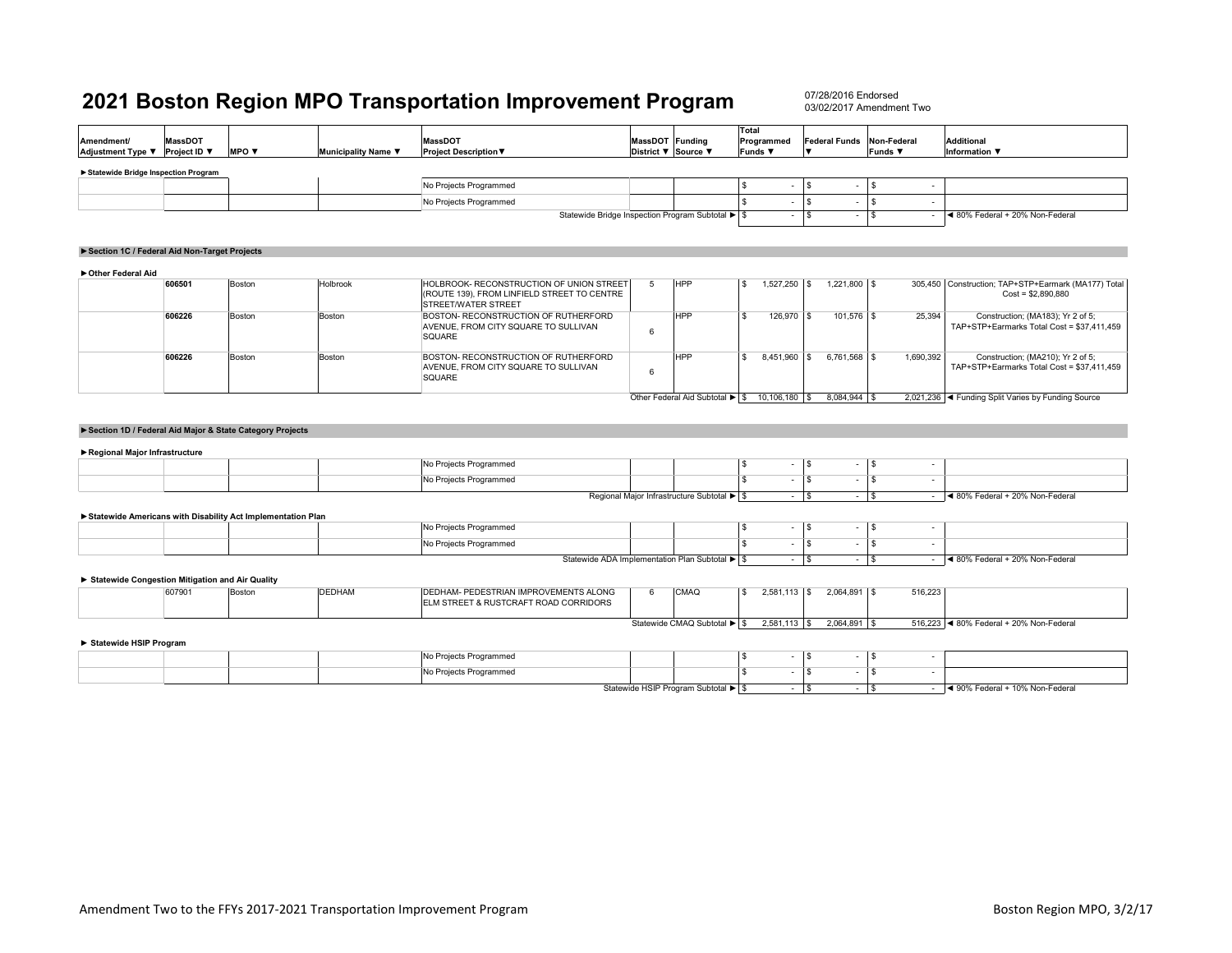# 2021 Boston Region MPO Transportation Improvement Program

07/28/2016 Endorsed
03/02/2017 Amendment Two

| Amendment/ Adjustment Type ▼ | MassDOT Project ID ▼ | MPO ▼ | Municipality Name ▼ | MassDOT Project Description▼ | MassDOT District ▼ | Funding Source ▼ | Total Programmed Funds ▼ | Federal Funds ▼ | Non-Federal Funds ▼ | Additional Information ▼ |
|---|---|---|---|---|---|---|---|---|---|---|
| **►Statewide Bridge Inspection Program** | | | | | | | | | | |
| | | | | No Projects Programmed | | | $ - | $ - | $ - | |
| | | | | No Projects Programmed | | | $ - | $ - | $ - | |
| | | | | Statewide Bridge Inspection Program Subtotal ► | | | $ - | $ - | $ - | ◄ 80% Federal + 20% Non-Federal |
| **►Section 1C / Federal Aid Non-Target Projects** | | | | | | | | | | |
| **►Other Federal Aid** | | | | | | | | | | |
| | **606501** | Boston | Holbrook | HOLBROOK- RECONSTRUCTION OF UNION STREET (ROUTE 139), FROM LINFIELD STREET TO CENTRE STREET/WATER STREET | 5 | HPP | $ 1,527,250 | $ 1,221,800 | $ 305,450 | Construction; TAP+STP+Earmark (MA177) Total Cost = $2,890,880 |
| | **606226** | Boston | Boston | BOSTON- RECONSTRUCTION OF RUTHERFORD AVENUE, FROM CITY SQUARE TO SULLIVAN SQUARE | 6 | HPP | $ 126,970 | $ 101,576 | $ 25,394 | Construction; (MA183); Yr 2 of 5; TAP+STP+Earmarks Total Cost = $37,411,459 |
| | **606226** | Boston | Boston | BOSTON- RECONSTRUCTION OF RUTHERFORD AVENUE, FROM CITY SQUARE TO SULLIVAN SQUARE | 6 | HPP | $ 8,451,960 | $ 6,761,568 | $ 1,690,392 | Construction; (MA210); Yr 2 of 5; TAP+STP+Earmarks Total Cost = $37,411,459 |
| | | | | Other Federal Aid Subtotal ► | | | $ 10,106,180 | $ 8,084,944 | $ 2,021,236 | ◄ Funding Split Varies by Funding Source |
| **►Section 1D / Federal Aid Major & State Category Projects** | | | | | | | | | | |
| **►Regional Major Infrastructure** | | | | | | | | | | |
| | | | | No Projects Programmed | | | $ - | $ - | $ - | |
| | | | | No Projects Programmed | | | $ - | $ - | $ - | |
| | | | | Regional Major Infrastructure Subtotal ► | | | $ - | $ - | $ - | ◄ 80% Federal + 20% Non-Federal |
| **►Statewide Americans with Disability Act Implementation Plan** | | | | | | | | | | |
| | | | | No Projects Programmed | | | $ - | $ - | $ - | |
| | | | | No Projects Programmed | | | $ - | $ - | $ - | |
| | | | | Statewide ADA Implementation Plan Subtotal ► | | | $ - | $ - | $ - | ◄ 80% Federal + 20% Non-Federal |
| **► Statewide Congestion Mitigation and Air Quality** | | | | | | | | | | |
| | 607901 | Boston | DEDHAM | DEDHAM- PEDESTRIAN IMPROVEMENTS ALONG ELM STREET & RUSTCRAFT ROAD CORRIDORS | 6 | CMAQ | $ 2,581,113 | $ 2,064,891 | $ 516,223 | |
| | | | | Statewide CMAQ Subtotal ► | | | $ 2,581,113 | $ 2,064,891 | $ 516,223 | ◄ 80% Federal + 20% Non-Federal |
| **► Statewide HSIP Program** | | | | | | | | | | |
| | | | | No Projects Programmed | | | $ - | $ - | $ - | |
| | | | | No Projects Programmed | | | $ - | $ - | $ - | |
| | | | | Statewide HSIP Program Subtotal ► | | | $ - | $ - | $ - | ◄ 90% Federal + 10% Non-Federal |

Amendment Two to the FFYs 2017-2021 Transportation Improvement Program

Boston Region MPO, 3/2/17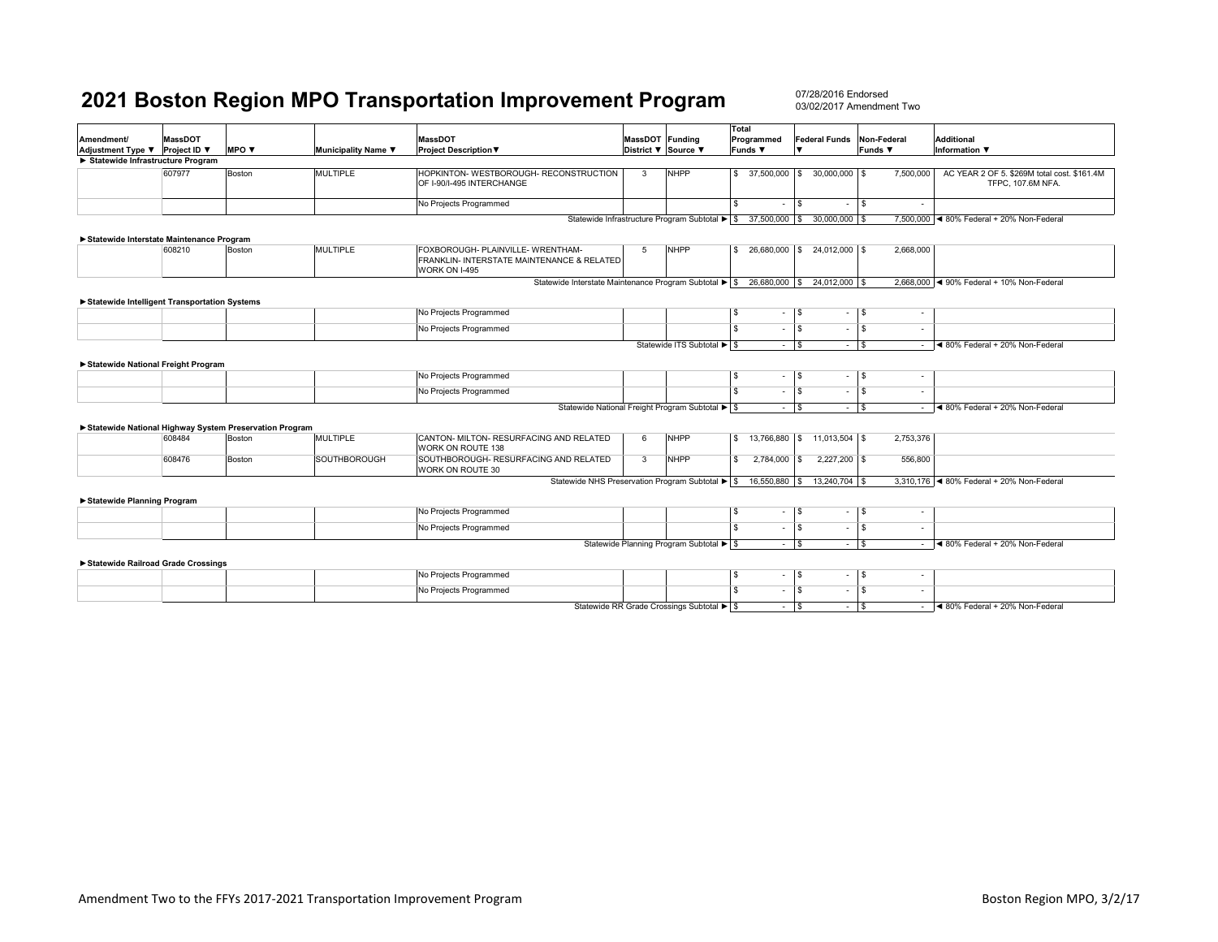# 2021 Boston Region MPO Transportation Improvement Program

07/28/2016 Endorsed
03/02/2017 Amendment Two

| Amendment/ Adjustment Type ▼ | MassDOT Project ID ▼ | MPO ▼ | Municipality Name ▼ | MassDOT Project Description▼ | MassDOT District ▼ | Funding Source ▼ | Total Programmed Funds ▼ | Federal Funds ▼ | Non-Federal Funds ▼ | Additional Information ▼ |
|---|---|---|---|---|---|---|---|---|---|---|
| **► Statewide Infrastructure Program** | | | | | | | | | | |
| | 607977 | Boston | MULTIPLE | HOPKINTON- WESTBOROUGH- RECONSTRUCTION OF I-90/I-495 INTERCHANGE | 3 | NHPP | $ 37,500,000 | $ 30,000,000 | $ 7,500,000 | AC YEAR 2 OF 5. $269M total cost. $161.4M TFPC, 107.6M NFA. |
| | | | | No Projects Programmed | | | $ - | $ - | $ - | |
| | | | | | | Statewide Infrastructure Program Subtotal ► | $ 37,500,000 | $ 30,000,000 | $ 7,500,000 | ◄ 80% Federal + 20% Non-Federal |
| **►Statewide Interstate Maintenance Program** | | | | | | | | | | |
| | 608210 | Boston | MULTIPLE | FOXBOROUGH- PLAINVILLE- WRENTHAM- FRANKLIN- INTERSTATE MAINTENANCE & RELATED WORK ON I-495 | 5 | NHPP | $ 26,680,000 | $ 24,012,000 | $ 2,668,000 | |
| | | | | | | Statewide Interstate Maintenance Program Subtotal ► | $ 26,680,000 | $ 24,012,000 | $ 2,668,000 | ◄ 90% Federal + 10% Non-Federal |
| **►Statewide Intelligent Transportation Systems** | | | | | | | | | | |
| | | | | No Projects Programmed | | | $ - | $ - | $ - | |
| | | | | No Projects Programmed | | | $ - | $ - | $ - | |
| | | | | | | Statewide ITS Subtotal ► | $ - | $ - | $ - | ◄ 80% Federal + 20% Non-Federal |
| **►Statewide National Freight Program** | | | | | | | | | | |
| | | | | No Projects Programmed | | | $ - | $ - | $ - | |
| | | | | No Projects Programmed | | | $ - | $ - | $ - | |
| | | | | | | Statewide National Freight Program Subtotal ► | $ - | $ - | $ - | ◄ 80% Federal + 20% Non-Federal |
| **►Statewide National Highway System Preservation Program** | | | | | | | | | | |
| | 608484 | Boston | MULTIPLE | CANTON- MILTON- RESURFACING AND RELATED WORK ON ROUTE 138 | 6 | NHPP | $ 13,766,880 | $ 11,013,504 | $ 2,753,376 | |
| | 608476 | Boston | SOUTHBOROUGH | SOUTHBOROUGH- RESURFACING AND RELATED WORK ON ROUTE 30 | 3 | NHPP | $ 2,784,000 | $ 2,227,200 | $ 556,800 | |
| | | | | | | Statewide NHS Preservation Program Subtotal ► | $ 16,550,880 | $ 13,240,704 | $ 3,310,176 | ◄ 80% Federal + 20% Non-Federal |
| **►Statewide Planning Program** | | | | | | | | | | |
| | | | | No Projects Programmed | | | $ - | $ - | $ - | |
| | | | | No Projects Programmed | | | $ - | $ - | $ - | |
| | | | | | | Statewide Planning Program Subtotal ► | $ - | $ - | $ - | ◄ 80% Federal + 20% Non-Federal |
| **►Statewide Railroad Grade Crossings** | | | | | | | | | | |
| | | | | No Projects Programmed | | | $ - | $ - | $ - | |
| | | | | No Projects Programmed | | | $ - | $ - | $ - | |
| | | | | | | Statewide RR Grade Crossings Subtotal ► | $ - | $ - | $ - | ◄ 80% Federal + 20% Non-Federal |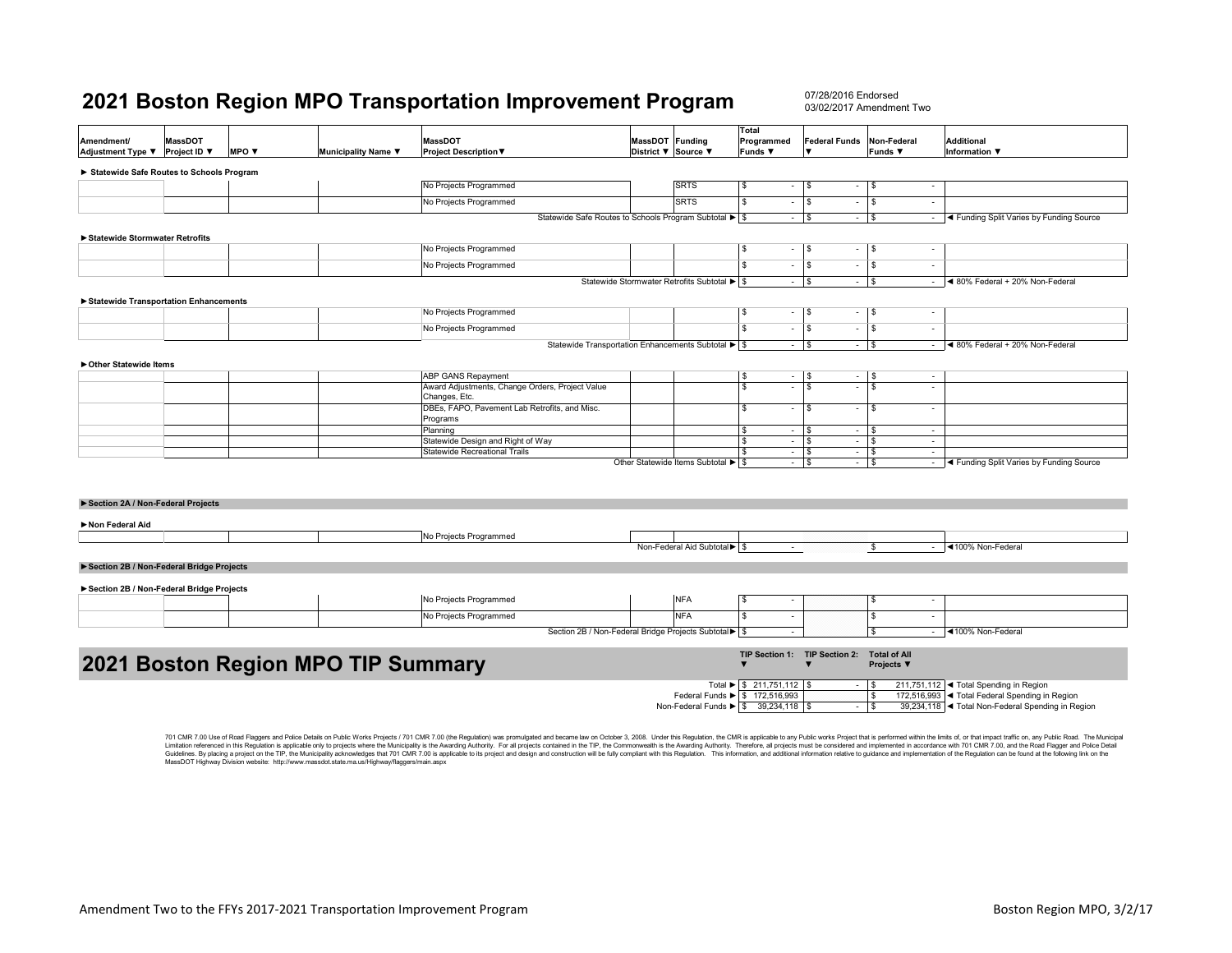# 2021 Boston Region MPO Transportation Improvement Program

07/28/2016 Endorsed
03/02/2017 Amendment Two

| Amendment/ Adjustment Type ▼ | MassDOT Project ID ▼ | MPO ▼ | Municipality Name ▼ | MassDOT Project Description▼ | MassDOT District ▼ | Funding Source ▼ | Total Programmed Funds ▼ | Federal Funds ▼ | Non-Federal Funds ▼ | Additional Information ▼ |
|---|---|---|---|---|---|---|---|---|---|---|
| **► Statewide Safe Routes to Schools Program** | | | | | | | | | | |
| | | | | No Projects Programmed | | SRTS | $ - | $ - | $ - | |
| | | | | No Projects Programmed | | SRTS | $ - | $ - | $ - | |
| | | | | Statewide Safe Routes to Schools Program Subtotal ► | | | $ - | $ - | $ - | ◄ Funding Split Varies by Funding Source |
| **►Statewide Stormwater Retrofits** | | | | | | | | | | |
| | | | | No Projects Programmed | | | $ - | $ - | $ - | |
| | | | | No Projects Programmed | | | $ - | $ - | $ - | |
| | | | | Statewide Stormwater Retrofits Subtotal ► | | | $ - | $ - | $ - | ◄ 80% Federal + 20% Non-Federal |
| **►Statewide Transportation Enhancements** | | | | | | | | | | |
| | | | | No Projects Programmed | | | $ - | $ - | $ - | |
| | | | | No Projects Programmed | | | $ - | $ - | $ - | |
| | | | | Statewide Transportation Enhancements Subtotal ► | | | $ - | $ - | $ - | ◄ 80% Federal + 20% Non-Federal |
| **►Other Statewide Items** | | | | | | | | | | |
| | | | | ABP GANS Repayment | | | $ - | $ - | $ - | |
| | | | | Award Adjustments, Change Orders, Project Value Changes, Etc. | | | $ - | $ - | $ - | |
| | | | | DBEs, FAPO, Pavement Lab Retrofits, and Misc. Programs | | | $ - | $ - | $ - | |
| | | | | Planning | | | $ - | $ - | $ - | |
| | | | | Statewide Design and Right of Way | | | $ - | $ - | $ - | |
| | | | | Statewide Recreational Trails | | | $ - | $ - | $ - | |
| | | | | Other Statewide Items Subtotal ► | | | $ - | $ - | $ - | ◄ Funding Split Varies by Funding Source |
| **►Section 2A / Non-Federal Projects** | | | | | | | | | | |
| **►Non Federal Aid** | | | | | | | | | | |
| | | | | No Projects Programmed | | | | | | |
| | | | | Non-Federal Aid Subtotal► | | | $ - | | $ - | ◄100% Non-Federal |
| **►Section 2B / Non-Federal Bridge Projects** | | | | | | | | | | |
| **►Section 2B / Non-Federal Bridge Projects** | | | | | | | | | | |
| | | | | No Projects Programmed | | NFA | $ - | | $ - | |
| | | | | No Projects Programmed | | NFA | $ - | | $ - | |
| | | | | Section 2B / Non-Federal Bridge Projects Subtotal► | | | $ - | | $ - | ◄100% Non-Federal |

# 2021 Boston Region MPO TIP Summary

| | TIP Section 1: ▼ | TIP Section 2: ▼ | Total of All Projects ▼ | |
|---|---|---|---|---|
| Total ► | $ 211,751,112 | $ - | $ 211,751,112 | ◄ Total Spending in Region |
| Federal Funds ► | $ 172,516,993 | | $ 172,516,993 | ◄ Total Federal Spending in Region |
| Non-Federal Funds ► | $ 39,234,118 | $ - | $ 39,234,118 | ◄ Total Non-Federal Spending in Region |

701 CMR 7.00 Use of Road Flaggers and Police Details on Public Works Projects / 701 CMR 7.00 (the Regulation) was promulgated and became law on October 3, 2008. Under this Regulation, the CMR is applicable to any Public works Project that is performed within the limits of, or that impact traffic on, any Public Road. The Municipal Limitation referenced in this Regulation is applicable only to projects where the Municipality is the Awarding Authority. For all projects contained in the TIP, the Commonwealth is the Awarding Authority. Therefore, all projects must be considered and implemented in accordance with 701 CMR 7.00, and the Road Flagger and Police Detail Guidelines. By placing a project on the TIP, the Municipality acknowledges that 701 CMR 7.00 is applicable to its project and design and construction will be fully compliant with this Regulation. This information, and additional information relative to guidance and implementation of the Regulation can be found at the following link on the MassDOT Highway Division website: http://www.massdot.state.ma.us/Highway/flaggers/main.aspx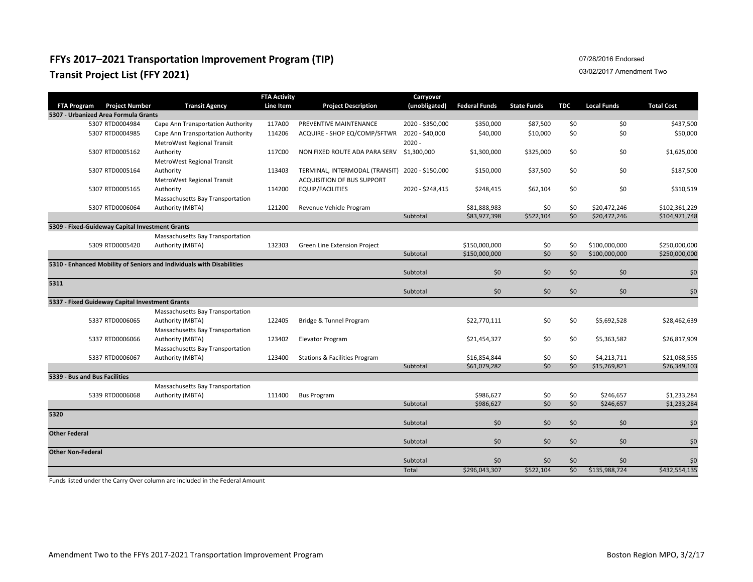# FFYs 2017–2021 Transportation Improvement Program (TIP)

## Transit Project List (FFY 2021)

07/28/2016 Endorsed

03/02/2017 Amendment Two

| FTA Program | Project Number | Transit Agency | FTA Activity Line Item | Project Description | Carryover (unobligated) | Federal Funds | State Funds | TDC | Local Funds | Total Cost |
|---|---|---|---|---|---|---|---|---|---|---|
| **5307 - Urbanized Area Formula Grants** | | | | | | | | | | |
| 5307 | RTD0004984 | Cape Ann Transportation Authority | 117A00 | PREVENTIVE MAINTENANCE | 2020 - $350,000 | $350,000 | $87,500 | $0 | $0 | $437,500 |
| 5307 | RTD0004985 | Cape Ann Transportation Authority | 114206 | ACQUIRE - SHOP EQ/COMP/SFTWR | 2020 - $40,000 | $40,000 | $10,000 | $0 | $0 | $50,000 |
| 5307 | RTD0005162 | MetroWest Regional Transit Authority | 117C00 | NON FIXED ROUTE ADA PARA SERV | 2020 - $1,300,000 | $1,300,000 | $325,000 | $0 | $0 | $1,625,000 |
| 5307 | RTD0005164 | MetroWest Regional Transit Authority | 113403 | TERMINAL, INTERMODAL (TRANSIT) | 2020 - $150,000 | $150,000 | $37,500 | $0 | $0 | $187,500 |
| 5307 | RTD0005165 | MetroWest Regional Transit Authority | 114200 | ACQUISITION OF BUS SUPPORT EQUIP/FACILITIES | 2020 - $248,415 | $248,415 | $62,104 | $0 | $0 | $310,519 |
| 5307 | RTD0006064 | Massachusetts Bay Transportation Authority (MBTA) | 121200 | Revenue Vehicle Program | | $81,888,983 | $0 | $0 | $20,472,246 | $102,361,229 |
| | | | | | Subtotal | $83,977,398 | $522,104 | $0 | $20,472,246 | $104,971,748 |
| **5309 - Fixed-Guideway Capital Investment Grants** | | | | | | | | | | |
| 5309 | RTD0005420 | Massachusetts Bay Transportation Authority (MBTA) | 132303 | Green Line Extension Project | | $150,000,000 | $0 | $0 | $100,000,000 | $250,000,000 |
| | | | | | Subtotal | $150,000,000 | $0 | $0 | $100,000,000 | $250,000,000 |
| **5310 - Enhanced Mobility of Seniors and Individuals with Disabilities** | | | | | | | | | | |
| | | | | | Subtotal | $0 | $0 | $0 | $0 | $0 |
| **5311** | | | | | | | | | | |
| | | | | | Subtotal | $0 | $0 | $0 | $0 | $0 |
| **5337 - Fixed Guideway Capital Investment Grants** | | | | | | | | | | |
| 5337 | RTD0006065 | Massachusetts Bay Transportation Authority (MBTA) | 122405 | Bridge & Tunnel Program | | $22,770,111 | $0 | $0 | $5,692,528 | $28,462,639 |
| 5337 | RTD0006066 | Massachusetts Bay Transportation Authority (MBTA) | 123402 | Elevator Program | | $21,454,327 | $0 | $0 | $5,363,582 | $26,817,909 |
| 5337 | RTD0006067 | Massachusetts Bay Transportation Authority (MBTA) | 123400 | Stations & Facilities Program | | $16,854,844 | $0 | $0 | $4,213,711 | $21,068,555 |
| | | | | | Subtotal | $61,079,282 | $0 | $0 | $15,269,821 | $76,349,103 |
| **5339 - Bus and Bus Facilities** | | | | | | | | | | |
| 5339 | RTD0006068 | Massachusetts Bay Transportation Authority (MBTA) | 111400 | Bus Program | | $986,627 | $0 | $0 | $246,657 | $1,233,284 |
| | | | | | Subtotal | $986,627 | $0 | $0 | $246,657 | $1,233,284 |
| **5320** | | | | | | | | | | |
| | | | | | Subtotal | $0 | $0 | $0 | $0 | $0 |
| **Other Federal** | | | | | | | | | | |
| | | | | | Subtotal | $0 | $0 | $0 | $0 | $0 |
| **Other Non-Federal** | | | | | | | | | | |
| | | | | | Subtotal | $0 | $0 | $0 | $0 | $0 |
| | | | | | Total | $296,043,307 | $522,104 | $0 | $135,988,724 | $432,554,135 |

Funds listed under the Carry Over column are included in the Federal Amount